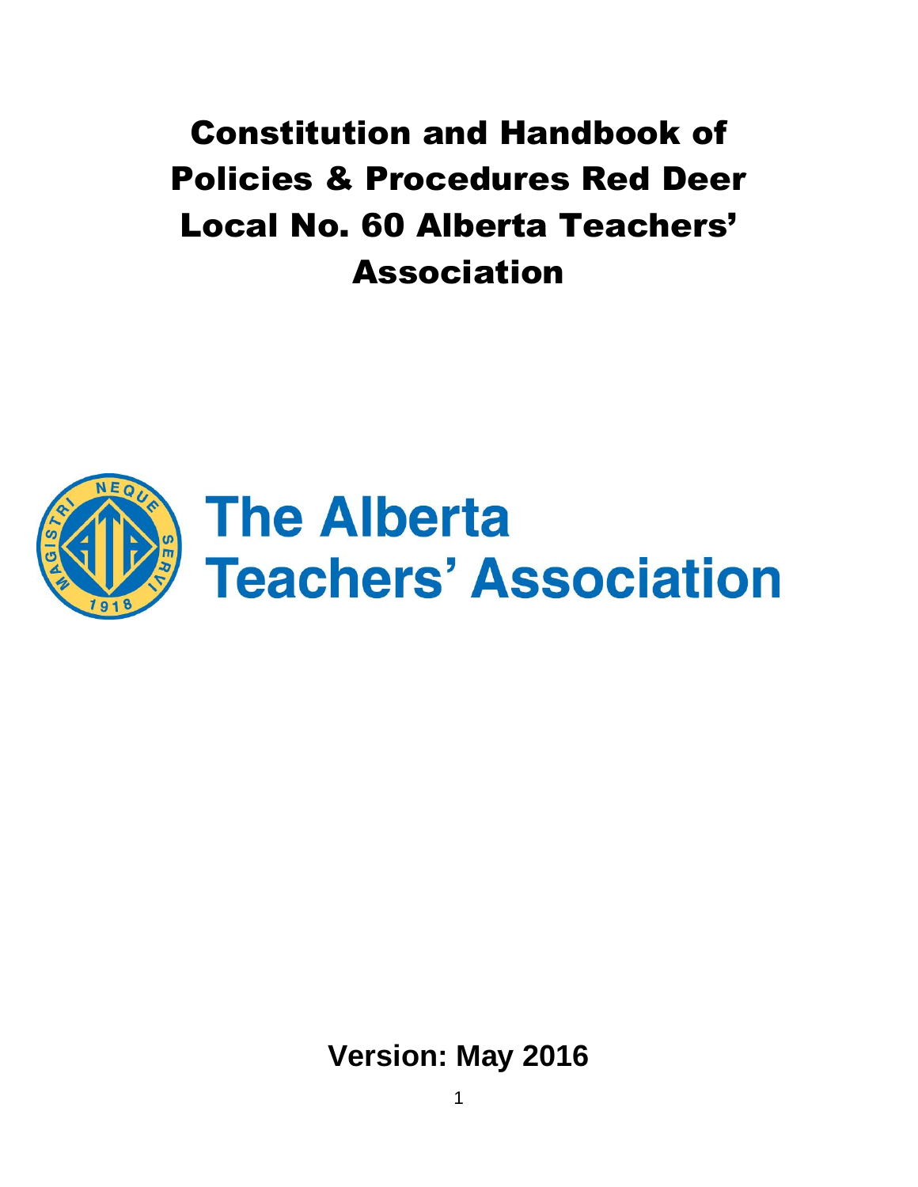# Constitution and Handbook of Policies & Procedures Red Deer Local No. 60 Alberta Teachers' Association

The Alberta Teachers' Association

**Version: May 2016**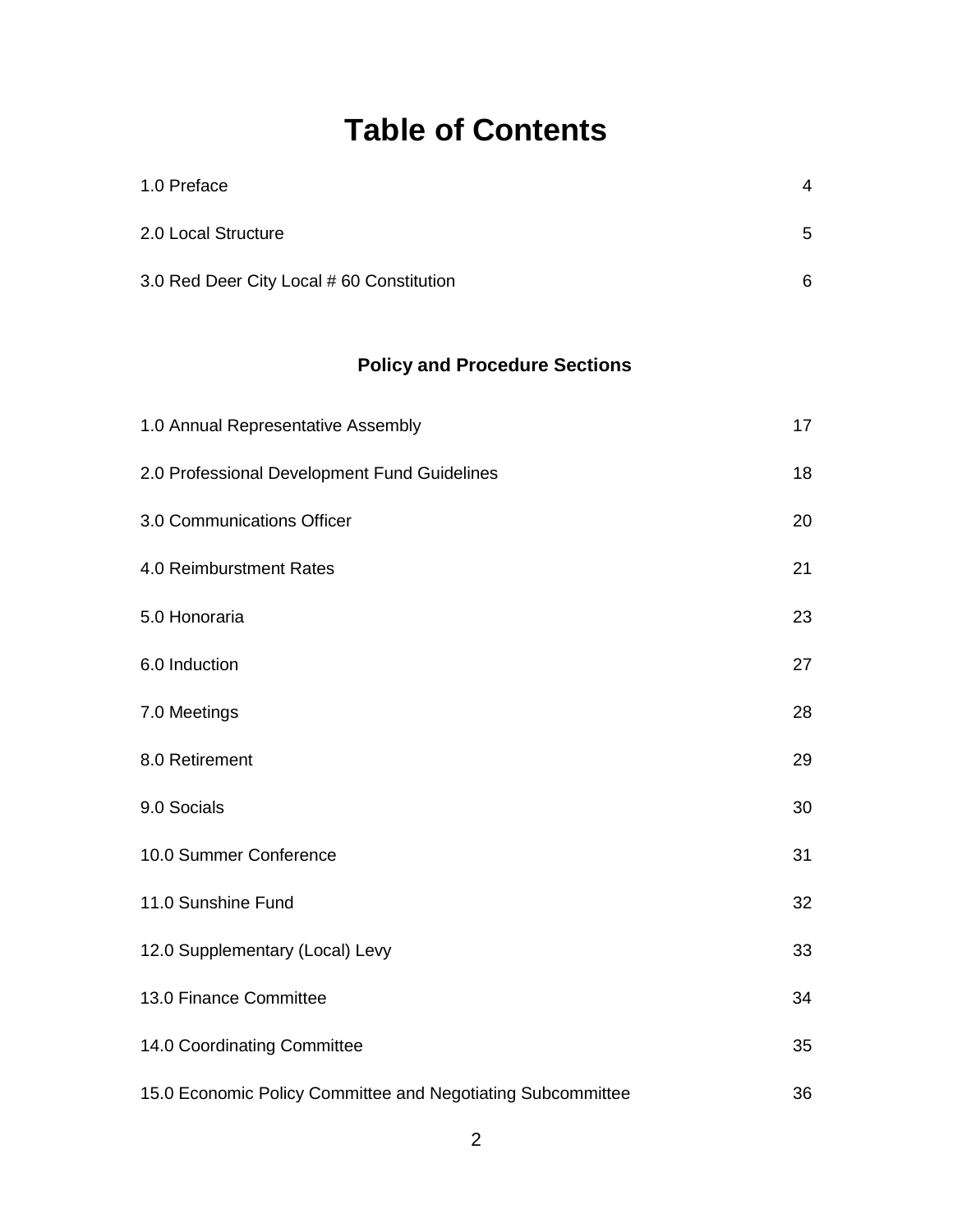# Table of Contents

| | |
|---|---|
| 1.0 Preface | 4 |
| 2.0 Local Structure | 5 |
| 3.0 Red Deer City Local # 60 Constitution | 6 |

## Policy and Procedure Sections

| | |
|---|---|
| 1.0 Annual Representative Assembly | 17 |
| 2.0 Professional Development Fund Guidelines | 18 |
| 3.0 Communications Officer | 20 |
| 4.0 Reimburstment Rates | 21 |
| 5.0 Honoraria | 23 |
| 6.0 Induction | 27 |
| 7.0 Meetings | 28 |
| 8.0 Retirement | 29 |
| 9.0 Socials | 30 |
| 10.0 Summer Conference | 31 |
| 11.0 Sunshine Fund | 32 |
| 12.0 Supplementary (Local) Levy | 33 |
| 13.0 Finance Committee | 34 |
| 14.0 Coordinating Committee | 35 |
| 15.0 Economic Policy Committee and Negotiating Subcommittee | 36 |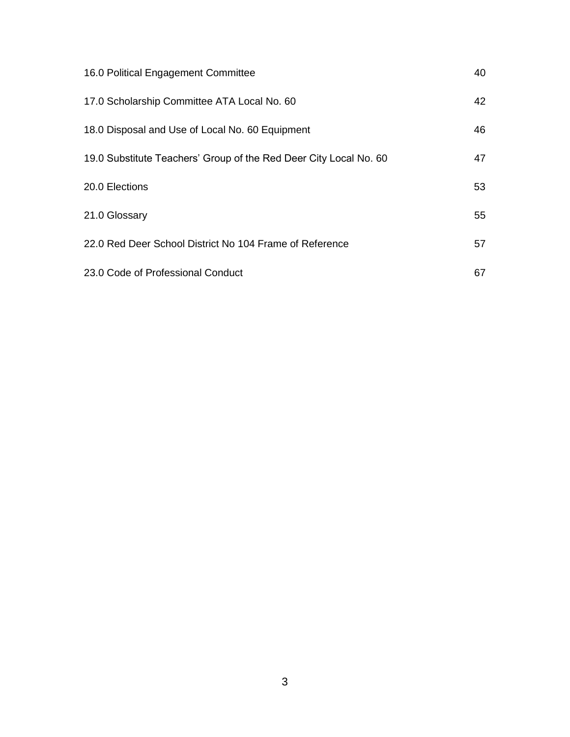| | |
|---|---|
| 16.0 Political Engagement Committee | 40 |
| 17.0 Scholarship Committee ATA Local No. 60 | 42 |
| 18.0 Disposal and Use of Local No. 60 Equipment | 46 |
| 19.0 Substitute Teachers' Group of the Red Deer City Local No. 60 | 47 |
| 20.0 Elections | 53 |
| 21.0 Glossary | 55 |
| 22.0 Red Deer School District No 104 Frame of Reference | 57 |
| 23.0 Code of Professional Conduct | 67 |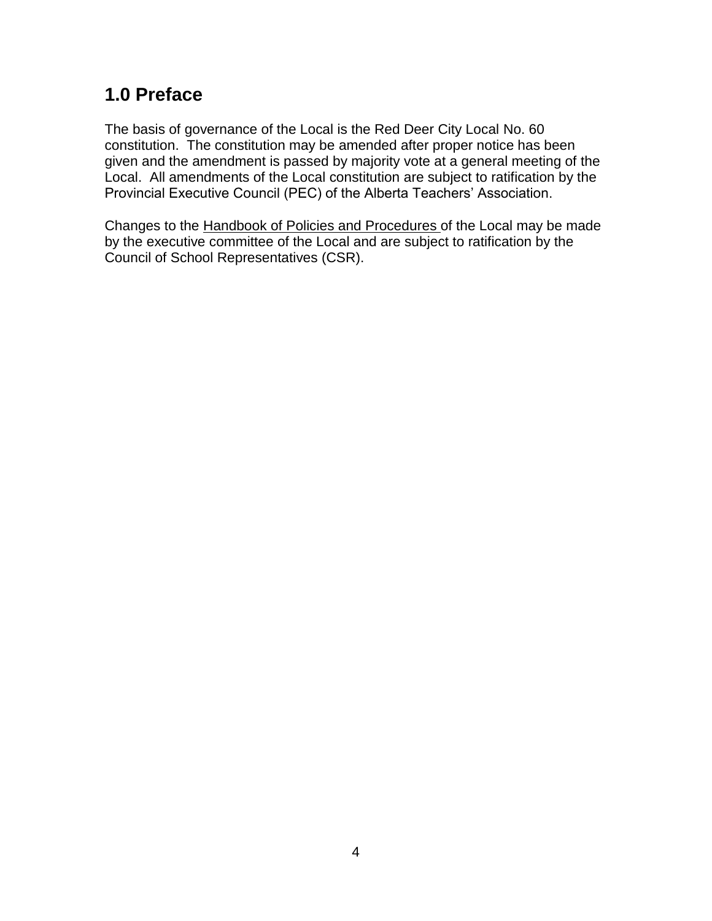## 1.0 Preface

The basis of governance of the Local is the Red Deer City Local No. 60 constitution. The constitution may be amended after proper notice has been given and the amendment is passed by majority vote at a general meeting of the Local. All amendments of the Local constitution are subject to ratification by the Provincial Executive Council (PEC) of the Alberta Teachers' Association.

Changes to the Handbook of Policies and Procedures of the Local may be made by the executive committee of the Local and are subject to ratification by the Council of School Representatives (CSR).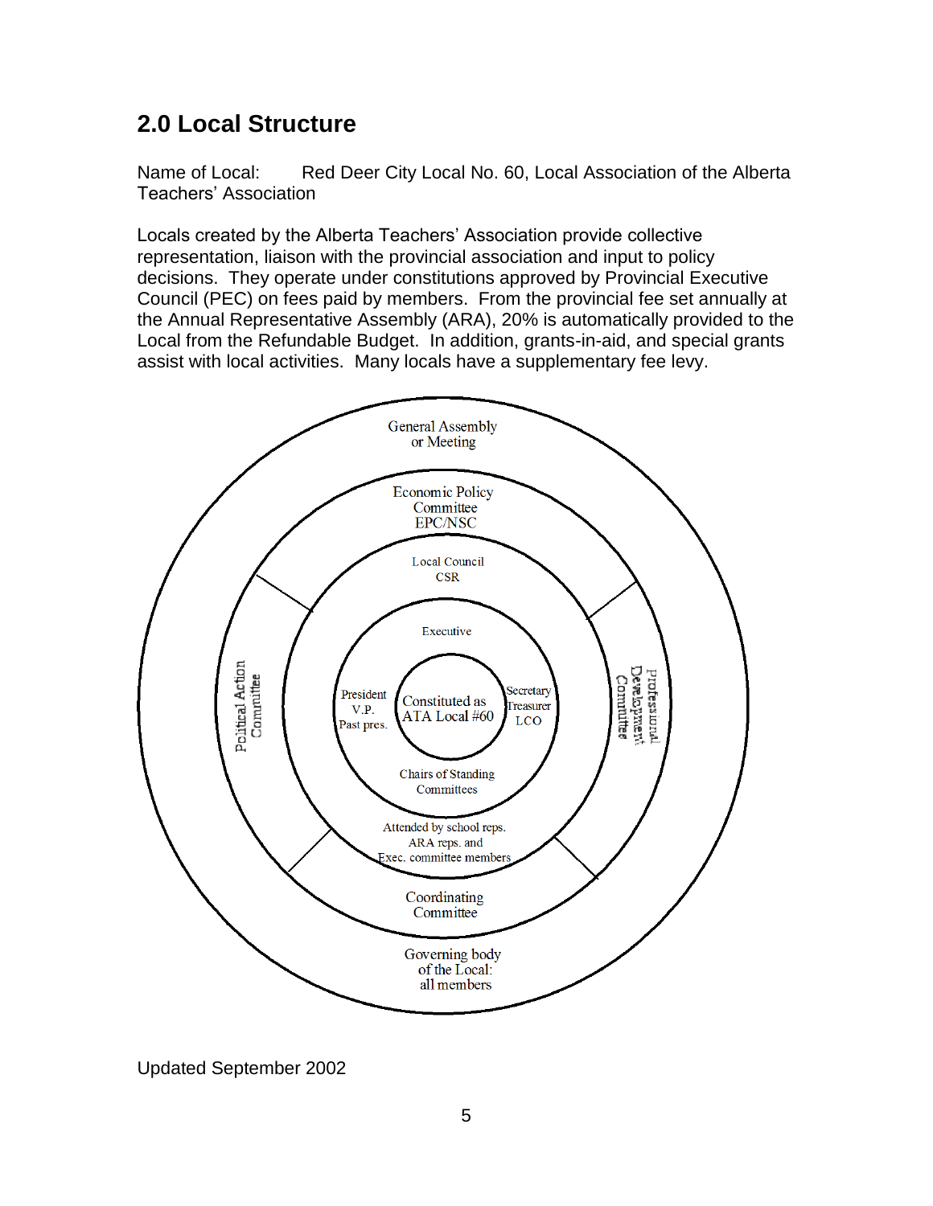## 2.0 Local Structure

Name of Local: Red Deer City Local No. 60, Local Association of the Alberta Teachers' Association

Locals created by the Alberta Teachers' Association provide collective representation, liaison with the provincial association and input to policy decisions. They operate under constitutions approved by Provincial Executive Council (PEC) on fees paid by members. From the provincial fee set annually at the Annual Representative Assembly (ARA), 20% is automatically provided to the Local from the Refundable Budget. In addition, grants-in-aid, and special grants assist with local activities. Many locals have a supplementary fee levy.

General Assembly or Meeting

Economic Policy Committee EPC/NSC

Local Council CSR

Executive

President
V.P.
Past pres.

Constituted as ATA Local #60

Secretary
Treasurer
LCO

Chairs of Standing Committees

Attended by school reps. ARA reps. and Exec. committee members

Political Action Committee

Professional Development Committee

Coordinating Committee

Governing body of the Local: all members

Updated September 2002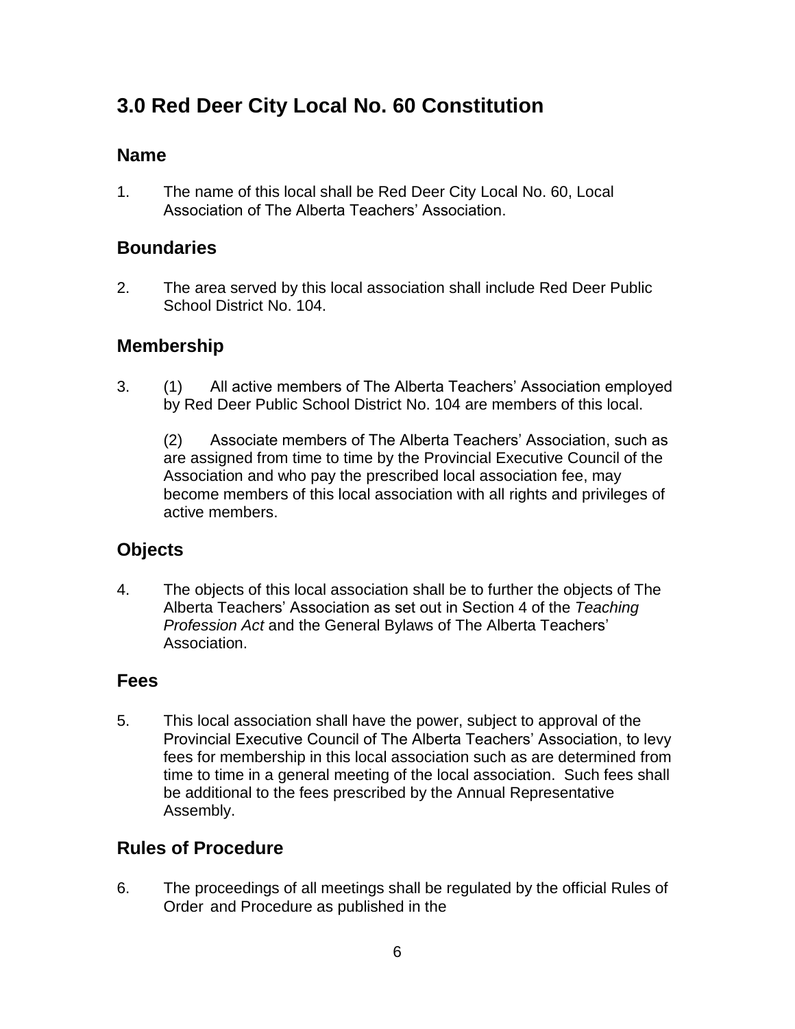# 3.0 Red Deer City Local No. 60 Constitution

## Name

1. The name of this local shall be Red Deer City Local No. 60, Local Association of The Alberta Teachers' Association.

## Boundaries

2. The area served by this local association shall include Red Deer Public School District No. 104.

## Membership

3. (1) All active members of The Alberta Teachers' Association employed by Red Deer Public School District No. 104 are members of this local.

   (2) Associate members of The Alberta Teachers' Association, such as are assigned from time to time by the Provincial Executive Council of the Association and who pay the prescribed local association fee, may become members of this local association with all rights and privileges of active members.

## Objects

4. The objects of this local association shall be to further the objects of The Alberta Teachers' Association as set out in Section 4 of the *Teaching Profession Act* and the General Bylaws of The Alberta Teachers' Association.

## Fees

5. This local association shall have the power, subject to approval of the Provincial Executive Council of The Alberta Teachers' Association, to levy fees for membership in this local association such as are determined from time to time in a general meeting of the local association. Such fees shall be additional to the fees prescribed by the Annual Representative Assembly.

## Rules of Procedure

6. The proceedings of all meetings shall be regulated by the official Rules of Order and Procedure as published in the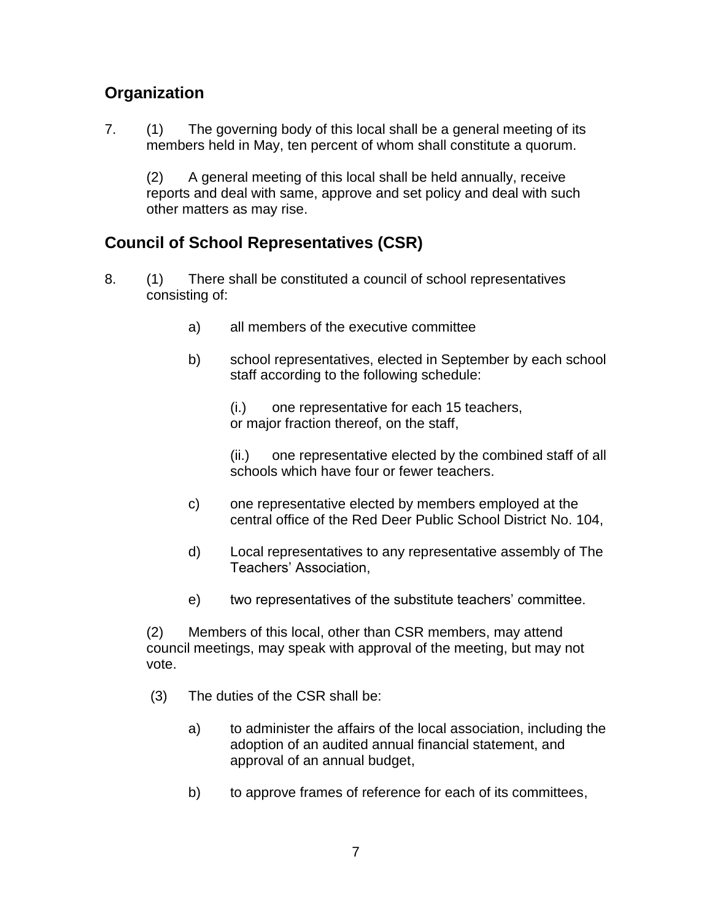## Organization

7. (1) The governing body of this local shall be a general meeting of its members held in May, ten percent of whom shall constitute a quorum.

   (2) A general meeting of this local shall be held annually, receive reports and deal with same, approve and set policy and deal with such other matters as may rise.

## Council of School Representatives (CSR)

8. (1) There shall be constituted a council of school representatives consisting of:

   a) all members of the executive committee

   b) school representatives, elected in September by each school staff according to the following schedule:

      (i.) one representative for each 15 teachers, or major fraction thereof, on the staff,

      (ii.) one representative elected by the combined staff of all schools which have four or fewer teachers.

   c) one representative elected by members employed at the central office of the Red Deer Public School District No. 104,

   d) Local representatives to any representative assembly of The Teachers' Association,

   e) two representatives of the substitute teachers' committee.

   (2) Members of this local, other than CSR members, may attend council meetings, may speak with approval of the meeting, but may not vote.

   (3) The duties of the CSR shall be:

   a) to administer the affairs of the local association, including the adoption of an audited annual financial statement, and approval of an annual budget,

   b) to approve frames of reference for each of its committees,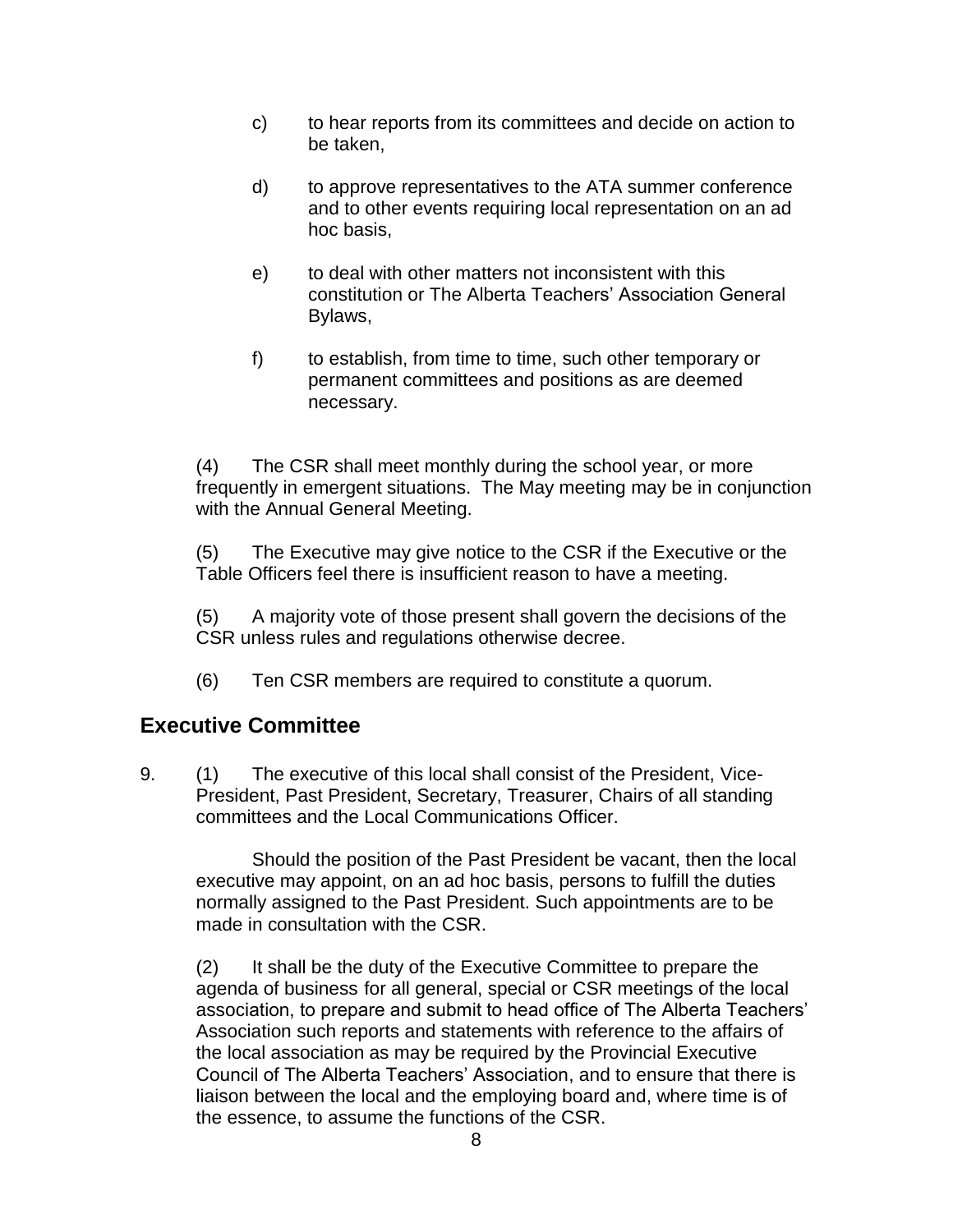c) to hear reports from its committees and decide on action to be taken,

d) to approve representatives to the ATA summer conference and to other events requiring local representation on an ad hoc basis,

e) to deal with other matters not inconsistent with this constitution or The Alberta Teachers' Association General Bylaws,

f) to establish, from time to time, such other temporary or permanent committees and positions as are deemed necessary.

(4) The CSR shall meet monthly during the school year, or more frequently in emergent situations. The May meeting may be in conjunction with the Annual General Meeting.

(5) The Executive may give notice to the CSR if the Executive or the Table Officers feel there is insufficient reason to have a meeting.

(5) A majority vote of those present shall govern the decisions of the CSR unless rules and regulations otherwise decree.

(6) Ten CSR members are required to constitute a quorum.

## Executive Committee

9. (1) The executive of this local shall consist of the President, Vice-President, Past President, Secretary, Treasurer, Chairs of all standing committees and the Local Communications Officer.

   Should the position of the Past President be vacant, then the local executive may appoint, on an ad hoc basis, persons to fulfill the duties normally assigned to the Past President. Such appointments are to be made in consultation with the CSR.

   (2) It shall be the duty of the Executive Committee to prepare the agenda of business for all general, special or CSR meetings of the local association, to prepare and submit to head office of The Alberta Teachers' Association such reports and statements with reference to the affairs of the local association as may be required by the Provincial Executive Council of The Alberta Teachers' Association, and to ensure that there is liaison between the local and the employing board and, where time is of the essence, to assume the functions of the CSR.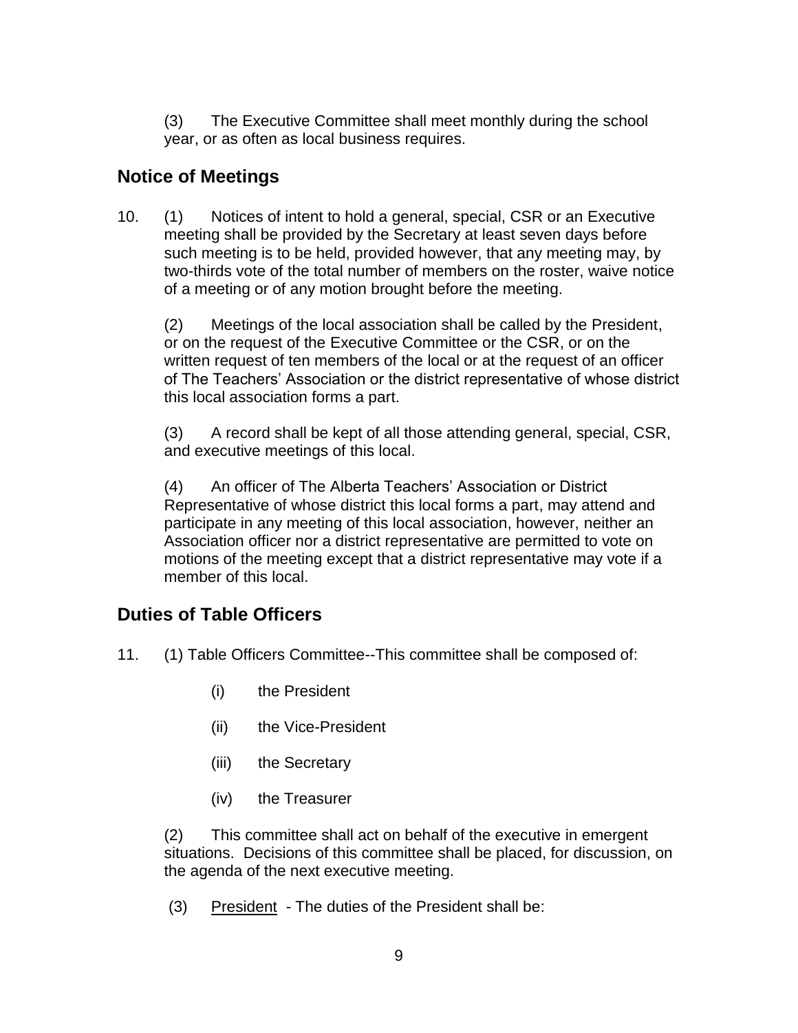(3) The Executive Committee shall meet monthly during the school year, or as often as local business requires.

## Notice of Meetings

10. (1) Notices of intent to hold a general, special, CSR or an Executive meeting shall be provided by the Secretary at least seven days before such meeting is to be held, provided however, that any meeting may, by two-thirds vote of the total number of members on the roster, waive notice of a meeting or of any motion brought before the meeting.

    (2) Meetings of the local association shall be called by the President, or on the request of the Executive Committee or the CSR, or on the written request of ten members of the local or at the request of an officer of The Teachers' Association or the district representative of whose district this local association forms a part.

    (3) A record shall be kept of all those attending general, special, CSR, and executive meetings of this local.

    (4) An officer of The Alberta Teachers' Association or District Representative of whose district this local forms a part, may attend and participate in any meeting of this local association, however, neither an Association officer nor a district representative are permitted to vote on motions of the meeting except that a district representative may vote if a member of this local.

## Duties of Table Officers

11. (1) Table Officers Committee--This committee shall be composed of:

    (i) the President

    (ii) the Vice-President

    (iii) the Secretary

    (iv) the Treasurer

    (2) This committee shall act on behalf of the executive in emergent situations. Decisions of this committee shall be placed, for discussion, on the agenda of the next executive meeting.

    (3) <u>President</u> - The duties of the President shall be: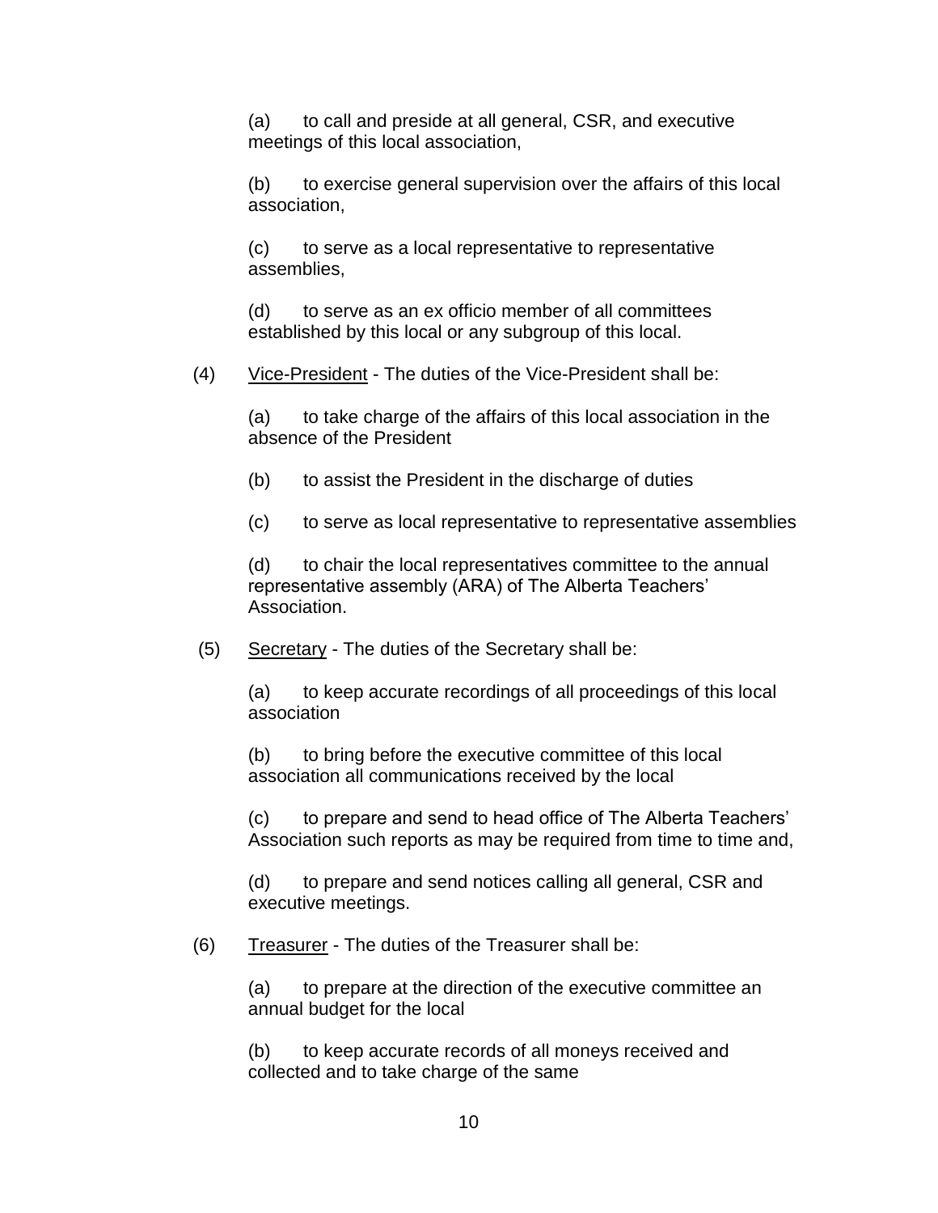(a) to call and preside at all general, CSR, and executive meetings of this local association,

(b) to exercise general supervision over the affairs of this local association,

(c) to serve as a local representative to representative assemblies,

(d) to serve as an ex officio member of all committees established by this local or any subgroup of this local.

(4) <u>Vice-President</u> - The duties of the Vice-President shall be:

(a) to take charge of the affairs of this local association in the absence of the President

(b) to assist the President in the discharge of duties

(c) to serve as local representative to representative assemblies

(d) to chair the local representatives committee to the annual representative assembly (ARA) of The Alberta Teachers' Association.

(5) <u>Secretary</u> - The duties of the Secretary shall be:

(a) to keep accurate recordings of all proceedings of this local association

(b) to bring before the executive committee of this local association all communications received by the local

(c) to prepare and send to head office of The Alberta Teachers' Association such reports as may be required from time to time and,

(d) to prepare and send notices calling all general, CSR and executive meetings.

(6) <u>Treasurer</u> - The duties of the Treasurer shall be:

(a) to prepare at the direction of the executive committee an annual budget for the local

(b) to keep accurate records of all moneys received and collected and to take charge of the same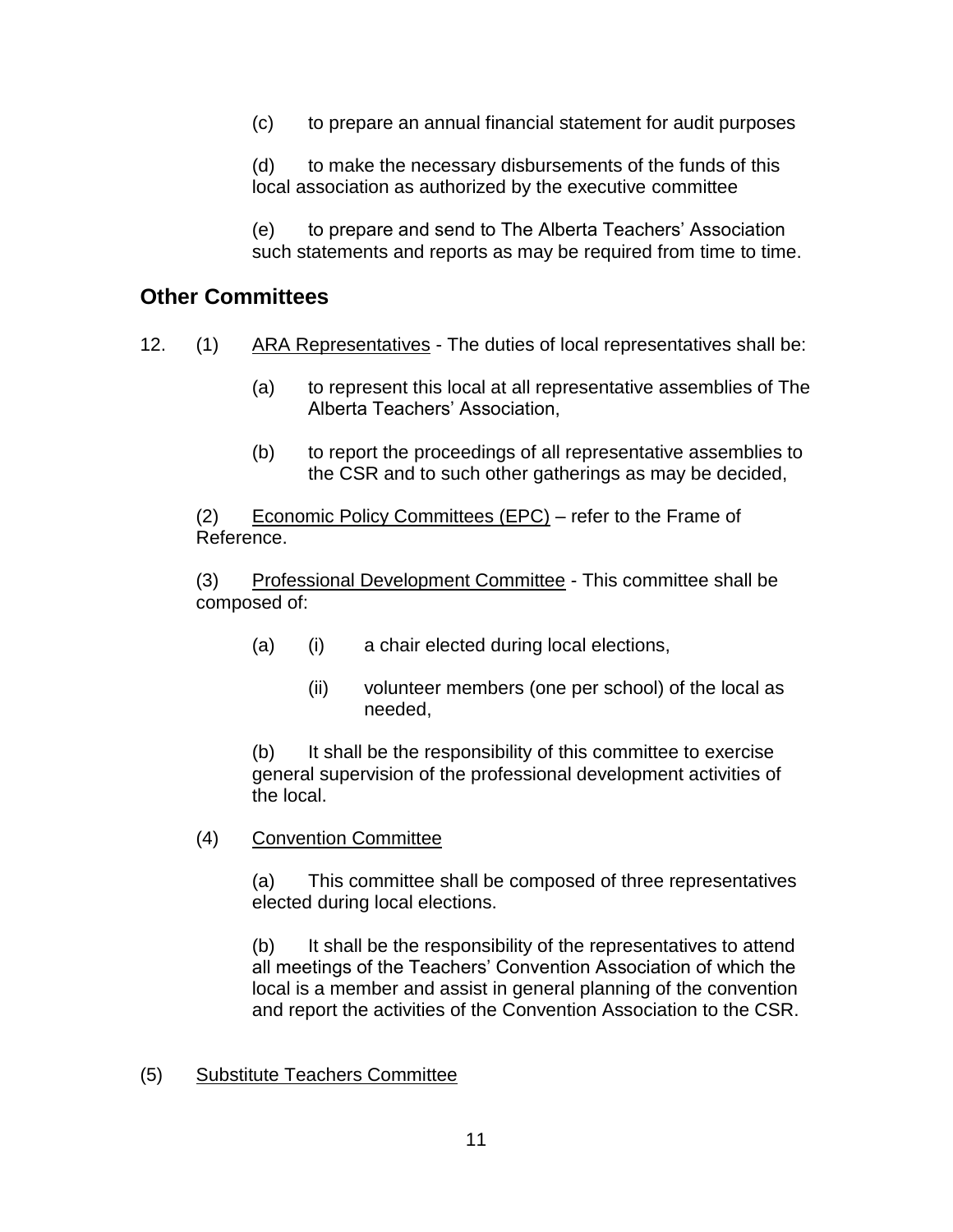(c) to prepare an annual financial statement for audit purposes

(d) to make the necessary disbursements of the funds of this local association as authorized by the executive committee

(e) to prepare and send to The Alberta Teachers' Association such statements and reports as may be required from time to time.

## Other Committees

12. (1) ARA Representatives - The duties of local representatives shall be:

    (a) to represent this local at all representative assemblies of The Alberta Teachers' Association,

    (b) to report the proceedings of all representative assemblies to the CSR and to such other gatherings as may be decided,

(2) Economic Policy Committees (EPC) – refer to the Frame of Reference.

(3) Professional Development Committee - This committee shall be composed of:

    (a) (i) a chair elected during local elections,

        (ii) volunteer members (one per school) of the local as needed,

    (b) It shall be the responsibility of this committee to exercise general supervision of the professional development activities of the local.

(4) Convention Committee

    (a) This committee shall be composed of three representatives elected during local elections.

    (b) It shall be the responsibility of the representatives to attend all meetings of the Teachers' Convention Association of which the local is a member and assist in general planning of the convention and report the activities of the Convention Association to the CSR.

(5) Substitute Teachers Committee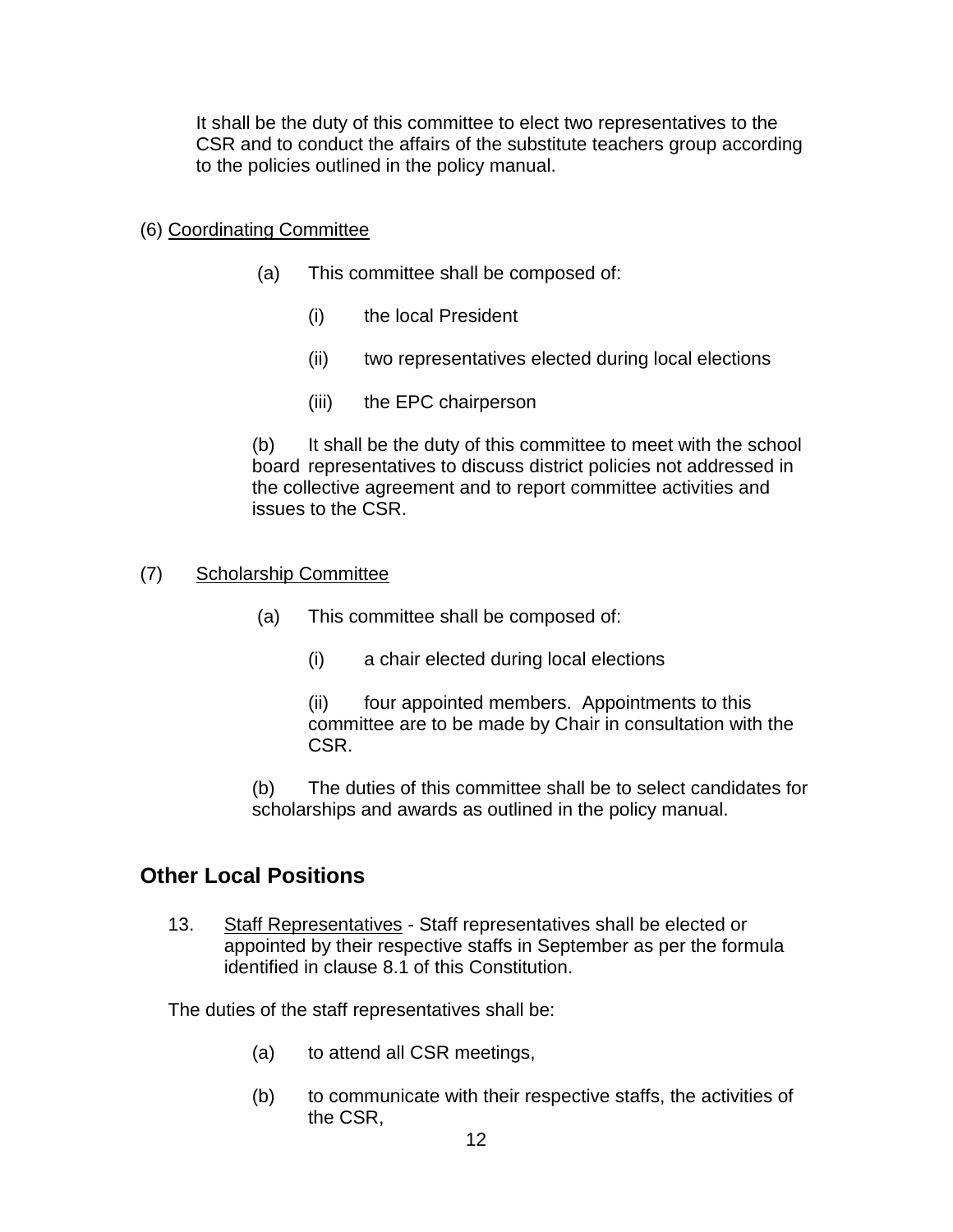It shall be the duty of this committee to elect two representatives to the CSR and to conduct the affairs of the substitute teachers group according to the policies outlined in the policy manual.

(6) Coordinating Committee

(a) This committee shall be composed of:

(i) the local President

(ii) two representatives elected during local elections

(iii) the EPC chairperson

(b) It shall be the duty of this committee to meet with the school board representatives to discuss district policies not addressed in the collective agreement and to report committee activities and issues to the CSR.

(7) Scholarship Committee

(a) This committee shall be composed of:

(i) a chair elected during local elections

(ii) four appointed members. Appointments to this committee are to be made by Chair in consultation with the CSR.

(b) The duties of this committee shall be to select candidates for scholarships and awards as outlined in the policy manual.

## Other Local Positions

13. Staff Representatives - Staff representatives shall be elected or appointed by their respective staffs in September as per the formula identified in clause 8.1 of this Constitution.

The duties of the staff representatives shall be:

(a) to attend all CSR meetings,

(b) to communicate with their respective staffs, the activities of the CSR,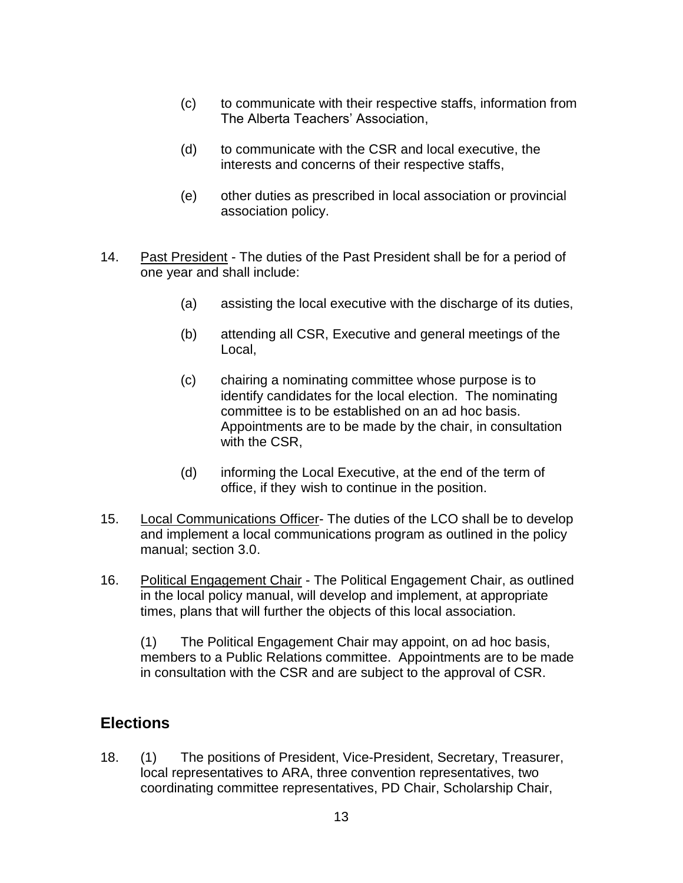(c) to communicate with their respective staffs, information from The Alberta Teachers' Association,

(d) to communicate with the CSR and local executive, the interests and concerns of their respective staffs,

(e) other duties as prescribed in local association or provincial association policy.

14. Past President - The duties of the Past President shall be for a period of one year and shall include:

    (a) assisting the local executive with the discharge of its duties,

    (b) attending all CSR, Executive and general meetings of the Local,

    (c) chairing a nominating committee whose purpose is to identify candidates for the local election. The nominating committee is to be established on an ad hoc basis. Appointments are to be made by the chair, in consultation with the CSR,

    (d) informing the Local Executive, at the end of the term of office, if they wish to continue in the position.

15. Local Communications Officer- The duties of the LCO shall be to develop and implement a local communications program as outlined in the policy manual; section 3.0.

16. Political Engagement Chair - The Political Engagement Chair, as outlined in the local policy manual, will develop and implement, at appropriate times, plans that will further the objects of this local association.

    (1) The Political Engagement Chair may appoint, on ad hoc basis, members to a Public Relations committee. Appointments are to be made in consultation with the CSR and are subject to the approval of CSR.

## Elections

18. (1) The positions of President, Vice-President, Secretary, Treasurer, local representatives to ARA, three convention representatives, two coordinating committee representatives, PD Chair, Scholarship Chair,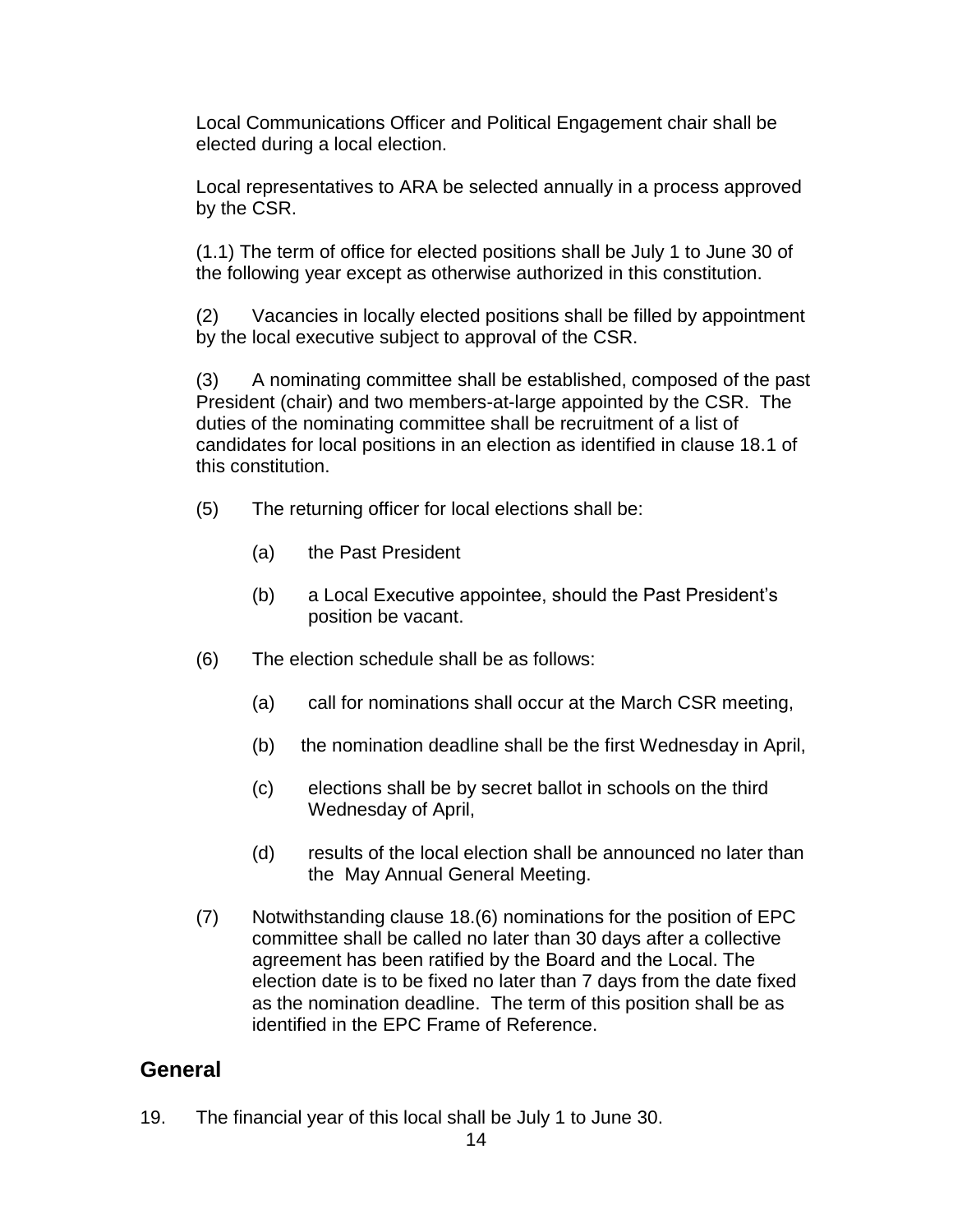Local Communications Officer and Political Engagement chair shall be elected during a local election.

Local representatives to ARA be selected annually in a process approved by the CSR.

(1.1) The term of office for elected positions shall be July 1 to June 30 of the following year except as otherwise authorized in this constitution.

(2) Vacancies in locally elected positions shall be filled by appointment by the local executive subject to approval of the CSR.

(3) A nominating committee shall be established, composed of the past President (chair) and two members-at-large appointed by the CSR. The duties of the nominating committee shall be recruitment of a list of candidates for local positions in an election as identified in clause 18.1 of this constitution.

(5) The returning officer for local elections shall be:

- (a) the Past President
- (b) a Local Executive appointee, should the Past President's position be vacant.

(6) The election schedule shall be as follows:

- (a) call for nominations shall occur at the March CSR meeting,
- (b) the nomination deadline shall be the first Wednesday in April,
- (c) elections shall be by secret ballot in schools on the third Wednesday of April,
- (d) results of the local election shall be announced no later than the May Annual General Meeting.

(7) Notwithstanding clause 18.(6) nominations for the position of EPC committee shall be called no later than 30 days after a collective agreement has been ratified by the Board and the Local. The election date is to be fixed no later than 7 days from the date fixed as the nomination deadline. The term of this position shall be as identified in the EPC Frame of Reference.

## General

19. The financial year of this local shall be July 1 to June 30.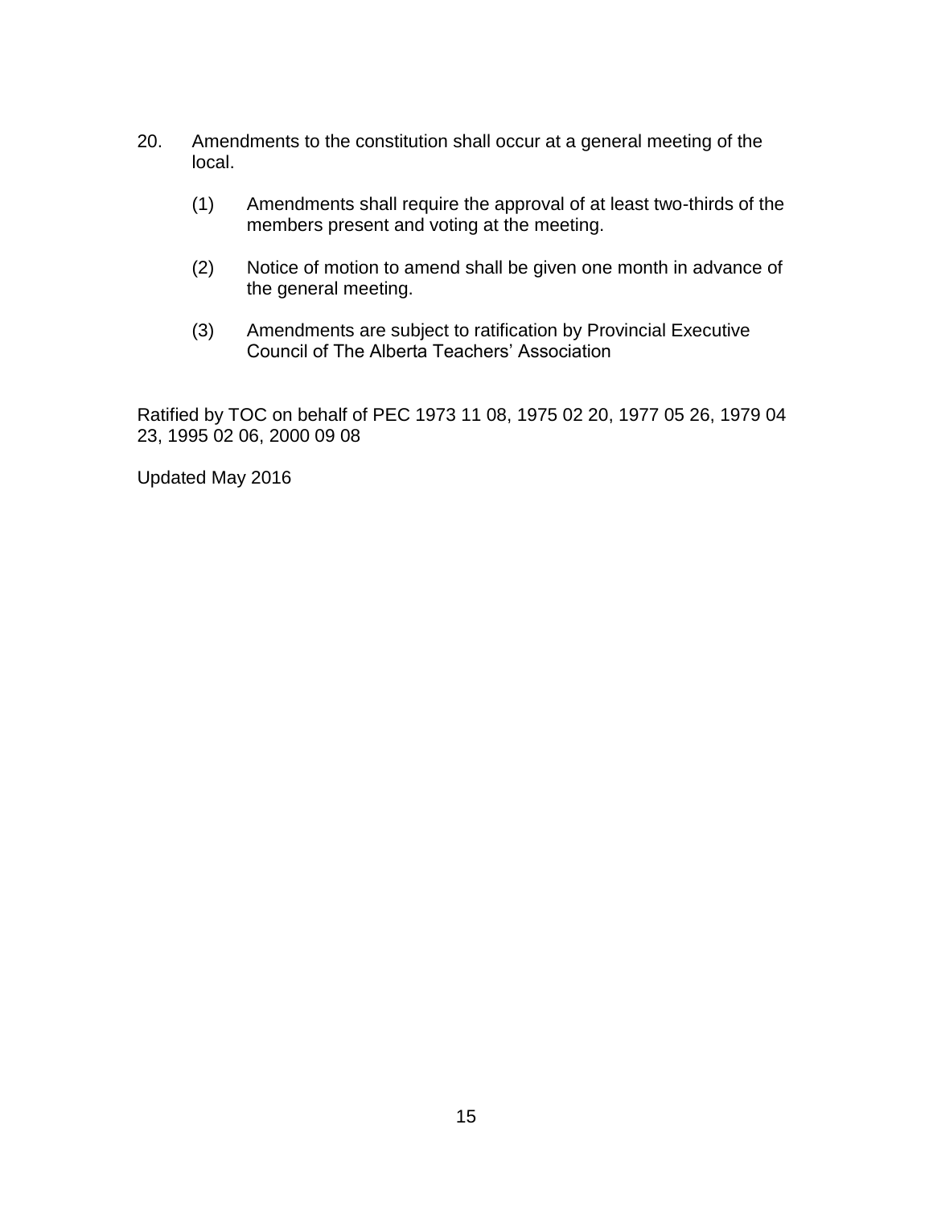20. Amendments to the constitution shall occur at a general meeting of the local.

    (1) Amendments shall require the approval of at least two-thirds of the members present and voting at the meeting.

    (2) Notice of motion to amend shall be given one month in advance of the general meeting.

    (3) Amendments are subject to ratification by Provincial Executive Council of The Alberta Teachers' Association

Ratified by TOC on behalf of PEC 1973 11 08, 1975 02 20, 1977 05 26, 1979 04 23, 1995 02 06, 2000 09 08

Updated May 2016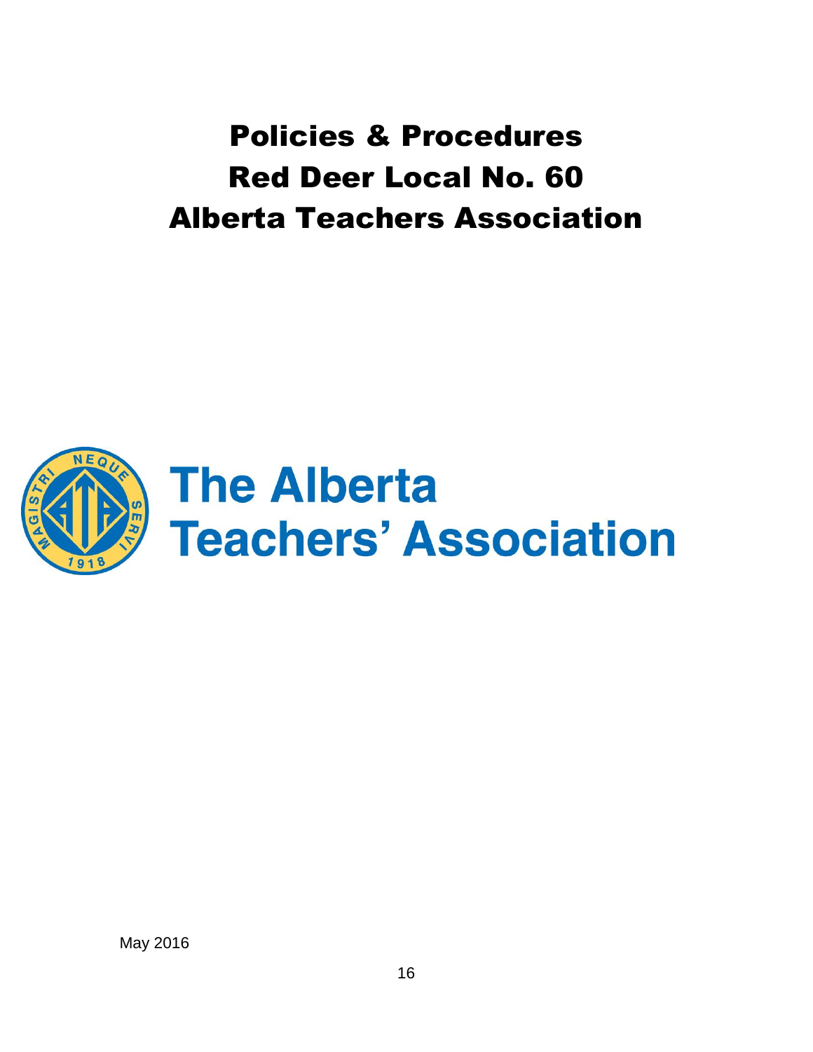# Policies & Procedures
# Red Deer Local No. 60
# Alberta Teachers Association

The Alberta Teachers' Association

May 2016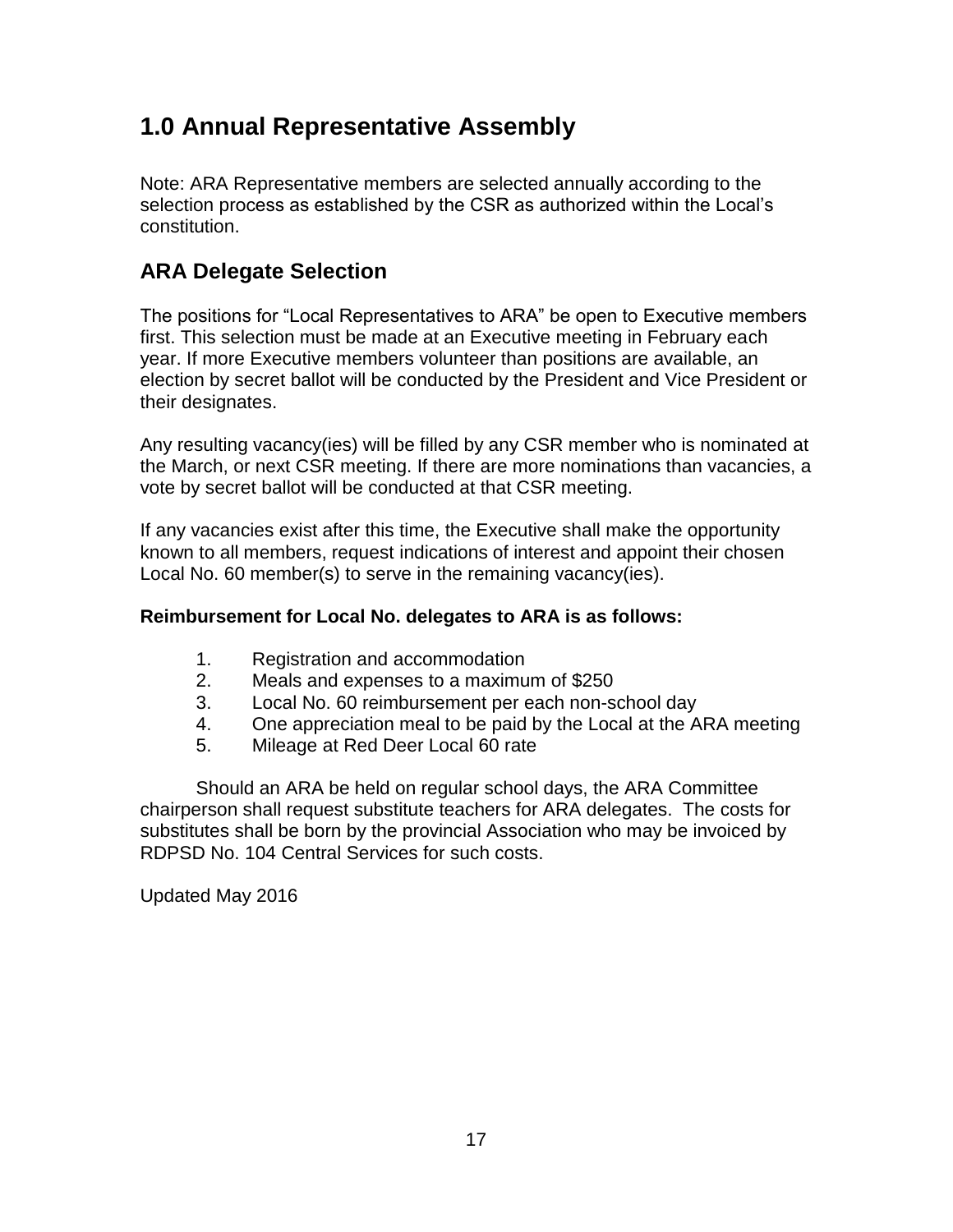# 1.0 Annual Representative Assembly

Note: ARA Representative members are selected annually according to the selection process as established by the CSR as authorized within the Local's constitution.

## ARA Delegate Selection

The positions for "Local Representatives to ARA" be open to Executive members first. This selection must be made at an Executive meeting in February each year. If more Executive members volunteer than positions are available, an election by secret ballot will be conducted by the President and Vice President or their designates.

Any resulting vacancy(ies) will be filled by any CSR member who is nominated at the March, or next CSR meeting. If there are more nominations than vacancies, a vote by secret ballot will be conducted at that CSR meeting.

If any vacancies exist after this time, the Executive shall make the opportunity known to all members, request indications of interest and appoint their chosen Local No. 60 member(s) to serve in the remaining vacancy(ies).

**Reimbursement for Local No. delegates to ARA is as follows:**

1. Registration and accommodation
2. Meals and expenses to a maximum of $250
3. Local No. 60 reimbursement per each non-school day
4. One appreciation meal to be paid by the Local at the ARA meeting
5. Mileage at Red Deer Local 60 rate

Should an ARA be held on regular school days, the ARA Committee chairperson shall request substitute teachers for ARA delegates. The costs for substitutes shall be born by the provincial Association who may be invoiced by RDPSD No. 104 Central Services for such costs.

Updated May 2016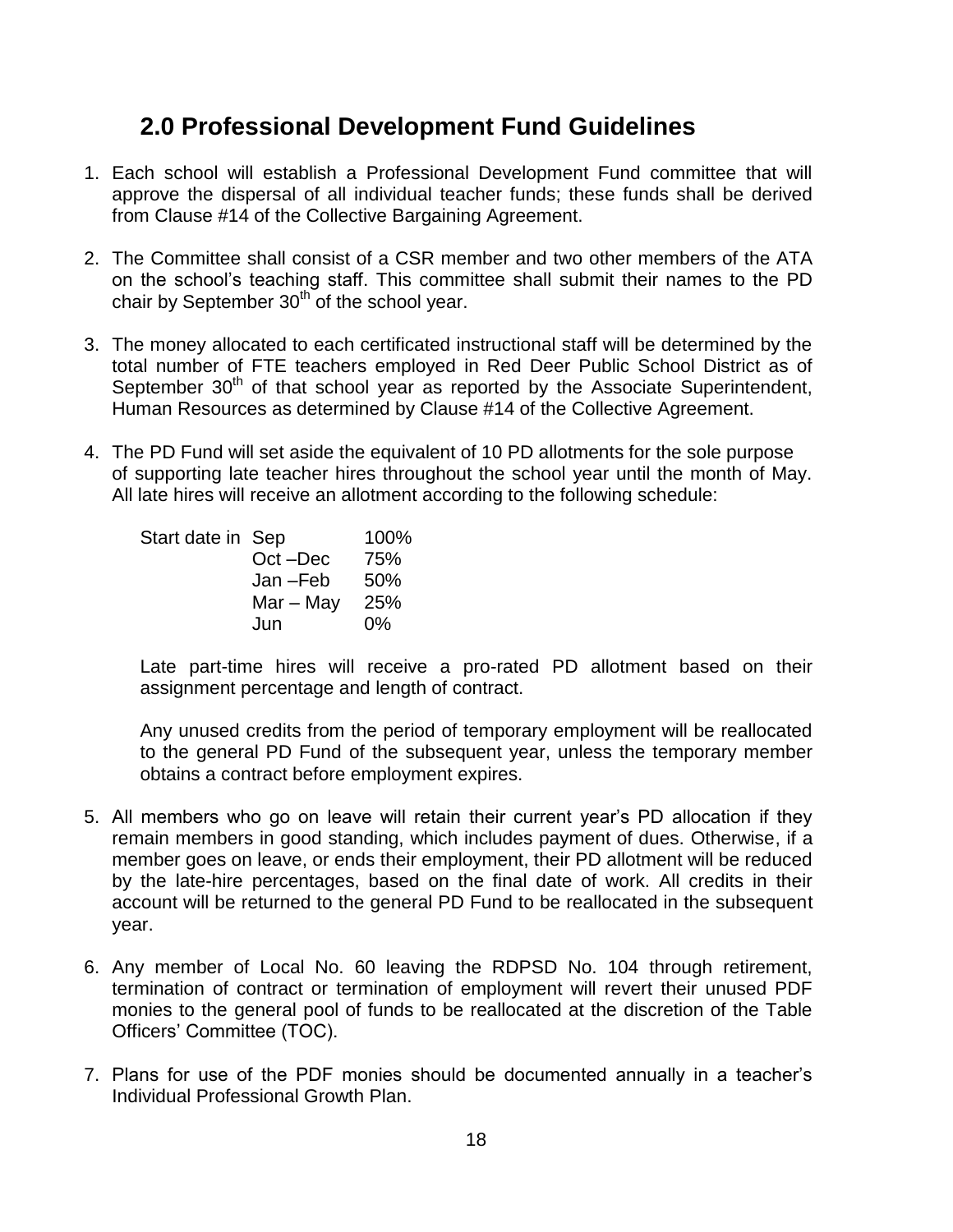## 2.0 Professional Development Fund Guidelines

1. Each school will establish a Professional Development Fund committee that will approve the dispersal of all individual teacher funds; these funds shall be derived from Clause #14 of the Collective Bargaining Agreement.

2. The Committee shall consist of a CSR member and two other members of the ATA on the school's teaching staff. This committee shall submit their names to the PD chair by September 30th of the school year.

3. The money allocated to each certificated instructional staff will be determined by the total number of FTE teachers employed in Red Deer Public School District as of September 30th of that school year as reported by the Associate Superintendent, Human Resources as determined by Clause #14 of the Collective Agreement.

4. The PD Fund will set aside the equivalent of 10 PD allotments for the sole purpose of supporting late teacher hires throughout the school year until the month of May. All late hires will receive an allotment according to the following schedule:

   | | | |
   |---|---|---|
   | Start date in | Sep | 100% |
   | | Oct –Dec | 75% |
   | | Jan –Feb | 50% |
   | | Mar – May | 25% |
   | | Jun | 0% |

   Late part-time hires will receive a pro-rated PD allotment based on their assignment percentage and length of contract.

   Any unused credits from the period of temporary employment will be reallocated to the general PD Fund of the subsequent year, unless the temporary member obtains a contract before employment expires.

5. All members who go on leave will retain their current year's PD allocation if they remain members in good standing, which includes payment of dues. Otherwise, if a member goes on leave, or ends their employment, their PD allotment will be reduced by the late-hire percentages, based on the final date of work. All credits in their account will be returned to the general PD Fund to be reallocated in the subsequent year.

6. Any member of Local No. 60 leaving the RDPSD No. 104 through retirement, termination of contract or termination of employment will revert their unused PDF monies to the general pool of funds to be reallocated at the discretion of the Table Officers' Committee (TOC).

7. Plans for use of the PDF monies should be documented annually in a teacher's Individual Professional Growth Plan.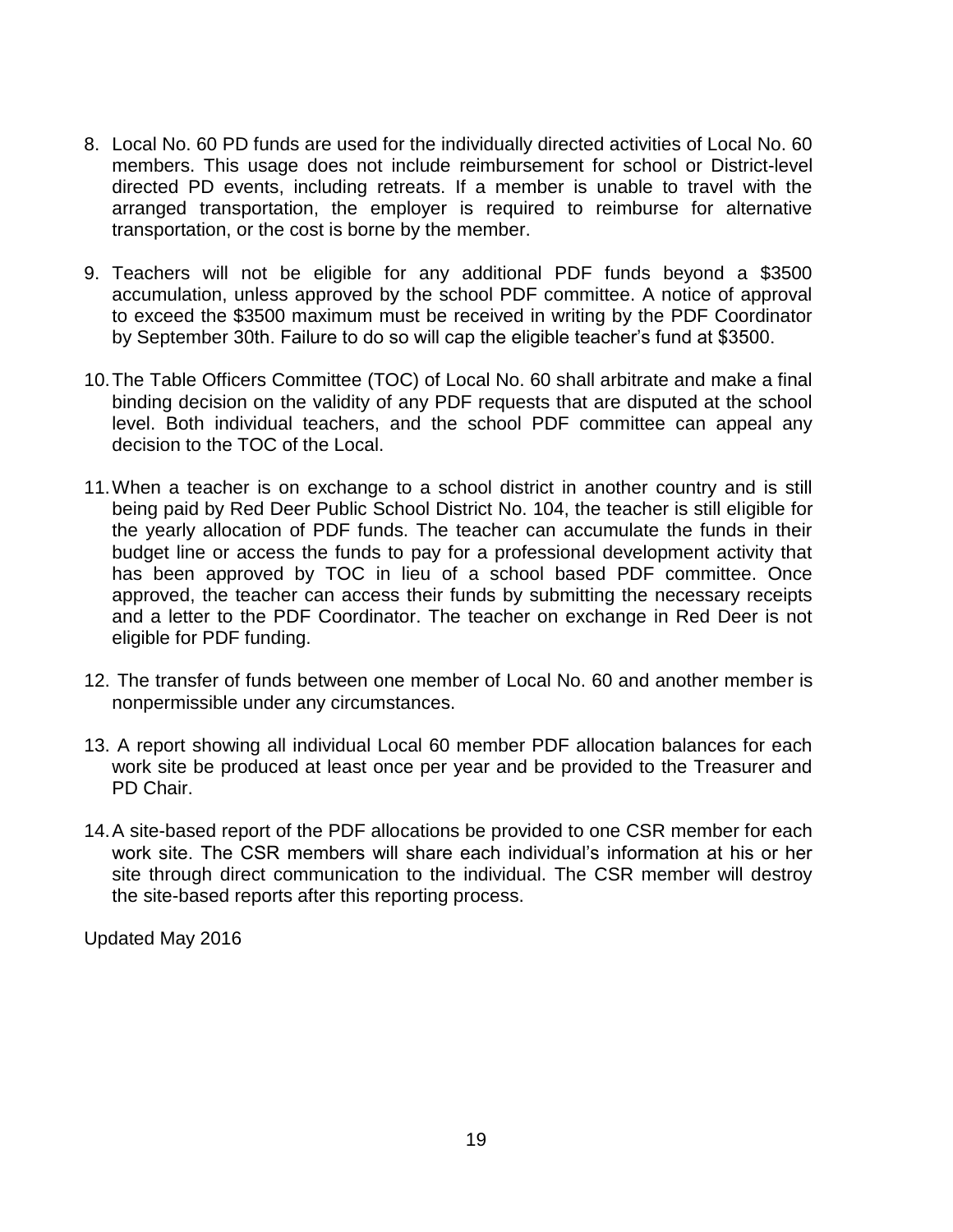8. Local No. 60 PD funds are used for the individually directed activities of Local No. 60 members. This usage does not include reimbursement for school or District-level directed PD events, including retreats. If a member is unable to travel with the arranged transportation, the employer is required to reimburse for alternative transportation, or the cost is borne by the member.

9. Teachers will not be eligible for any additional PDF funds beyond a $3500 accumulation, unless approved by the school PDF committee. A notice of approval to exceed the $3500 maximum must be received in writing by the PDF Coordinator by September 30th. Failure to do so will cap the eligible teacher's fund at $3500.

10. The Table Officers Committee (TOC) of Local No. 60 shall arbitrate and make a final binding decision on the validity of any PDF requests that are disputed at the school level. Both individual teachers, and the school PDF committee can appeal any decision to the TOC of the Local.

11. When a teacher is on exchange to a school district in another country and is still being paid by Red Deer Public School District No. 104, the teacher is still eligible for the yearly allocation of PDF funds. The teacher can accumulate the funds in their budget line or access the funds to pay for a professional development activity that has been approved by TOC in lieu of a school based PDF committee. Once approved, the teacher can access their funds by submitting the necessary receipts and a letter to the PDF Coordinator. The teacher on exchange in Red Deer is not eligible for PDF funding.

12. The transfer of funds between one member of Local No. 60 and another member is nonpermissible under any circumstances.

13. A report showing all individual Local 60 member PDF allocation balances for each work site be produced at least once per year and be provided to the Treasurer and PD Chair.

14. A site-based report of the PDF allocations be provided to one CSR member for each work site. The CSR members will share each individual's information at his or her site through direct communication to the individual. The CSR member will destroy the site-based reports after this reporting process.

Updated May 2016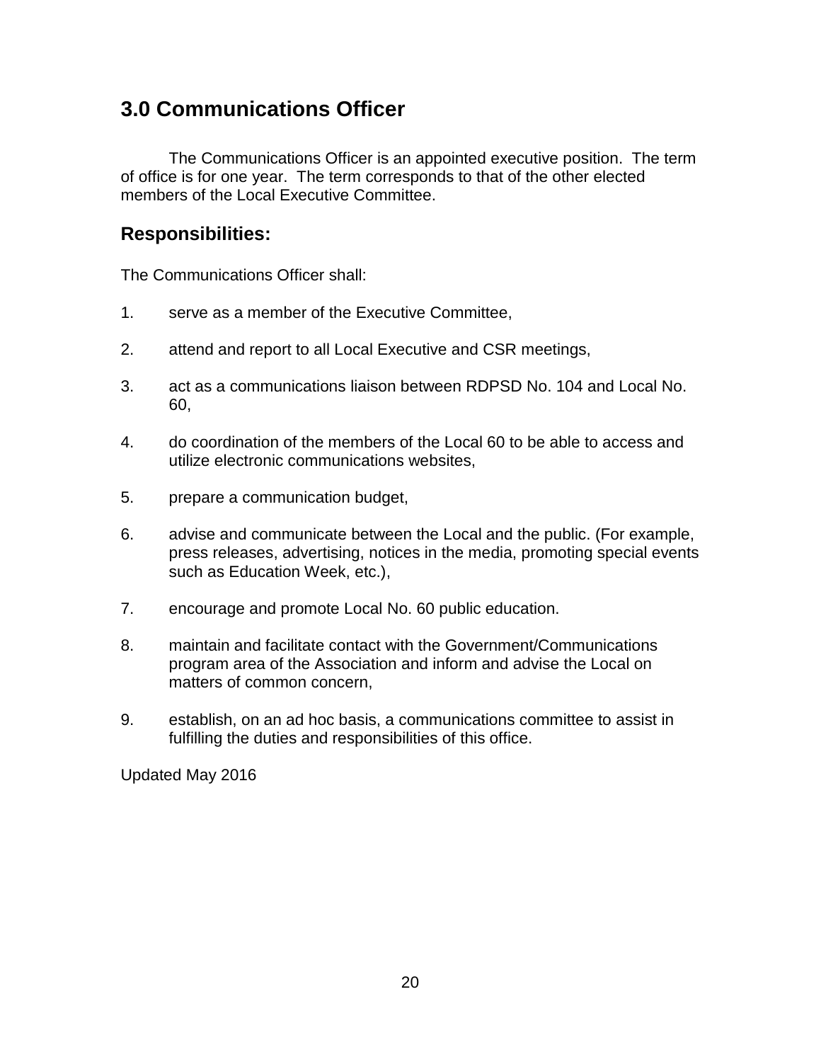## 3.0 Communications Officer

The Communications Officer is an appointed executive position. The term of office is for one year. The term corresponds to that of the other elected members of the Local Executive Committee.

### Responsibilities:

The Communications Officer shall:

1. serve as a member of the Executive Committee,
2. attend and report to all Local Executive and CSR meetings,
3. act as a communications liaison between RDPSD No. 104 and Local No. 60,
4. do coordination of the members of the Local 60 to be able to access and utilize electronic communications websites,
5. prepare a communication budget,
6. advise and communicate between the Local and the public. (For example, press releases, advertising, notices in the media, promoting special events such as Education Week, etc.),
7. encourage and promote Local No. 60 public education.
8. maintain and facilitate contact with the Government/Communications program area of the Association and inform and advise the Local on matters of common concern,
9. establish, on an ad hoc basis, a communications committee to assist in fulfilling the duties and responsibilities of this office.

Updated May 2016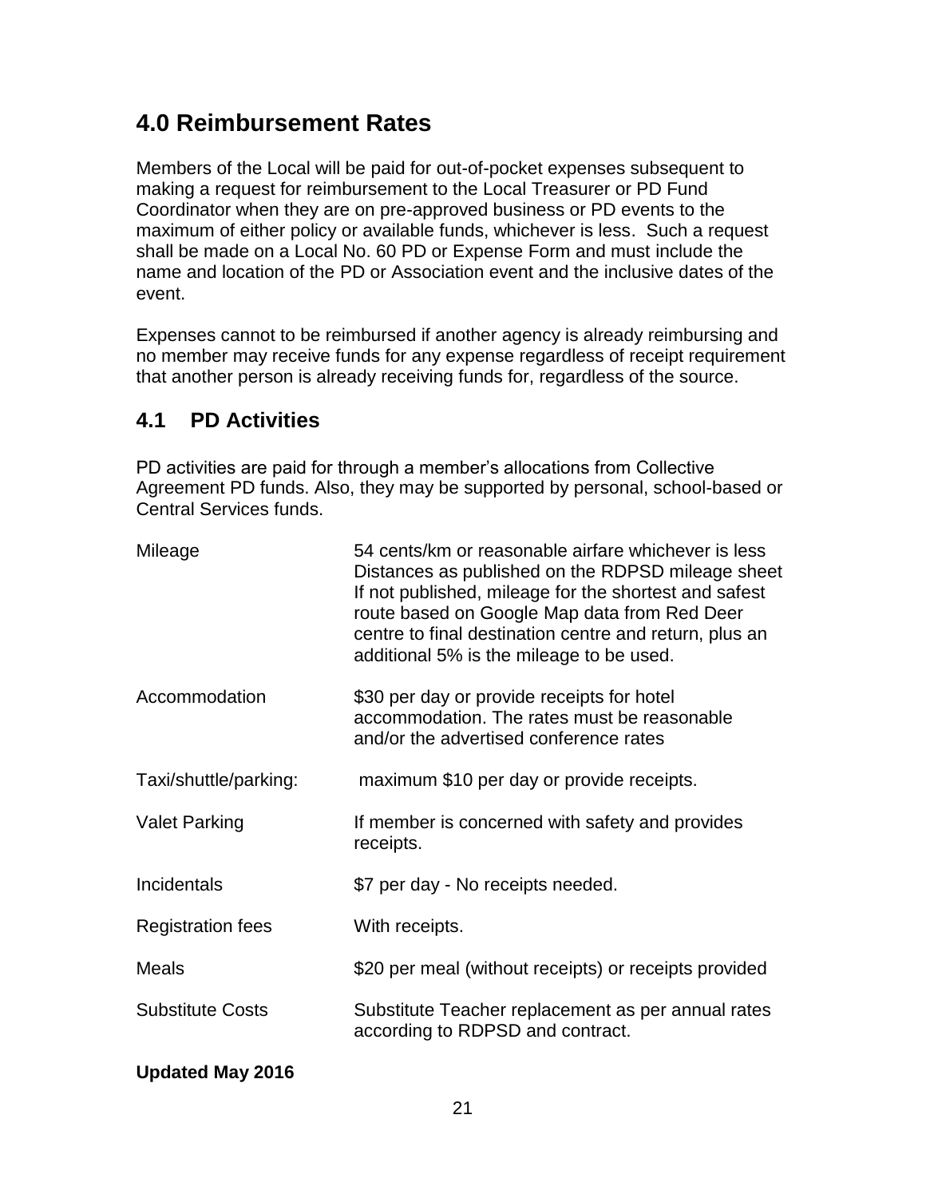## 4.0 Reimbursement Rates

Members of the Local will be paid for out-of-pocket expenses subsequent to making a request for reimbursement to the Local Treasurer or PD Fund Coordinator when they are on pre-approved business or PD events to the maximum of either policy or available funds, whichever is less. Such a request shall be made on a Local No. 60 PD or Expense Form and must include the name and location of the PD or Association event and the inclusive dates of the event.

Expenses cannot to be reimbursed if another agency is already reimbursing and no member may receive funds for any expense regardless of receipt requirement that another person is already receiving funds for, regardless of the source.

### 4.1 PD Activities

PD activities are paid for through a member's allocations from Collective Agreement PD funds. Also, they may be supported by personal, school-based or Central Services funds.

| | |
|---|---|
| Mileage | 54 cents/km or reasonable airfare whichever is less Distances as published on the RDPSD mileage sheet If not published, mileage for the shortest and safest route based on Google Map data from Red Deer centre to final destination centre and return, plus an additional 5% is the mileage to be used. |
| Accommodation | \$30 per day or provide receipts for hotel accommodation. The rates must be reasonable and/or the advertised conference rates |
| Taxi/shuttle/parking: | maximum \$10 per day or provide receipts. |
| Valet Parking | If member is concerned with safety and provides receipts. |
| Incidentals | \$7 per day - No receipts needed. |
| Registration fees | With receipts. |
| Meals | \$20 per meal (without receipts) or receipts provided |
| Substitute Costs | Substitute Teacher replacement as per annual rates according to RDPSD and contract. |

**Updated May 2016**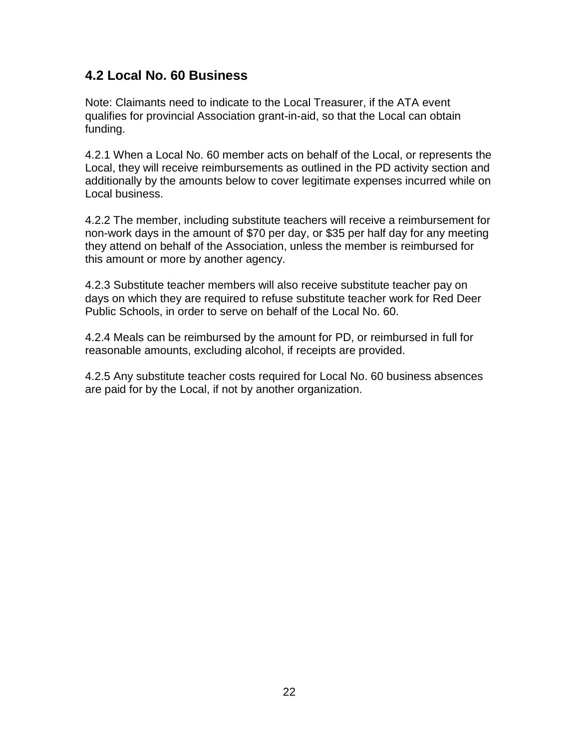## 4.2 Local No. 60 Business

Note: Claimants need to indicate to the Local Treasurer, if the ATA event qualifies for provincial Association grant-in-aid, so that the Local can obtain funding.

4.2.1 When a Local No. 60 member acts on behalf of the Local, or represents the Local, they will receive reimbursements as outlined in the PD activity section and additionally by the amounts below to cover legitimate expenses incurred while on Local business.

4.2.2 The member, including substitute teachers will receive a reimbursement for non-work days in the amount of $70 per day, or $35 per half day for any meeting they attend on behalf of the Association, unless the member is reimbursed for this amount or more by another agency.

4.2.3 Substitute teacher members will also receive substitute teacher pay on days on which they are required to refuse substitute teacher work for Red Deer Public Schools, in order to serve on behalf of the Local No. 60.

4.2.4 Meals can be reimbursed by the amount for PD, or reimbursed in full for reasonable amounts, excluding alcohol, if receipts are provided.

4.2.5 Any substitute teacher costs required for Local No. 60 business absences are paid for by the Local, if not by another organization.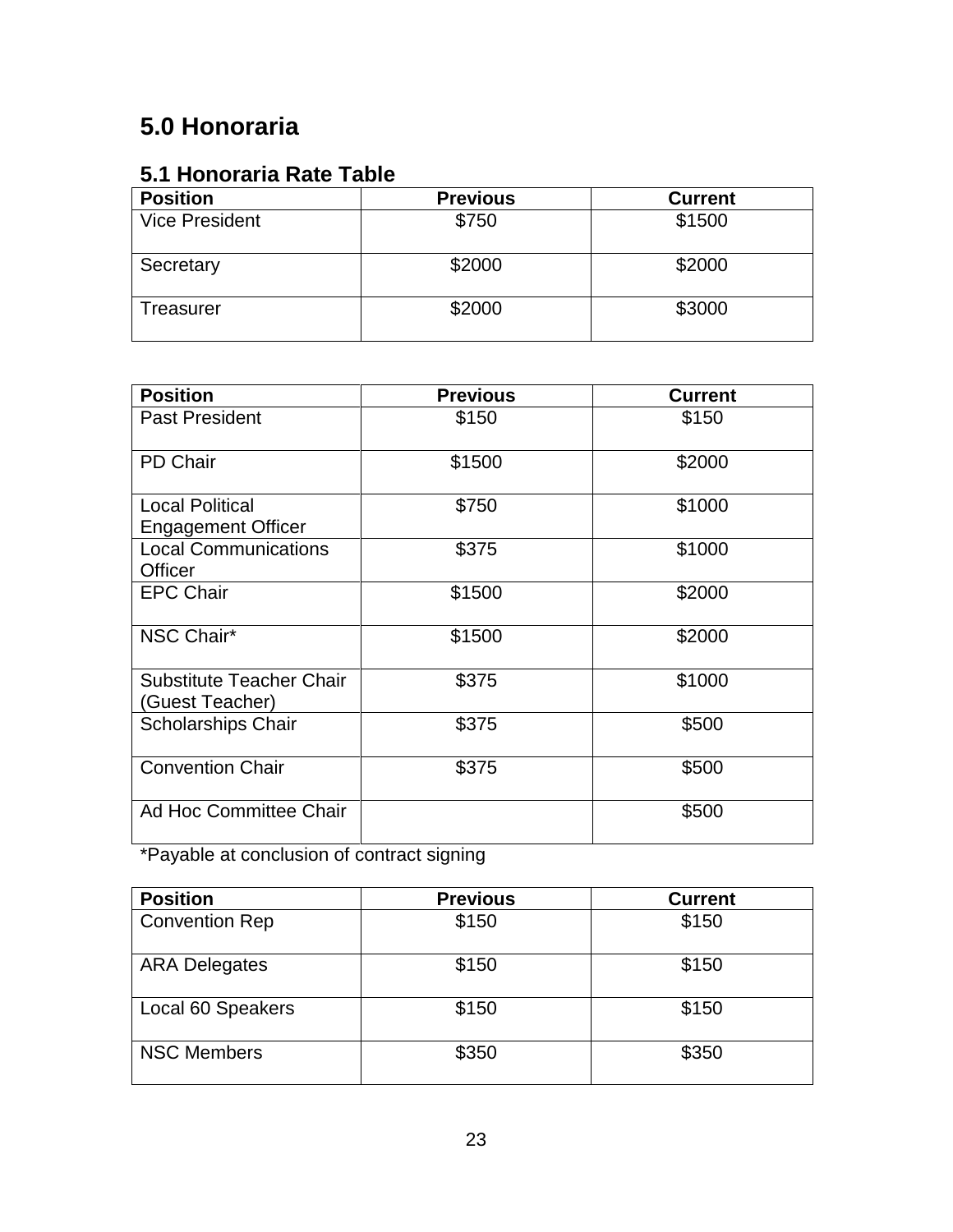## 5.0 Honoraria

### 5.1 Honoraria Rate Table

| Position | Previous | Current |
|---|---|---|
| Vice President | $750 | $1500 |
| Secretary | $2000 | $2000 |
| Treasurer | $2000 | $3000 |

| Position | Previous | Current |
|---|---|---|
| Past President | $150 | $150 |
| PD Chair | $1500 | $2000 |
| Local Political Engagement Officer | $750 | $1000 |
| Local Communications Officer | $375 | $1000 |
| EPC Chair | $1500 | $2000 |
| NSC Chair* | $1500 | $2000 |
| Substitute Teacher Chair (Guest Teacher) | $375 | $1000 |
| Scholarships Chair | $375 | $500 |
| Convention Chair | $375 | $500 |
| Ad Hoc Committee Chair | | $500 |

*Payable at conclusion of contract signing

| Position | Previous | Current |
|---|---|---|
| Convention Rep | $150 | $150 |
| ARA Delegates | $150 | $150 |
| Local 60 Speakers | $150 | $150 |
| NSC Members | $350 | $350 |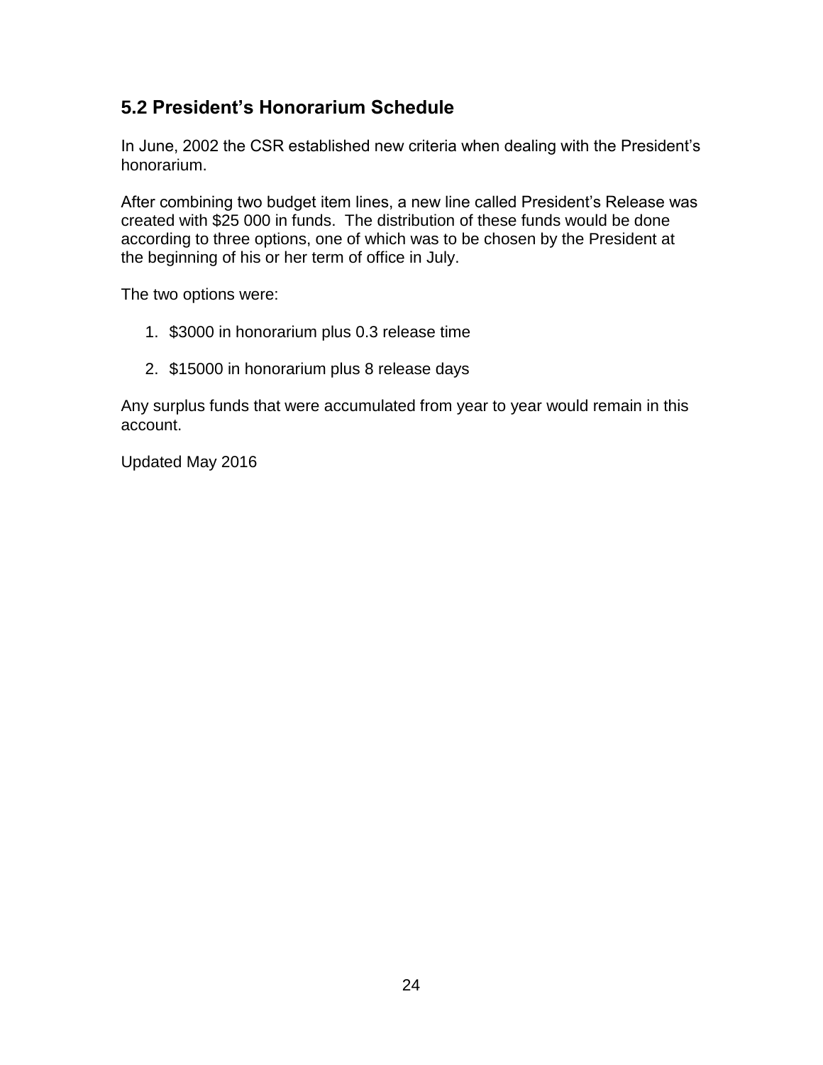## 5.2 President's Honorarium Schedule

In June, 2002 the CSR established new criteria when dealing with the President's honorarium.

After combining two budget item lines, a new line called President's Release was created with $25 000 in funds. The distribution of these funds would be done according to three options, one of which was to be chosen by the President at the beginning of his or her term of office in July.

The two options were:

1. $3000 in honorarium plus 0.3 release time

2. $15000 in honorarium plus 8 release days

Any surplus funds that were accumulated from year to year would remain in this account.

Updated May 2016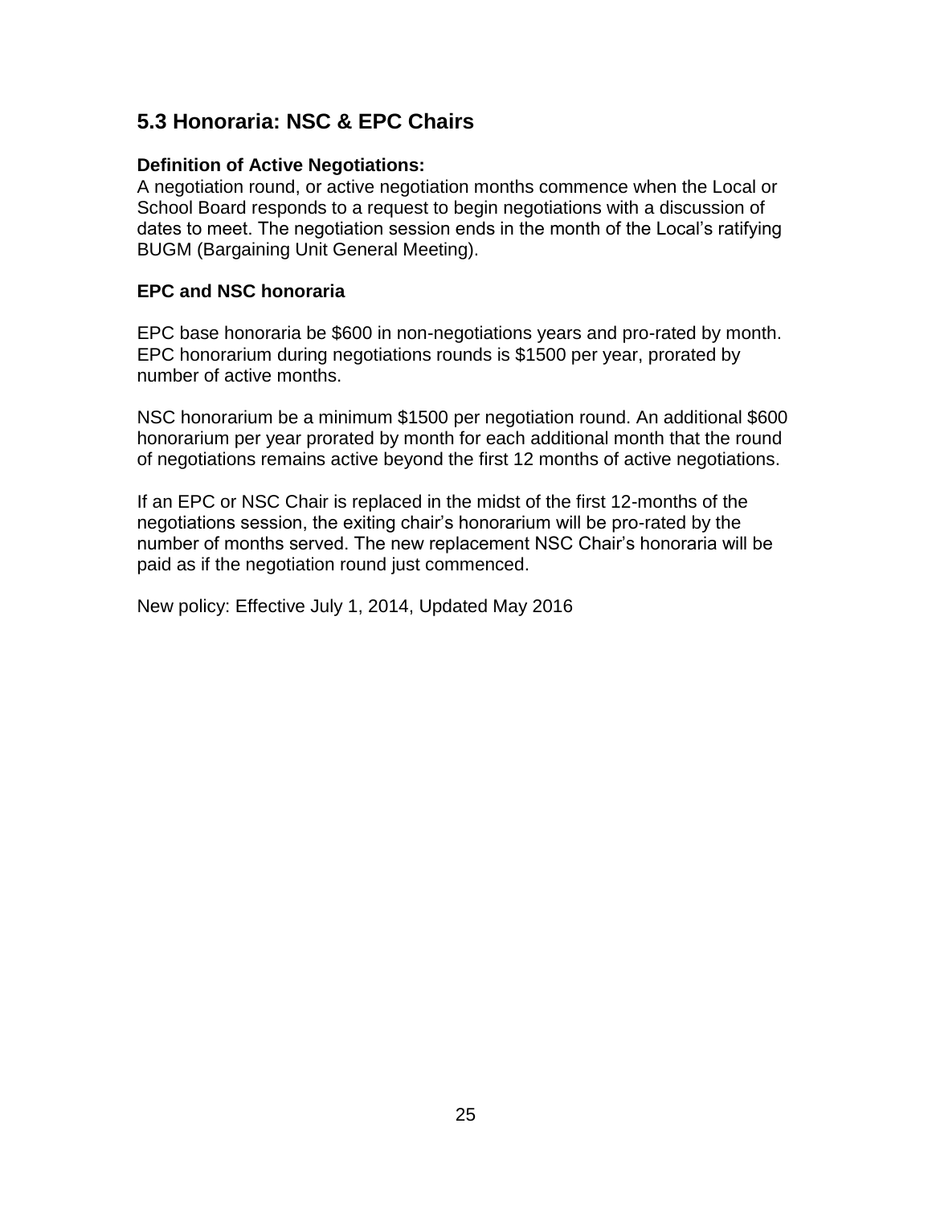## 5.3 Honoraria: NSC & EPC Chairs

**Definition of Active Negotiations:**
A negotiation round, or active negotiation months commence when the Local or School Board responds to a request to begin negotiations with a discussion of dates to meet. The negotiation session ends in the month of the Local's ratifying BUGM (Bargaining Unit General Meeting).

**EPC and NSC honoraria**

EPC base honoraria be $600 in non-negotiations years and pro-rated by month. EPC honorarium during negotiations rounds is $1500 per year, prorated by number of active months.

NSC honorarium be a minimum $1500 per negotiation round. An additional $600 honorarium per year prorated by month for each additional month that the round of negotiations remains active beyond the first 12 months of active negotiations.

If an EPC or NSC Chair is replaced in the midst of the first 12-months of the negotiations session, the exiting chair's honorarium will be pro-rated by the number of months served. The new replacement NSC Chair's honoraria will be paid as if the negotiation round just commenced.

New policy: Effective July 1, 2014, Updated May 2016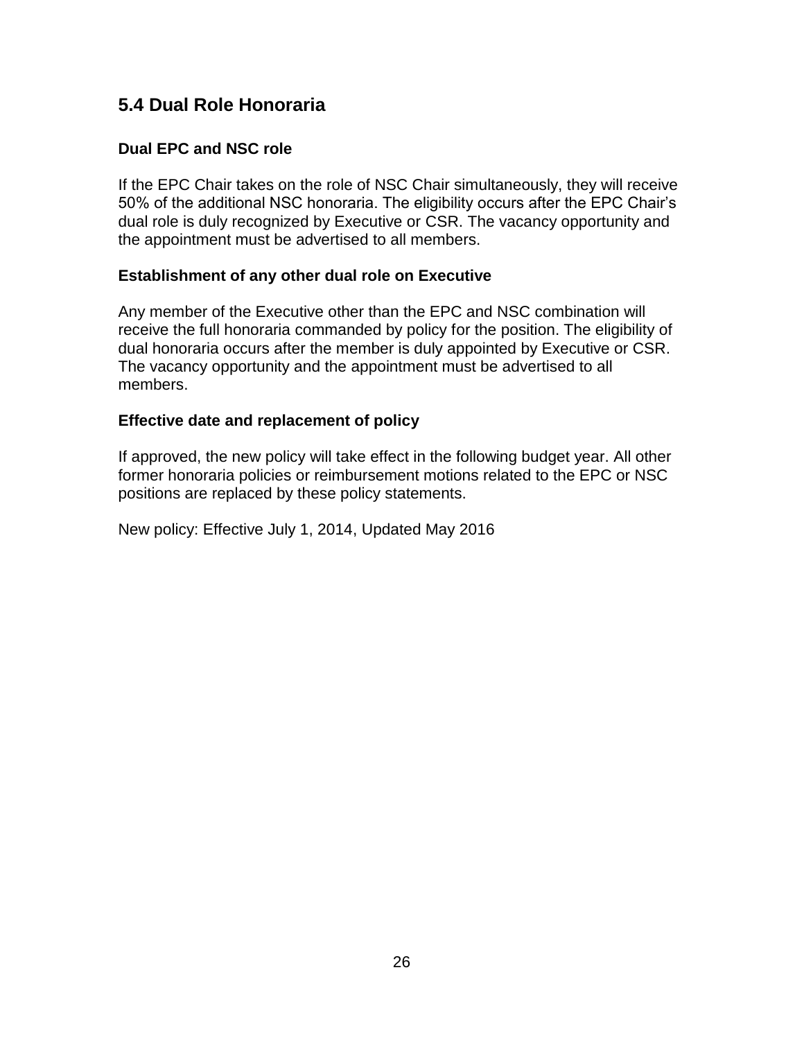## 5.4 Dual Role Honoraria

### Dual EPC and NSC role

If the EPC Chair takes on the role of NSC Chair simultaneously, they will receive 50% of the additional NSC honoraria. The eligibility occurs after the EPC Chair's dual role is duly recognized by Executive or CSR. The vacancy opportunity and the appointment must be advertised to all members.

### Establishment of any other dual role on Executive

Any member of the Executive other than the EPC and NSC combination will receive the full honoraria commanded by policy for the position. The eligibility of dual honoraria occurs after the member is duly appointed by Executive or CSR. The vacancy opportunity and the appointment must be advertised to all members.

### Effective date and replacement of policy

If approved, the new policy will take effect in the following budget year. All other former honoraria policies or reimbursement motions related to the EPC or NSC positions are replaced by these policy statements.

New policy: Effective July 1, 2014, Updated May 2016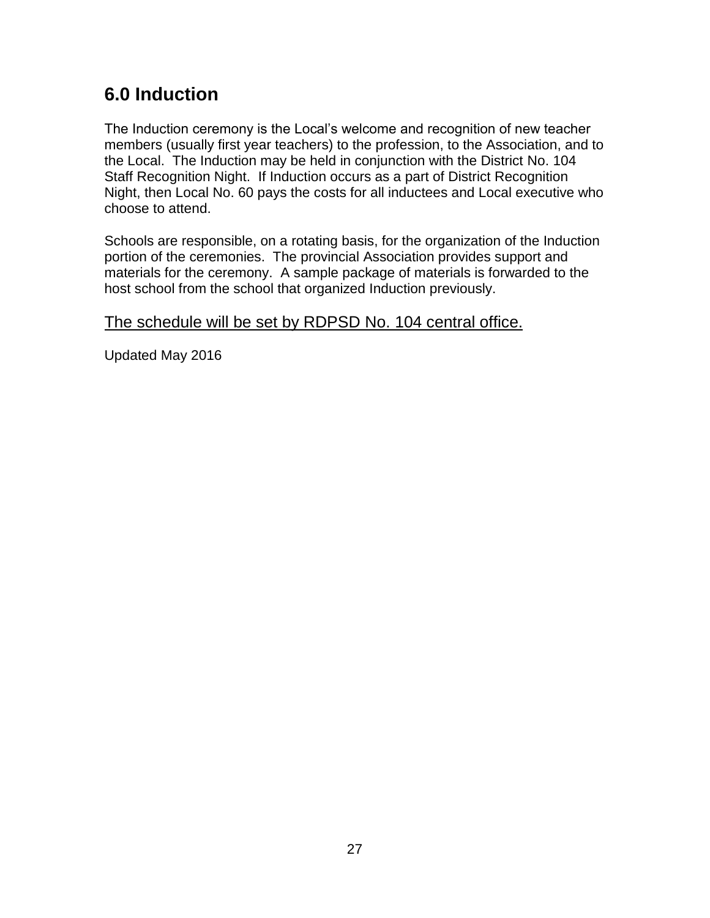## 6.0 Induction

The Induction ceremony is the Local's welcome and recognition of new teacher members (usually first year teachers) to the profession, to the Association, and to the Local. The Induction may be held in conjunction with the District No. 104 Staff Recognition Night. If Induction occurs as a part of District Recognition Night, then Local No. 60 pays the costs for all inductees and Local executive who choose to attend.

Schools are responsible, on a rotating basis, for the organization of the Induction portion of the ceremonies. The provincial Association provides support and materials for the ceremony. A sample package of materials is forwarded to the host school from the school that organized Induction previously.

<u>The schedule will be set by RDPSD No. 104 central office.</u>

Updated May 2016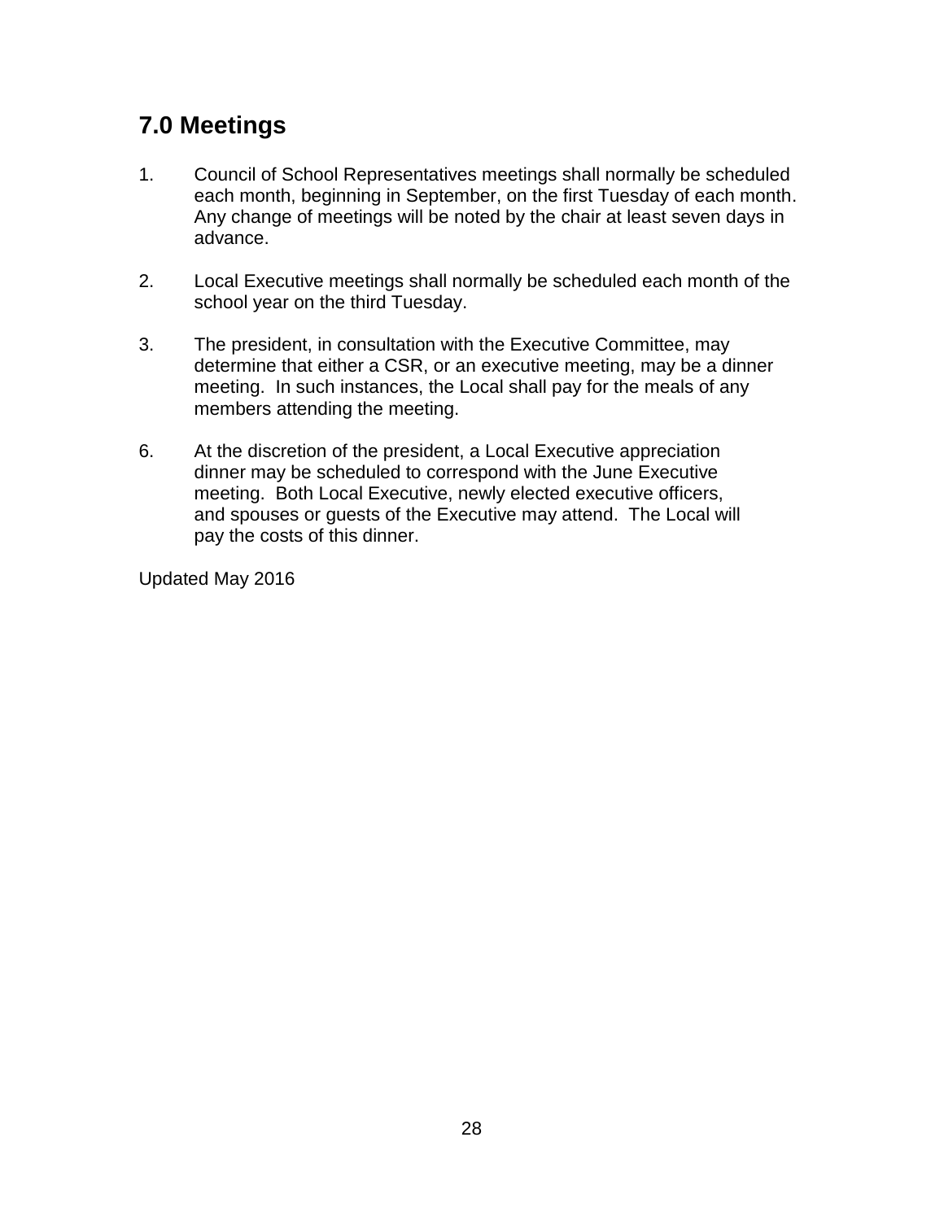## 7.0 Meetings

1. Council of School Representatives meetings shall normally be scheduled each month, beginning in September, on the first Tuesday of each month. Any change of meetings will be noted by the chair at least seven days in advance.

2. Local Executive meetings shall normally be scheduled each month of the school year on the third Tuesday.

3. The president, in consultation with the Executive Committee, may determine that either a CSR, or an executive meeting, may be a dinner meeting. In such instances, the Local shall pay for the meals of any members attending the meeting.

6. At the discretion of the president, a Local Executive appreciation dinner may be scheduled to correspond with the June Executive meeting. Both Local Executive, newly elected executive officers, and spouses or guests of the Executive may attend. The Local will pay the costs of this dinner.

Updated May 2016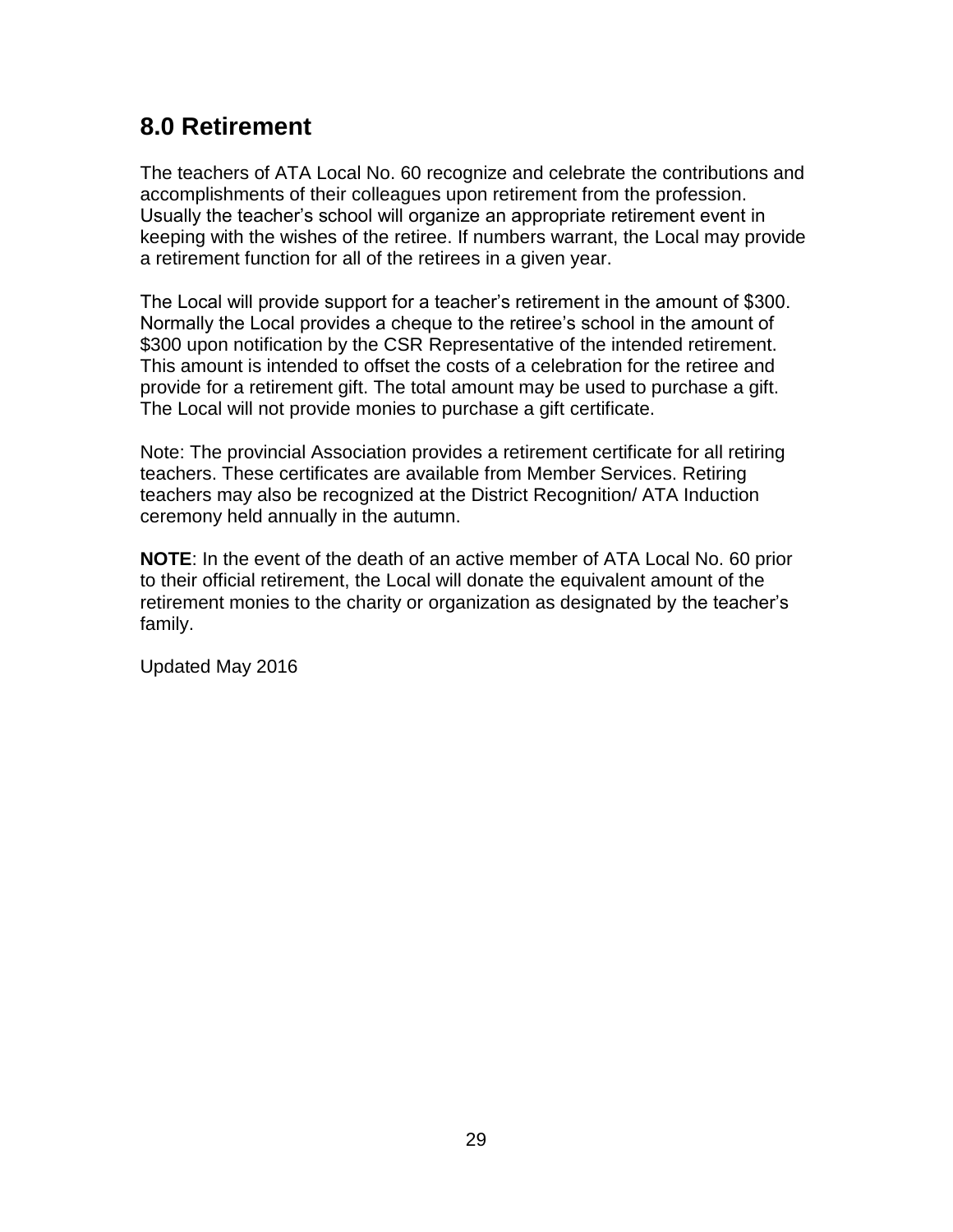## 8.0 Retirement

The teachers of ATA Local No. 60 recognize and celebrate the contributions and accomplishments of their colleagues upon retirement from the profession. Usually the teacher's school will organize an appropriate retirement event in keeping with the wishes of the retiree. If numbers warrant, the Local may provide a retirement function for all of the retirees in a given year.

The Local will provide support for a teacher's retirement in the amount of $300. Normally the Local provides a cheque to the retiree's school in the amount of $300 upon notification by the CSR Representative of the intended retirement. This amount is intended to offset the costs of a celebration for the retiree and provide for a retirement gift. The total amount may be used to purchase a gift. The Local will not provide monies to purchase a gift certificate.

Note: The provincial Association provides a retirement certificate for all retiring teachers. These certificates are available from Member Services. Retiring teachers may also be recognized at the District Recognition/ ATA Induction ceremony held annually in the autumn.

**NOTE**: In the event of the death of an active member of ATA Local No. 60 prior to their official retirement, the Local will donate the equivalent amount of the retirement monies to the charity or organization as designated by the teacher's family.

Updated May 2016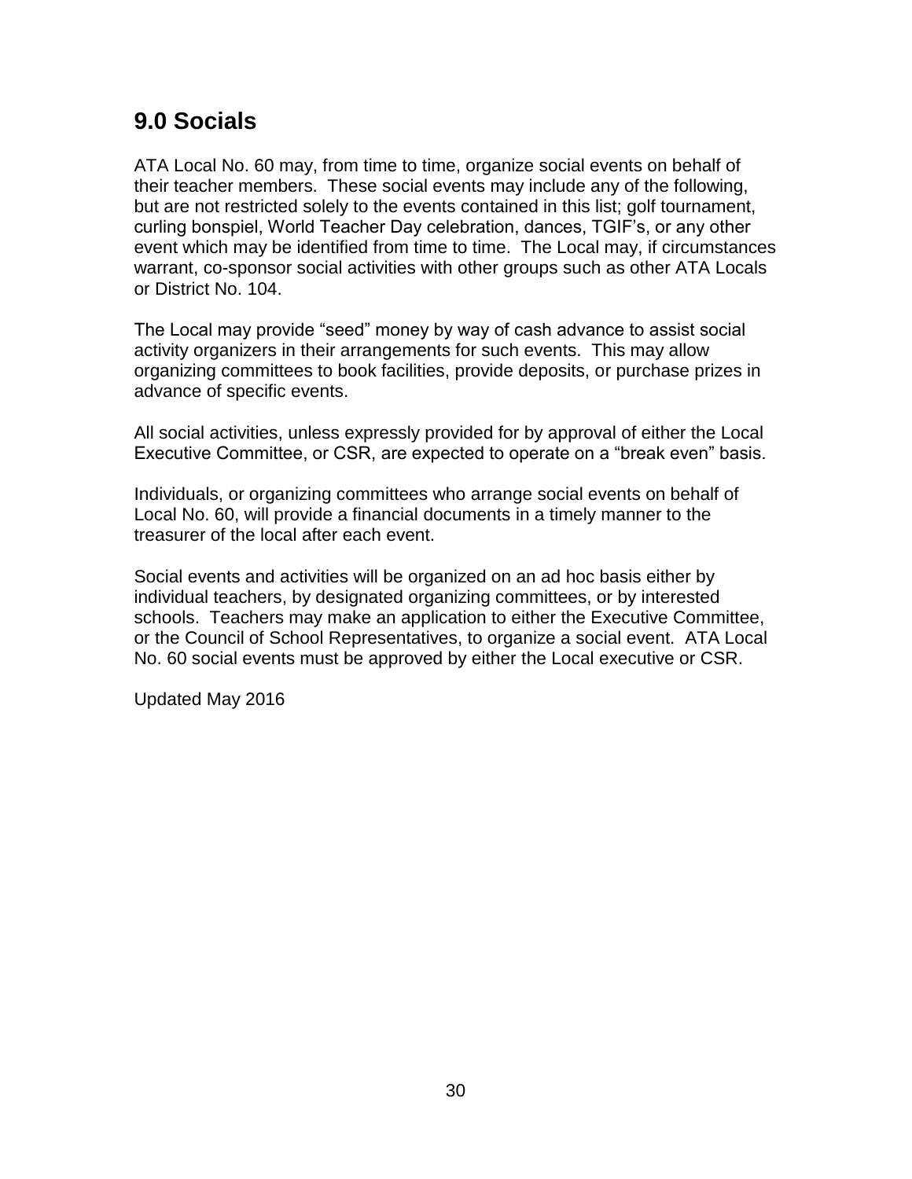## 9.0 Socials

ATA Local No. 60 may, from time to time, organize social events on behalf of their teacher members. These social events may include any of the following, but are not restricted solely to the events contained in this list; golf tournament, curling bonspiel, World Teacher Day celebration, dances, TGIF's, or any other event which may be identified from time to time. The Local may, if circumstances warrant, co-sponsor social activities with other groups such as other ATA Locals or District No. 104.

The Local may provide "seed" money by way of cash advance to assist social activity organizers in their arrangements for such events. This may allow organizing committees to book facilities, provide deposits, or purchase prizes in advance of specific events.

All social activities, unless expressly provided for by approval of either the Local Executive Committee, or CSR, are expected to operate on a "break even" basis.

Individuals, or organizing committees who arrange social events on behalf of Local No. 60, will provide a financial documents in a timely manner to the treasurer of the local after each event.

Social events and activities will be organized on an ad hoc basis either by individual teachers, by designated organizing committees, or by interested schools. Teachers may make an application to either the Executive Committee, or the Council of School Representatives, to organize a social event. ATA Local No. 60 social events must be approved by either the Local executive or CSR.

Updated May 2016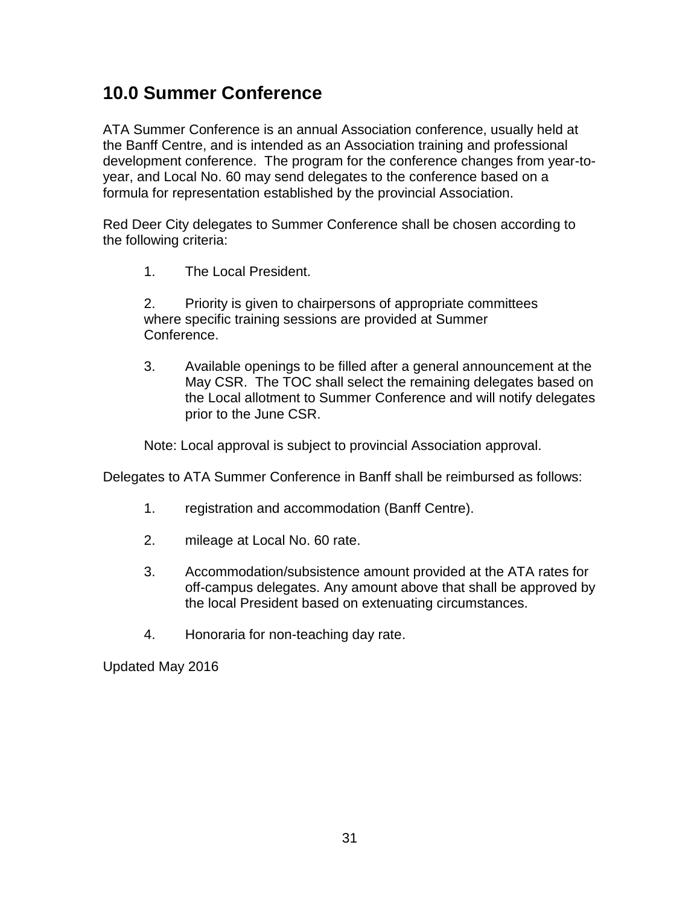## 10.0 Summer Conference

ATA Summer Conference is an annual Association conference, usually held at the Banff Centre, and is intended as an Association training and professional development conference. The program for the conference changes from year-to-year, and Local No. 60 may send delegates to the conference based on a formula for representation established by the provincial Association.

Red Deer City delegates to Summer Conference shall be chosen according to the following criteria:

1. The Local President.
2. Priority is given to chairpersons of appropriate committees where specific training sessions are provided at Summer Conference.
3. Available openings to be filled after a general announcement at the May CSR. The TOC shall select the remaining delegates based on the Local allotment to Summer Conference and will notify delegates prior to the June CSR.

Note: Local approval is subject to provincial Association approval.

Delegates to ATA Summer Conference in Banff shall be reimbursed as follows:

1. registration and accommodation (Banff Centre).
2. mileage at Local No. 60 rate.
3. Accommodation/subsistence amount provided at the ATA rates for off-campus delegates. Any amount above that shall be approved by the local President based on extenuating circumstances.
4. Honoraria for non-teaching day rate.

Updated May 2016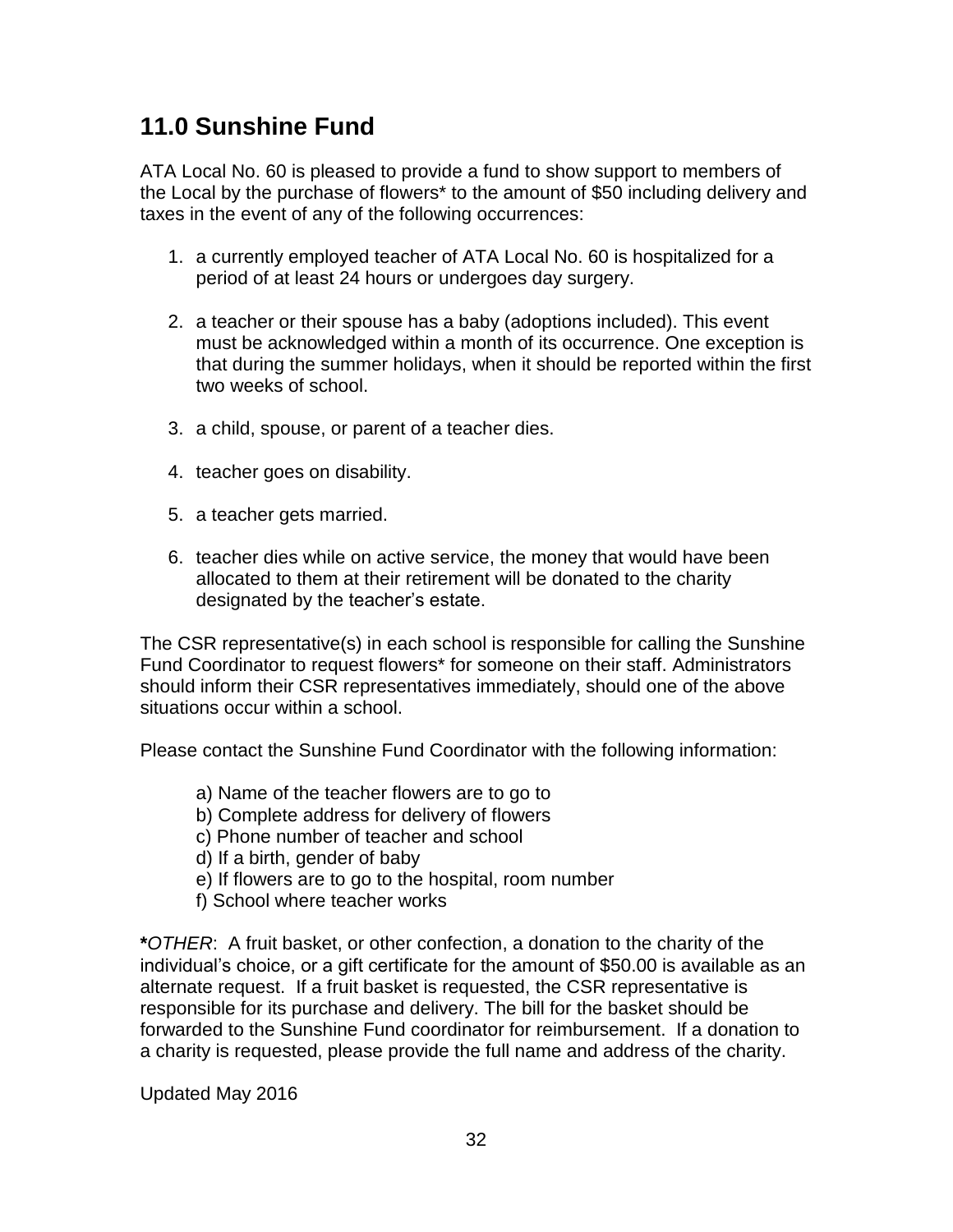## 11.0 Sunshine Fund

ATA Local No. 60 is pleased to provide a fund to show support to members of the Local by the purchase of flowers* to the amount of $50 including delivery and taxes in the event of any of the following occurrences:

1. a currently employed teacher of ATA Local No. 60 is hospitalized for a period of at least 24 hours or undergoes day surgery.
2. a teacher or their spouse has a baby (adoptions included). This event must be acknowledged within a month of its occurrence. One exception is that during the summer holidays, when it should be reported within the first two weeks of school.
3. a child, spouse, or parent of a teacher dies.
4. teacher goes on disability.
5. a teacher gets married.
6. teacher dies while on active service, the money that would have been allocated to them at their retirement will be donated to the charity designated by the teacher's estate.

The CSR representative(s) in each school is responsible for calling the Sunshine Fund Coordinator to request flowers* for someone on their staff. Administrators should inform their CSR representatives immediately, should one of the above situations occur within a school.

Please contact the Sunshine Fund Coordinator with the following information:

a) Name of the teacher flowers are to go to
b) Complete address for delivery of flowers
c) Phone number of teacher and school
d) If a birth, gender of baby
e) If flowers are to go to the hospital, room number
f) School where teacher works

**\***_OTHER_: A fruit basket, or other confection, a donation to the charity of the individual's choice, or a gift certificate for the amount of $50.00 is available as an alternate request. If a fruit basket is requested, the CSR representative is responsible for its purchase and delivery. The bill for the basket should be forwarded to the Sunshine Fund coordinator for reimbursement. If a donation to a charity is requested, please provide the full name and address of the charity.

Updated May 2016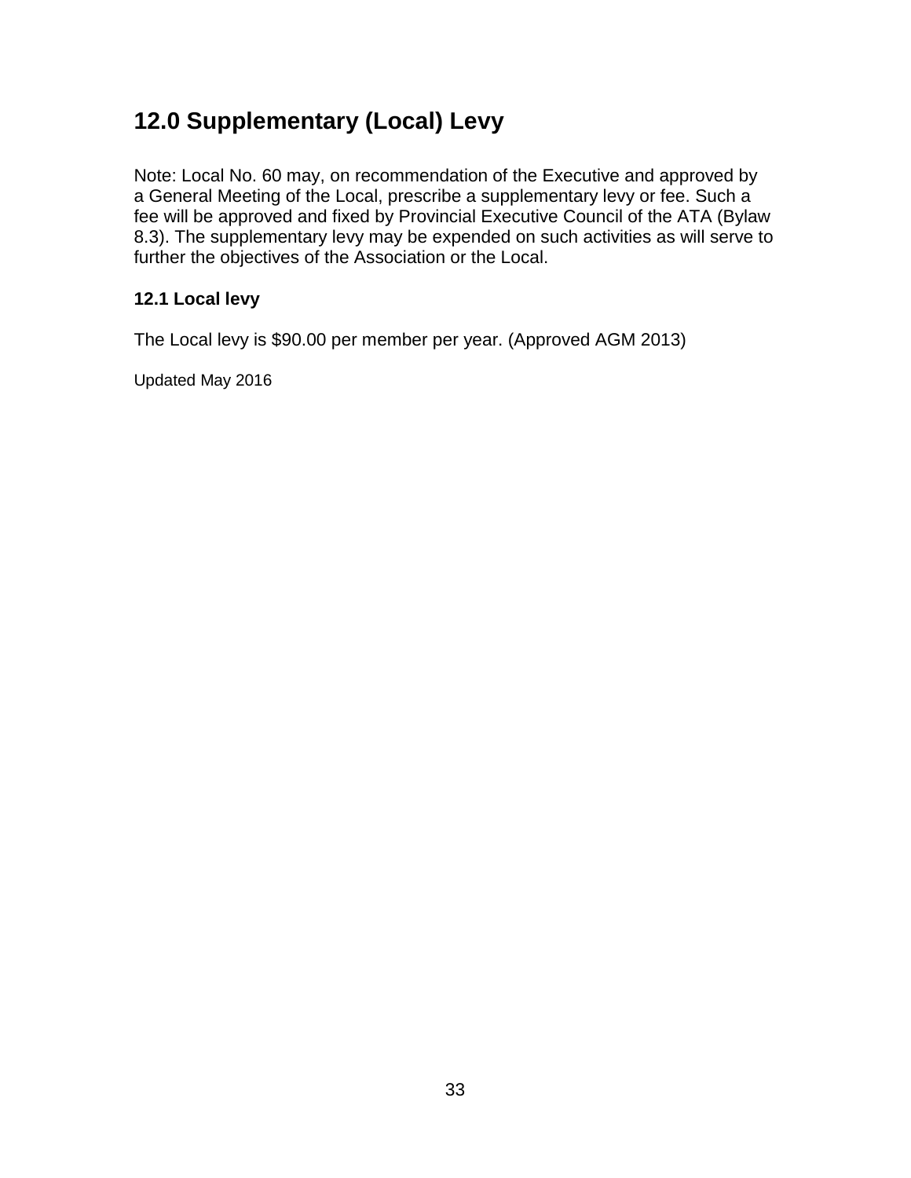## 12.0 Supplementary (Local) Levy

Note: Local No. 60 may, on recommendation of the Executive and approved by a General Meeting of the Local, prescribe a supplementary levy or fee. Such a fee will be approved and fixed by Provincial Executive Council of the ATA (Bylaw 8.3). The supplementary levy may be expended on such activities as will serve to further the objectives of the Association or the Local.

### 12.1 Local levy

The Local levy is $90.00 per member per year. (Approved AGM 2013)

Updated May 2016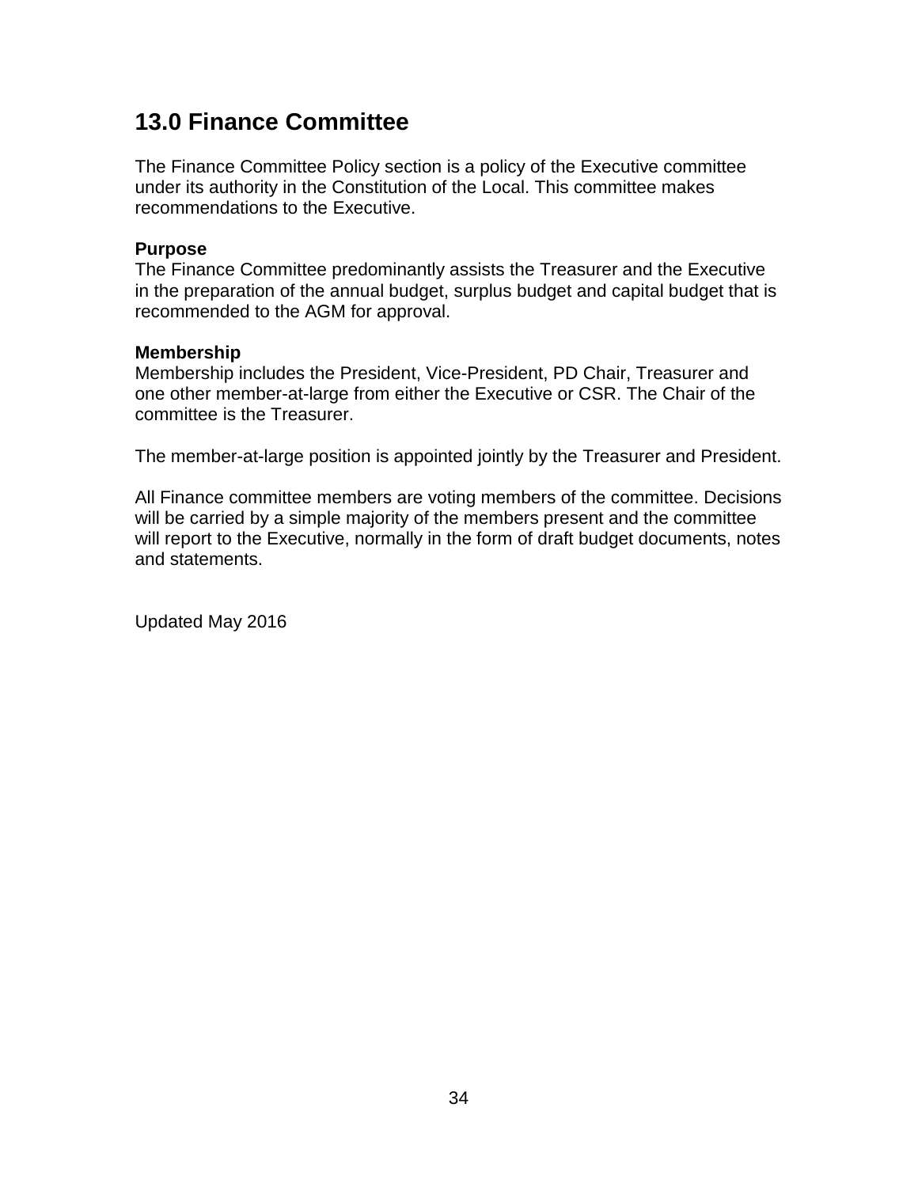## 13.0 Finance Committee

The Finance Committee Policy section is a policy of the Executive committee under its authority in the Constitution of the Local. This committee makes recommendations to the Executive.

**Purpose**
The Finance Committee predominantly assists the Treasurer and the Executive in the preparation of the annual budget, surplus budget and capital budget that is recommended to the AGM for approval.

**Membership**
Membership includes the President, Vice-President, PD Chair, Treasurer and one other member-at-large from either the Executive or CSR. The Chair of the committee is the Treasurer.

The member-at-large position is appointed jointly by the Treasurer and President.

All Finance committee members are voting members of the committee. Decisions will be carried by a simple majority of the members present and the committee will report to the Executive, normally in the form of draft budget documents, notes and statements.

Updated May 2016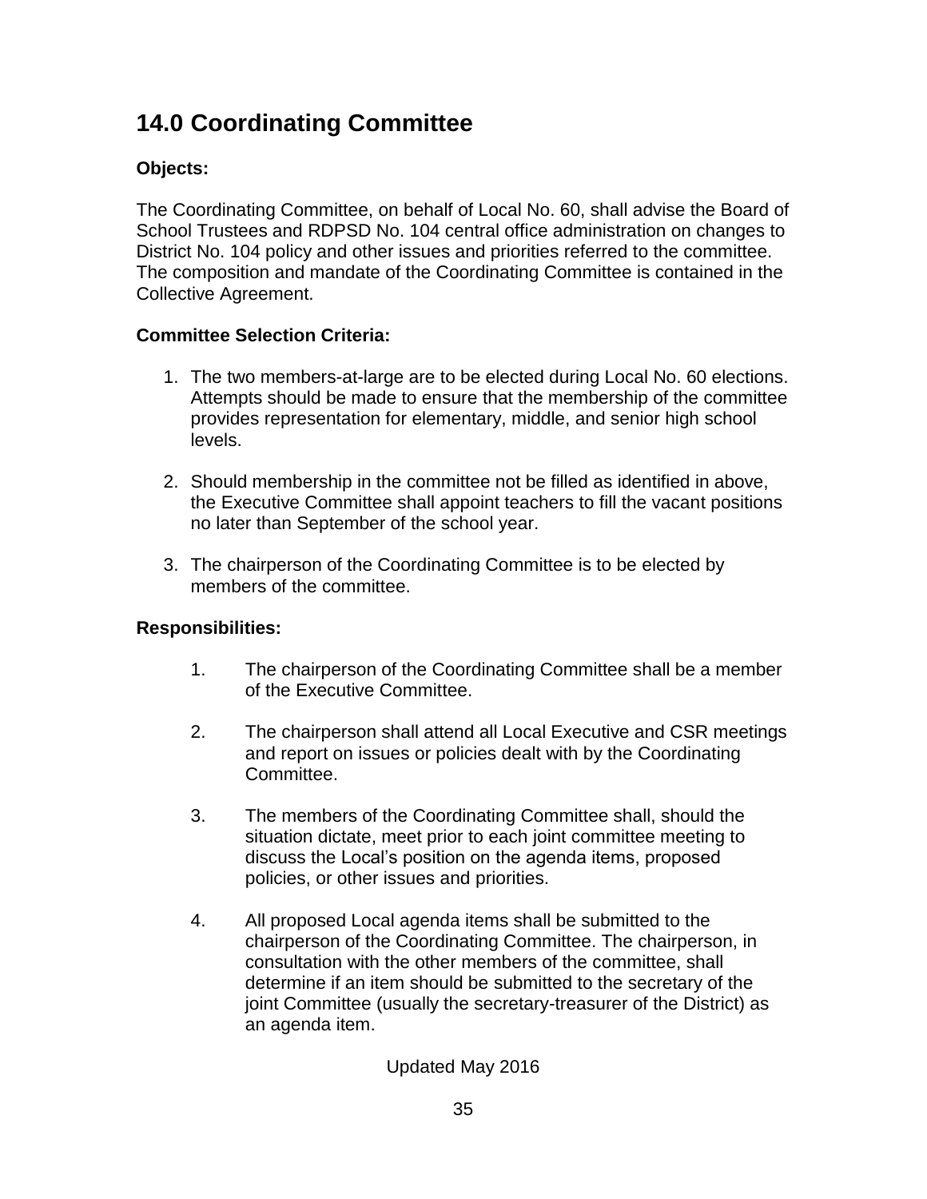# 14.0 Coordinating Committee

**Objects:**

The Coordinating Committee, on behalf of Local No. 60, shall advise the Board of School Trustees and RDPSD No. 104 central office administration on changes to District No. 104 policy and other issues and priorities referred to the committee. The composition and mandate of the Coordinating Committee is contained in the Collective Agreement.

**Committee Selection Criteria:**

1. The two members-at-large are to be elected during Local No. 60 elections. Attempts should be made to ensure that the membership of the committee provides representation for elementary, middle, and senior high school levels.

2. Should membership in the committee not be filled as identified in above, the Executive Committee shall appoint teachers to fill the vacant positions no later than September of the school year.

3. The chairperson of the Coordinating Committee is to be elected by members of the committee.

**Responsibilities:**

1. The chairperson of the Coordinating Committee shall be a member of the Executive Committee.

2. The chairperson shall attend all Local Executive and CSR meetings and report on issues or policies dealt with by the Coordinating Committee.

3. The members of the Coordinating Committee shall, should the situation dictate, meet prior to each joint committee meeting to discuss the Local's position on the agenda items, proposed policies, or other issues and priorities.

4. All proposed Local agenda items shall be submitted to the chairperson of the Coordinating Committee. The chairperson, in consultation with the other members of the committee, shall determine if an item should be submitted to the secretary of the joint Committee (usually the secretary-treasurer of the District) as an agenda item.

Updated May 2016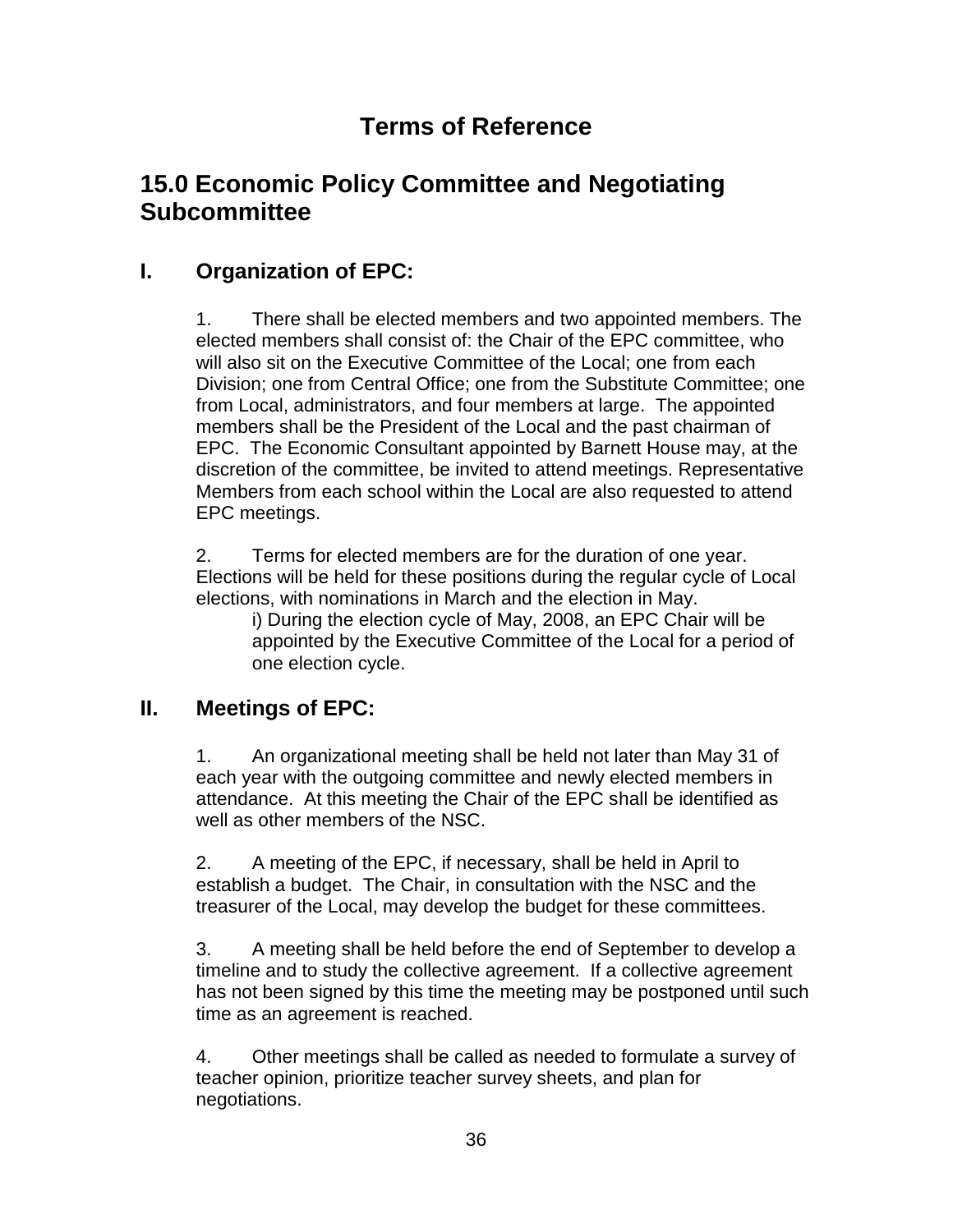# Terms of Reference

## 15.0 Economic Policy Committee and Negotiating Subcommittee

### I. Organization of EPC:

1. There shall be elected members and two appointed members. The elected members shall consist of: the Chair of the EPC committee, who will also sit on the Executive Committee of the Local; one from each Division; one from Central Office; one from the Substitute Committee; one from Local, administrators, and four members at large. The appointed members shall be the President of the Local and the past chairman of EPC. The Economic Consultant appointed by Barnett House may, at the discretion of the committee, be invited to attend meetings. Representative Members from each school within the Local are also requested to attend EPC meetings.

2. Terms for elected members are for the duration of one year. Elections will be held for these positions during the regular cycle of Local elections, with nominations in March and the election in May.

   i) During the election cycle of May, 2008, an EPC Chair will be appointed by the Executive Committee of the Local for a period of one election cycle.

### II. Meetings of EPC:

1. An organizational meeting shall be held not later than May 31 of each year with the outgoing committee and newly elected members in attendance. At this meeting the Chair of the EPC shall be identified as well as other members of the NSC.

2. A meeting of the EPC, if necessary, shall be held in April to establish a budget. The Chair, in consultation with the NSC and the treasurer of the Local, may develop the budget for these committees.

3. A meeting shall be held before the end of September to develop a timeline and to study the collective agreement. If a collective agreement has not been signed by this time the meeting may be postponed until such time as an agreement is reached.

4. Other meetings shall be called as needed to formulate a survey of teacher opinion, prioritize teacher survey sheets, and plan for negotiations.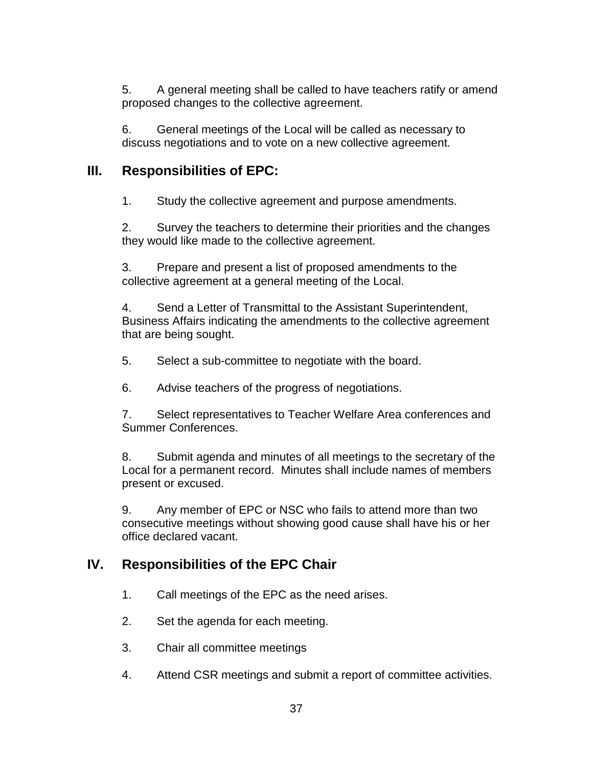5. A general meeting shall be called to have teachers ratify or amend proposed changes to the collective agreement.

6. General meetings of the Local will be called as necessary to discuss negotiations and to vote on a new collective agreement.

## III. Responsibilities of EPC:

1. Study the collective agreement and purpose amendments.

2. Survey the teachers to determine their priorities and the changes they would like made to the collective agreement.

3. Prepare and present a list of proposed amendments to the collective agreement at a general meeting of the Local.

4. Send a Letter of Transmittal to the Assistant Superintendent, Business Affairs indicating the amendments to the collective agreement that are being sought.

5. Select a sub-committee to negotiate with the board.

6. Advise teachers of the progress of negotiations.

7. Select representatives to Teacher Welfare Area conferences and Summer Conferences.

8. Submit agenda and minutes of all meetings to the secretary of the Local for a permanent record. Minutes shall include names of members present or excused.

9. Any member of EPC or NSC who fails to attend more than two consecutive meetings without showing good cause shall have his or her office declared vacant.

## IV. Responsibilities of the EPC Chair

1. Call meetings of the EPC as the need arises.

2. Set the agenda for each meeting.

3. Chair all committee meetings

4. Attend CSR meetings and submit a report of committee activities.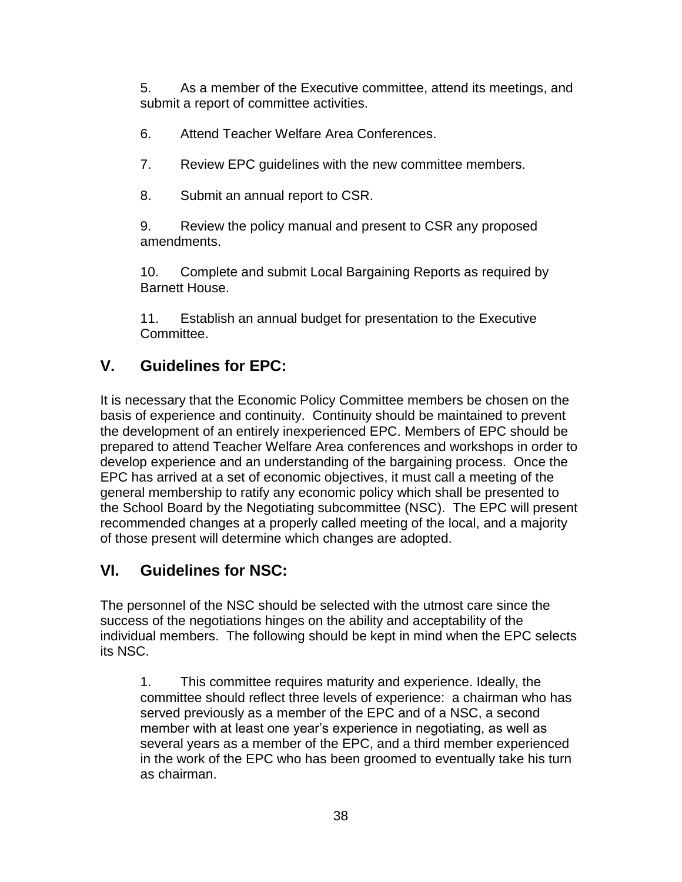5. As a member of the Executive committee, attend its meetings, and submit a report of committee activities.

6. Attend Teacher Welfare Area Conferences.

7. Review EPC guidelines with the new committee members.

8. Submit an annual report to CSR.

9. Review the policy manual and present to CSR any proposed amendments.

10. Complete and submit Local Bargaining Reports as required by Barnett House.

11. Establish an annual budget for presentation to the Executive Committee.

## V. Guidelines for EPC:

It is necessary that the Economic Policy Committee members be chosen on the basis of experience and continuity. Continuity should be maintained to prevent the development of an entirely inexperienced EPC. Members of EPC should be prepared to attend Teacher Welfare Area conferences and workshops in order to develop experience and an understanding of the bargaining process. Once the EPC has arrived at a set of economic objectives, it must call a meeting of the general membership to ratify any economic policy which shall be presented to the School Board by the Negotiating subcommittee (NSC). The EPC will present recommended changes at a properly called meeting of the local, and a majority of those present will determine which changes are adopted.

## VI. Guidelines for NSC:

The personnel of the NSC should be selected with the utmost care since the success of the negotiations hinges on the ability and acceptability of the individual members. The following should be kept in mind when the EPC selects its NSC.

1. This committee requires maturity and experience. Ideally, the committee should reflect three levels of experience: a chairman who has served previously as a member of the EPC and of a NSC, a second member with at least one year's experience in negotiating, as well as several years as a member of the EPC, and a third member experienced in the work of the EPC who has been groomed to eventually take his turn as chairman.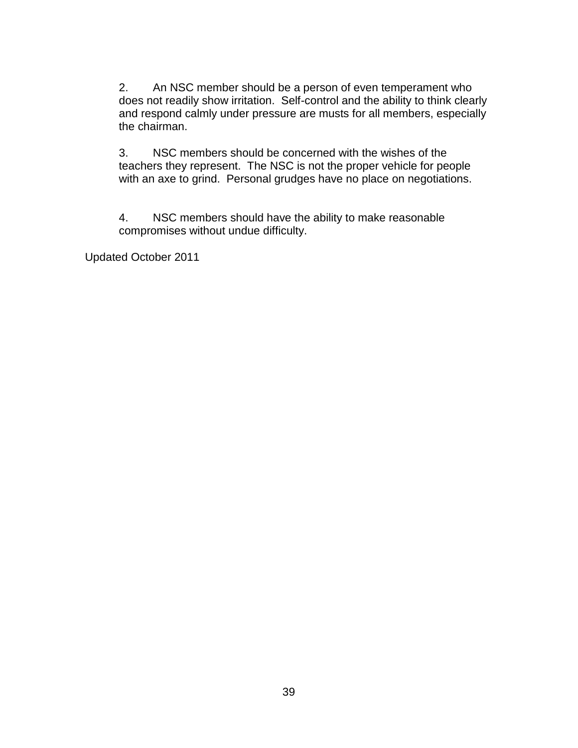2. An NSC member should be a person of even temperament who does not readily show irritation. Self-control and the ability to think clearly and respond calmly under pressure are musts for all members, especially the chairman.

3. NSC members should be concerned with the wishes of the teachers they represent. The NSC is not the proper vehicle for people with an axe to grind. Personal grudges have no place on negotiations.

4. NSC members should have the ability to make reasonable compromises without undue difficulty.

Updated October 2011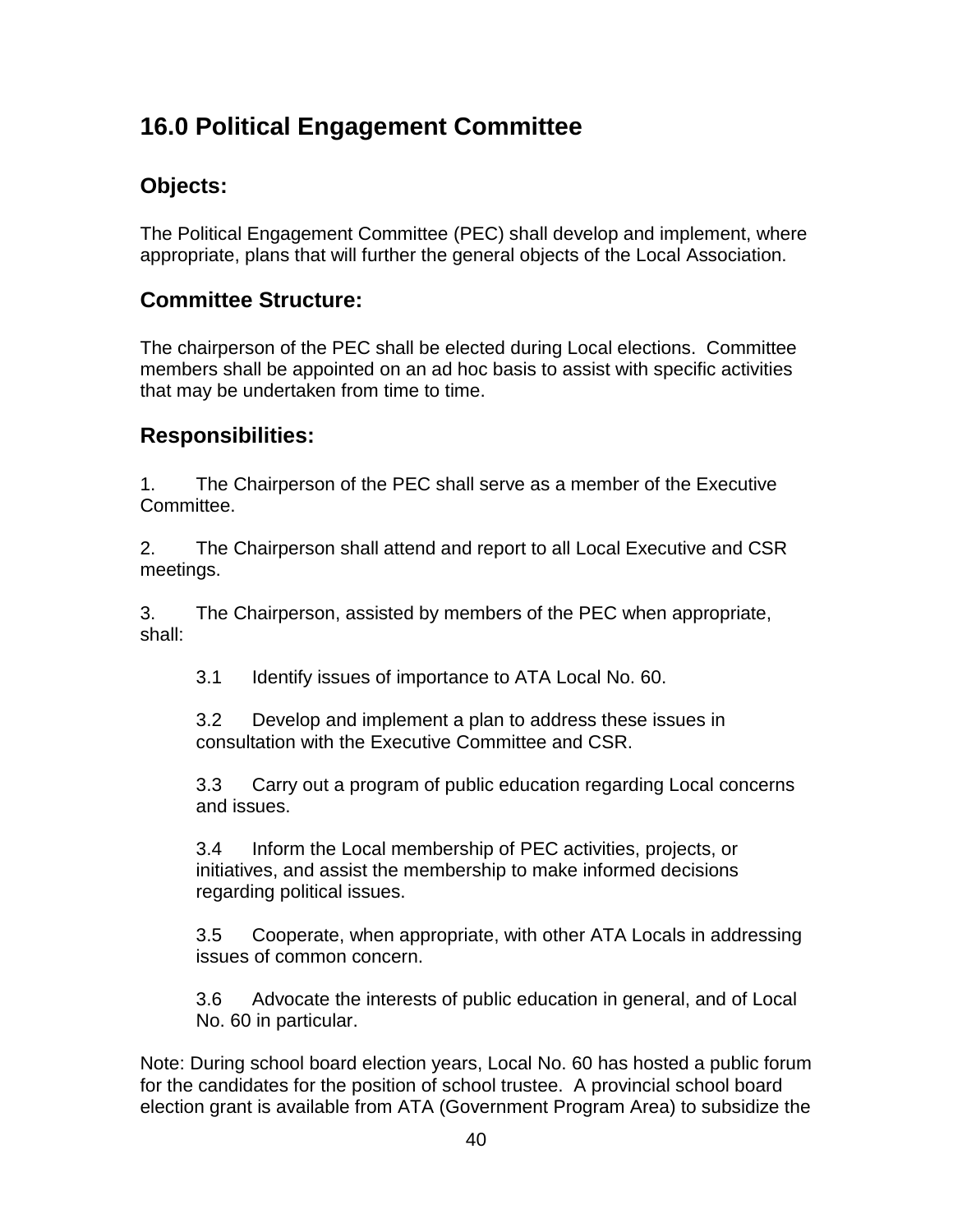## 16.0 Political Engagement Committee

### Objects:

The Political Engagement Committee (PEC) shall develop and implement, where appropriate, plans that will further the general objects of the Local Association.

### Committee Structure:

The chairperson of the PEC shall be elected during Local elections. Committee members shall be appointed on an ad hoc basis to assist with specific activities that may be undertaken from time to time.

### Responsibilities:

1. The Chairperson of the PEC shall serve as a member of the Executive Committee.

2. The Chairperson shall attend and report to all Local Executive and CSR meetings.

3. The Chairperson, assisted by members of the PEC when appropriate, shall:

   3.1 Identify issues of importance to ATA Local No. 60.

   3.2 Develop and implement a plan to address these issues in consultation with the Executive Committee and CSR.

   3.3 Carry out a program of public education regarding Local concerns and issues.

   3.4 Inform the Local membership of PEC activities, projects, or initiatives, and assist the membership to make informed decisions regarding political issues.

   3.5 Cooperate, when appropriate, with other ATA Locals in addressing issues of common concern.

   3.6 Advocate the interests of public education in general, and of Local No. 60 in particular.

Note: During school board election years, Local No. 60 has hosted a public forum for the candidates for the position of school trustee. A provincial school board election grant is available from ATA (Government Program Area) to subsidize the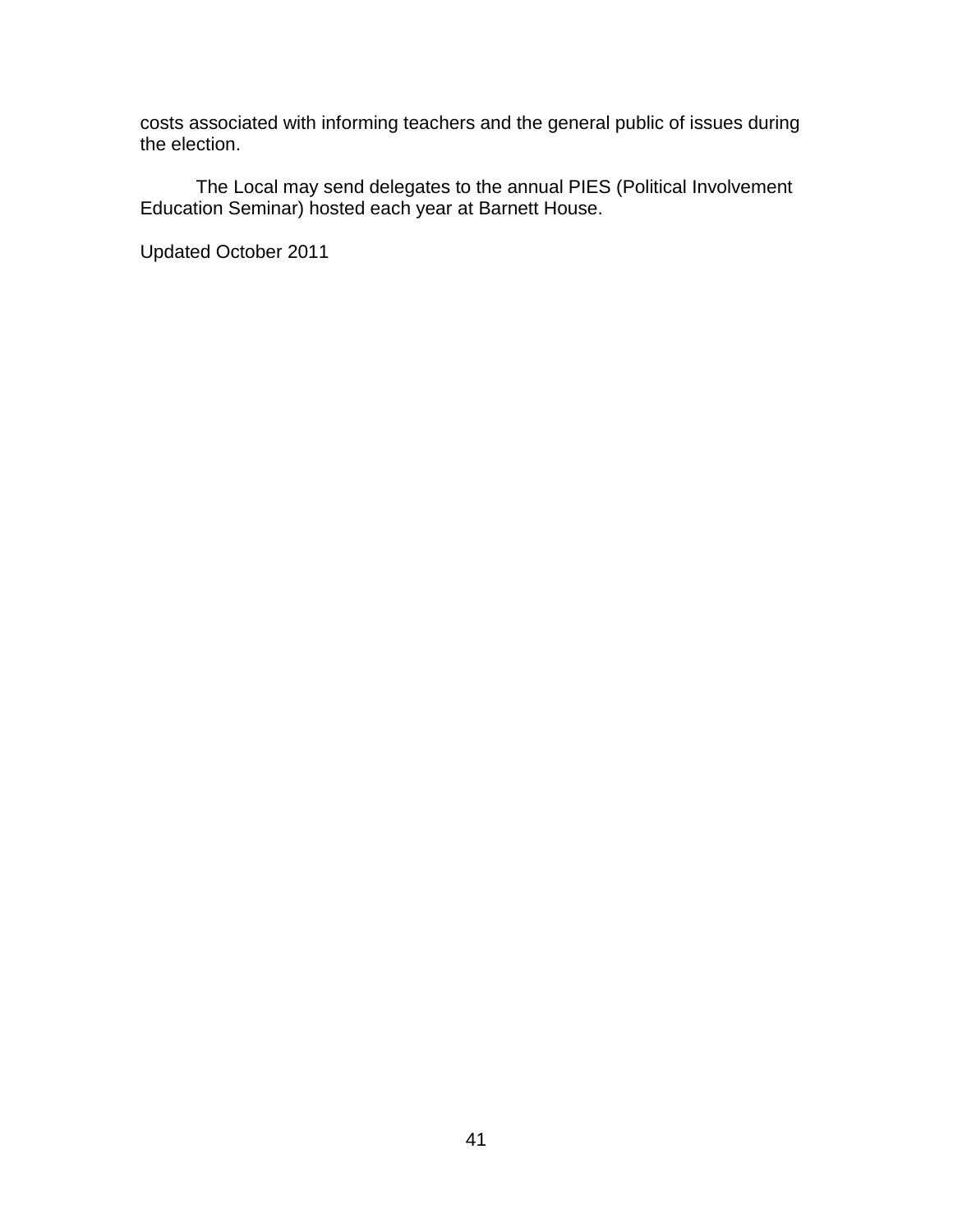costs associated with informing teachers and the general public of issues during the election.

The Local may send delegates to the annual PIES (Political Involvement Education Seminar) hosted each year at Barnett House.

Updated October 2011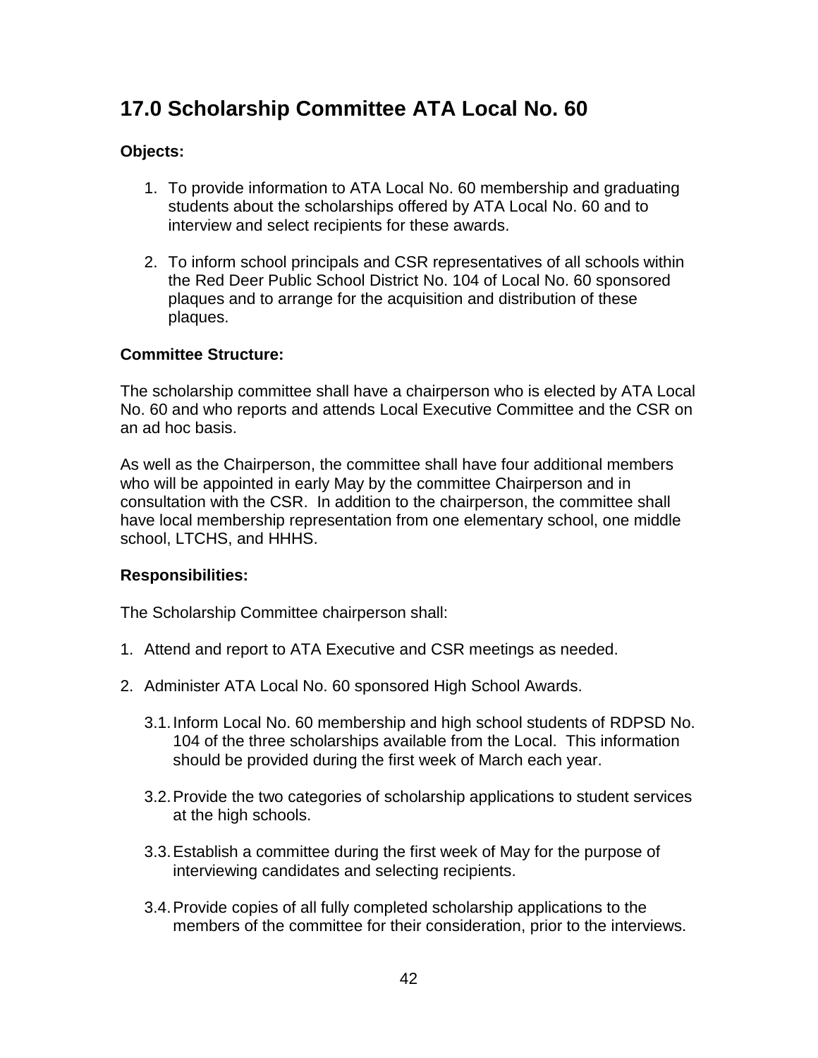## 17.0 Scholarship Committee ATA Local No. 60

**Objects:**

1. To provide information to ATA Local No. 60 membership and graduating students about the scholarships offered by ATA Local No. 60 and to interview and select recipients for these awards.

2. To inform school principals and CSR representatives of all schools within the Red Deer Public School District No. 104 of Local No. 60 sponsored plaques and to arrange for the acquisition and distribution of these plaques.

**Committee Structure:**

The scholarship committee shall have a chairperson who is elected by ATA Local No. 60 and who reports and attends Local Executive Committee and the CSR on an ad hoc basis.

As well as the Chairperson, the committee shall have four additional members who will be appointed in early May by the committee Chairperson and in consultation with the CSR. In addition to the chairperson, the committee shall have local membership representation from one elementary school, one middle school, LTCHS, and HHHS.

**Responsibilities:**

The Scholarship Committee chairperson shall:

1. Attend and report to ATA Executive and CSR meetings as needed.

2. Administer ATA Local No. 60 sponsored High School Awards.

   3.1. Inform Local No. 60 membership and high school students of RDPSD No. 104 of the three scholarships available from the Local. This information should be provided during the first week of March each year.

   3.2. Provide the two categories of scholarship applications to student services at the high schools.

   3.3. Establish a committee during the first week of May for the purpose of interviewing candidates and selecting recipients.

   3.4. Provide copies of all fully completed scholarship applications to the members of the committee for their consideration, prior to the interviews.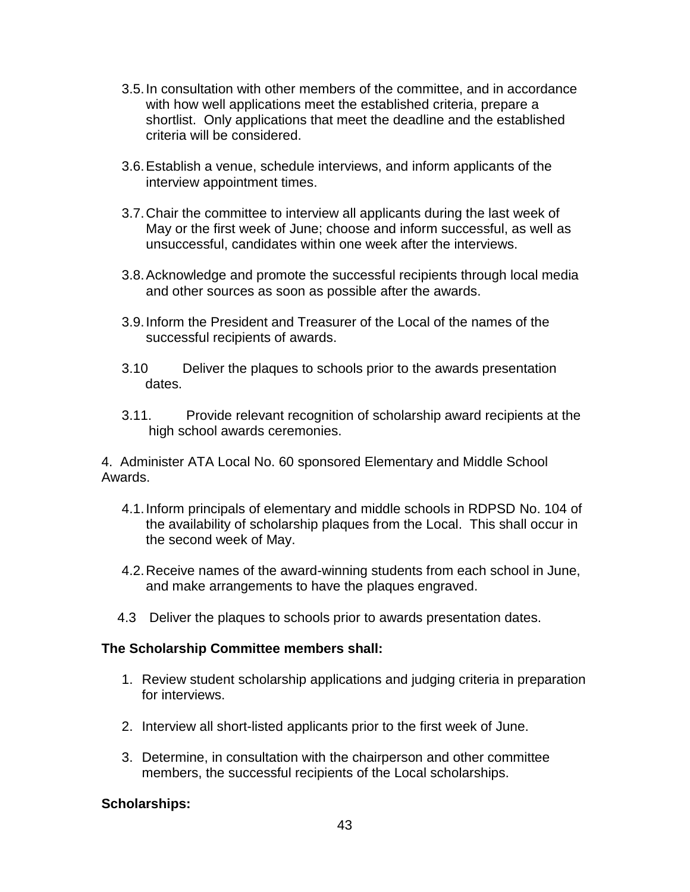3.5. In consultation with other members of the committee, and in accordance with how well applications meet the established criteria, prepare a shortlist. Only applications that meet the deadline and the established criteria will be considered.

3.6. Establish a venue, schedule interviews, and inform applicants of the interview appointment times.

3.7. Chair the committee to interview all applicants during the last week of May or the first week of June; choose and inform successful, as well as unsuccessful, candidates within one week after the interviews.

3.8. Acknowledge and promote the successful recipients through local media and other sources as soon as possible after the awards.

3.9. Inform the President and Treasurer of the Local of the names of the successful recipients of awards.

3.10 Deliver the plaques to schools prior to the awards presentation dates.

3.11. Provide relevant recognition of scholarship award recipients at the high school awards ceremonies.

4. Administer ATA Local No. 60 sponsored Elementary and Middle School Awards.

4.1. Inform principals of elementary and middle schools in RDPSD No. 104 of the availability of scholarship plaques from the Local. This shall occur in the second week of May.

4.2. Receive names of the award-winning students from each school in June, and make arrangements to have the plaques engraved.

4.3 Deliver the plaques to schools prior to awards presentation dates.

**The Scholarship Committee members shall:**

1. Review student scholarship applications and judging criteria in preparation for interviews.
2. Interview all short-listed applicants prior to the first week of June.
3. Determine, in consultation with the chairperson and other committee members, the successful recipients of the Local scholarships.

**Scholarships:**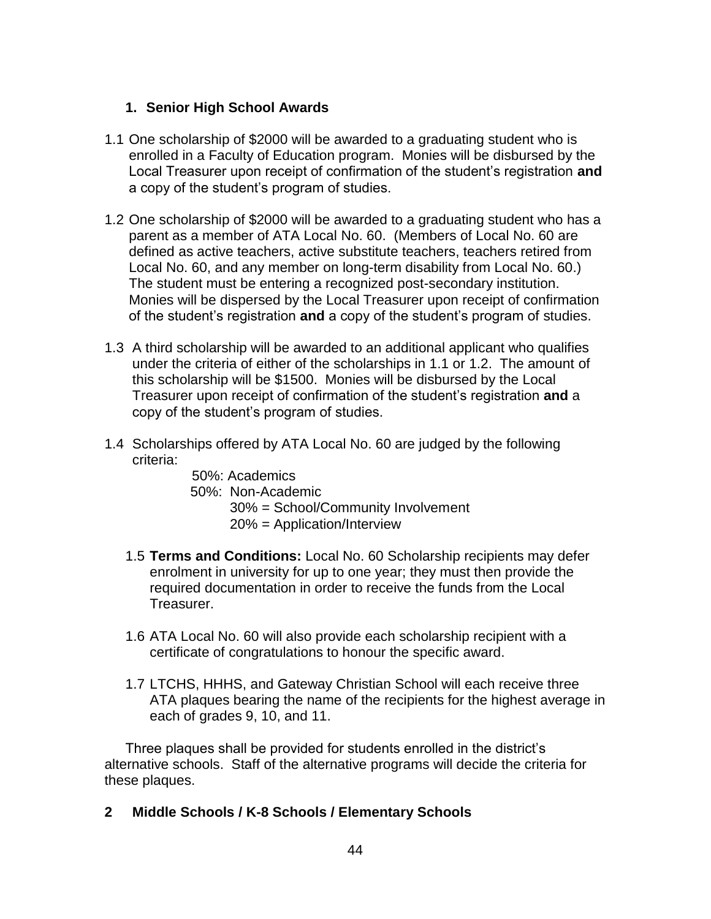## 1. Senior High School Awards

1.1 One scholarship of $2000 will be awarded to a graduating student who is enrolled in a Faculty of Education program. Monies will be disbursed by the Local Treasurer upon receipt of confirmation of the student's registration **and** a copy of the student's program of studies.

1.2 One scholarship of $2000 will be awarded to a graduating student who has a parent as a member of ATA Local No. 60. (Members of Local No. 60 are defined as active teachers, active substitute teachers, teachers retired from Local No. 60, and any member on long-term disability from Local No. 60.) The student must be entering a recognized post-secondary institution. Monies will be dispersed by the Local Treasurer upon receipt of confirmation of the student's registration **and** a copy of the student's program of studies.

1.3 A third scholarship will be awarded to an additional applicant who qualifies under the criteria of either of the scholarships in 1.1 or 1.2. The amount of this scholarship will be $1500. Monies will be disbursed by the Local Treasurer upon receipt of confirmation of the student's registration **and** a copy of the student's program of studies.

1.4 Scholarships offered by ATA Local No. 60 are judged by the following criteria:

- 50%: Academics
- 50%: Non-Academic
  - 30% = School/Community Involvement
  - 20% = Application/Interview

1.5 **Terms and Conditions:** Local No. 60 Scholarship recipients may defer enrolment in university for up to one year; they must then provide the required documentation in order to receive the funds from the Local Treasurer.

1.6 ATA Local No. 60 will also provide each scholarship recipient with a certificate of congratulations to honour the specific award.

1.7 LTCHS, HHHS, and Gateway Christian School will each receive three ATA plaques bearing the name of the recipients for the highest average in each of grades 9, 10, and 11.

Three plaques shall be provided for students enrolled in the district's alternative schools. Staff of the alternative programs will decide the criteria for these plaques.

## 2 Middle Schools / K-8 Schools / Elementary Schools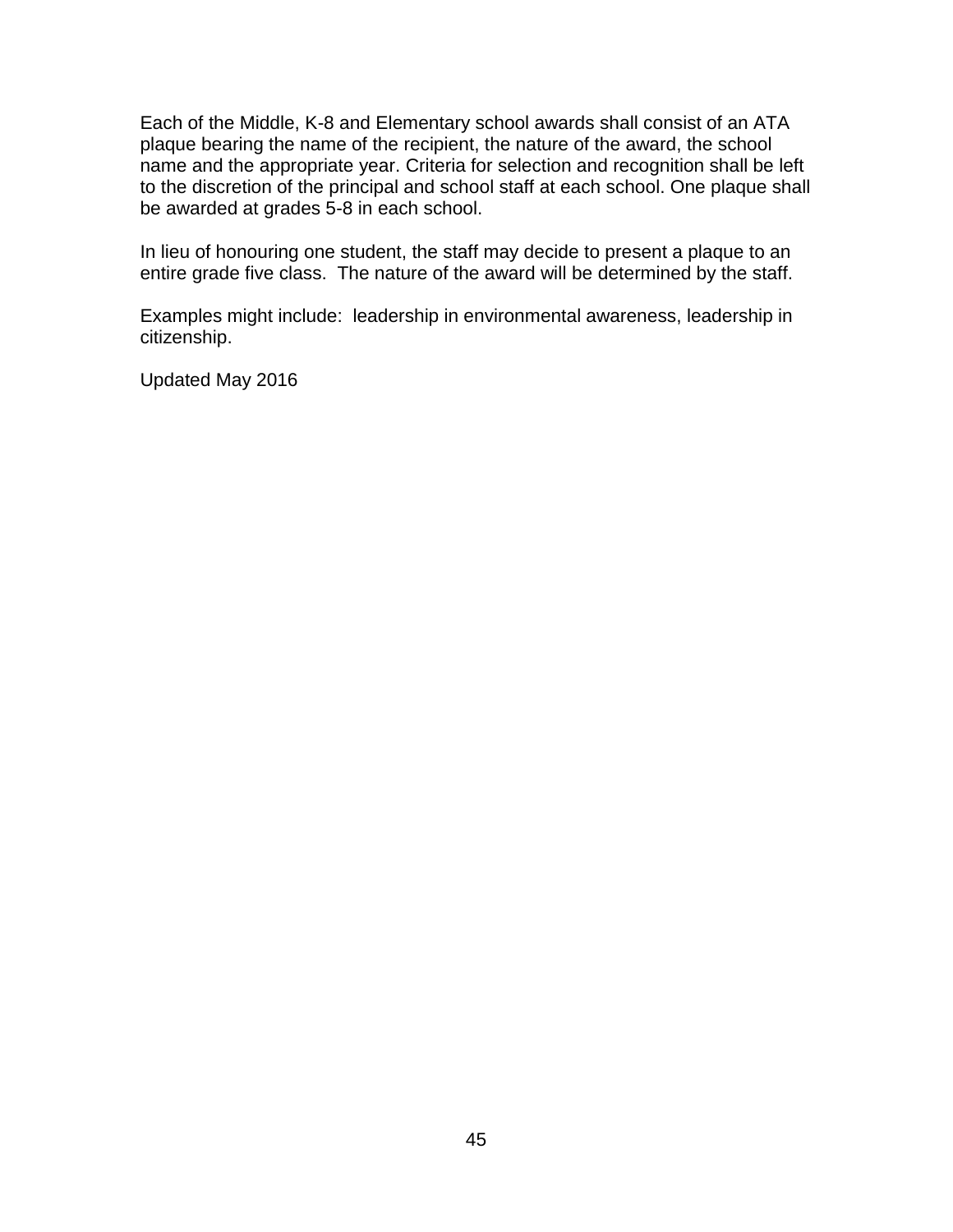Each of the Middle, K-8 and Elementary school awards shall consist of an ATA plaque bearing the name of the recipient, the nature of the award, the school name and the appropriate year. Criteria for selection and recognition shall be left to the discretion of the principal and school staff at each school. One plaque shall be awarded at grades 5-8 in each school.

In lieu of honouring one student, the staff may decide to present a plaque to an entire grade five class. The nature of the award will be determined by the staff.

Examples might include: leadership in environmental awareness, leadership in citizenship.

Updated May 2016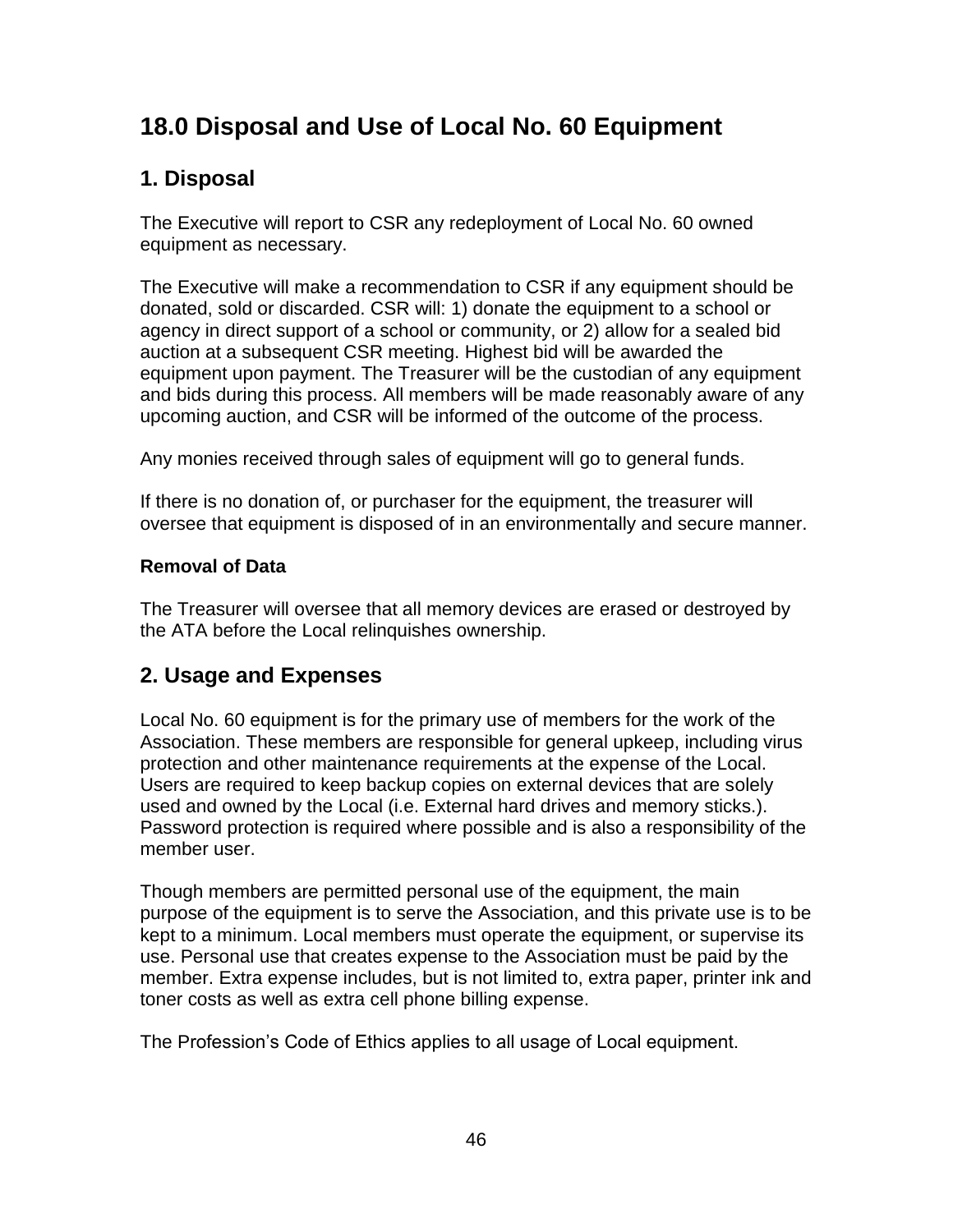# 18.0 Disposal and Use of Local No. 60 Equipment

## 1. Disposal

The Executive will report to CSR any redeployment of Local No. 60 owned equipment as necessary.

The Executive will make a recommendation to CSR if any equipment should be donated, sold or discarded. CSR will: 1) donate the equipment to a school or agency in direct support of a school or community, or 2) allow for a sealed bid auction at a subsequent CSR meeting. Highest bid will be awarded the equipment upon payment. The Treasurer will be the custodian of any equipment and bids during this process. All members will be made reasonably aware of any upcoming auction, and CSR will be informed of the outcome of the process.

Any monies received through sales of equipment will go to general funds.

If there is no donation of, or purchaser for the equipment, the treasurer will oversee that equipment is disposed of in an environmentally and secure manner.

**Removal of Data**

The Treasurer will oversee that all memory devices are erased or destroyed by the ATA before the Local relinquishes ownership.

## 2. Usage and Expenses

Local No. 60 equipment is for the primary use of members for the work of the Association. These members are responsible for general upkeep, including virus protection and other maintenance requirements at the expense of the Local. Users are required to keep backup copies on external devices that are solely used and owned by the Local (i.e. External hard drives and memory sticks.). Password protection is required where possible and is also a responsibility of the member user.

Though members are permitted personal use of the equipment, the main purpose of the equipment is to serve the Association, and this private use is to be kept to a minimum. Local members must operate the equipment, or supervise its use. Personal use that creates expense to the Association must be paid by the member. Extra expense includes, but is not limited to, extra paper, printer ink and toner costs as well as extra cell phone billing expense.

The Profession's Code of Ethics applies to all usage of Local equipment.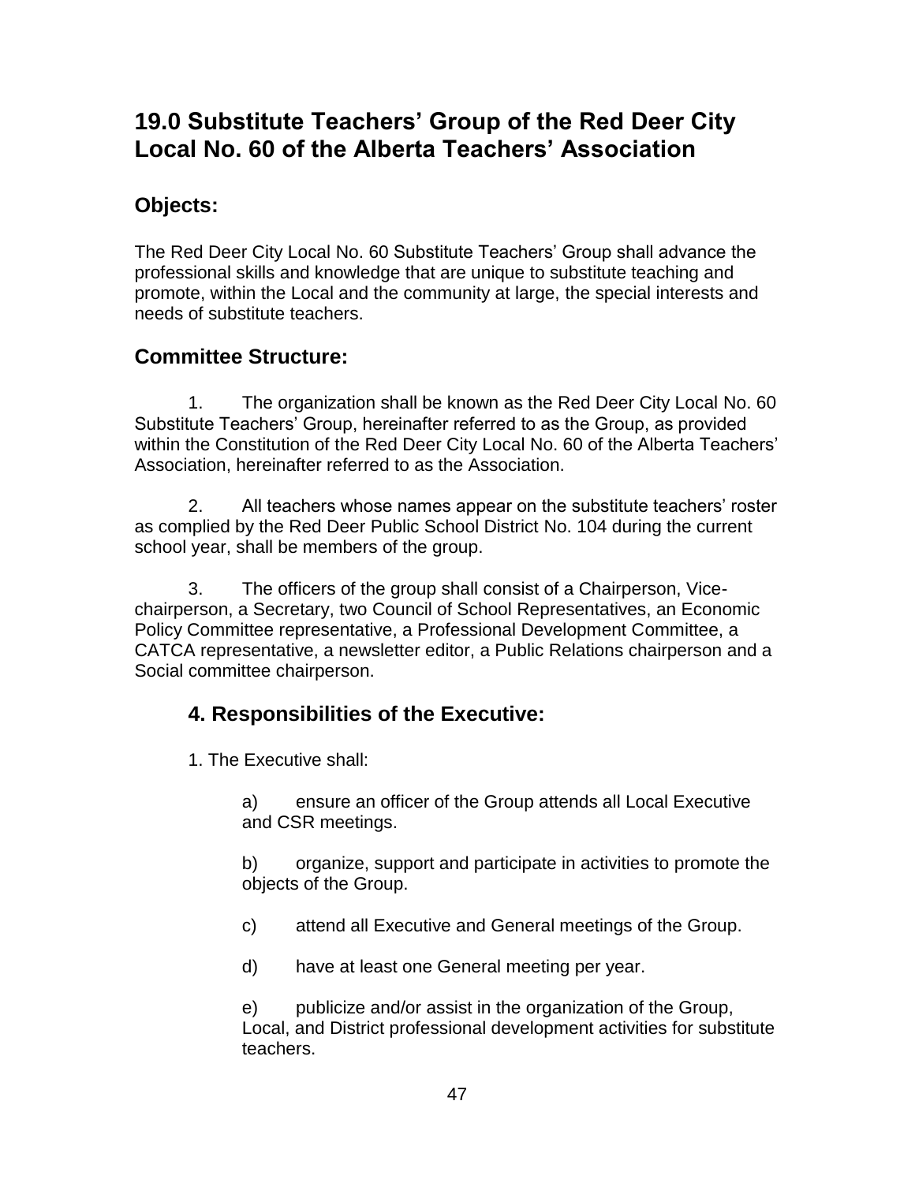## 19.0 Substitute Teachers' Group of the Red Deer City Local No. 60 of the Alberta Teachers' Association

### Objects:

The Red Deer City Local No. 60 Substitute Teachers' Group shall advance the professional skills and knowledge that are unique to substitute teaching and promote, within the Local and the community at large, the special interests and needs of substitute teachers.

### Committee Structure:

1. The organization shall be known as the Red Deer City Local No. 60 Substitute Teachers' Group, hereinafter referred to as the Group, as provided within the Constitution of the Red Deer City Local No. 60 of the Alberta Teachers' Association, hereinafter referred to as the Association.

2. All teachers whose names appear on the substitute teachers' roster as complied by the Red Deer Public School District No. 104 during the current school year, shall be members of the group.

3. The officers of the group shall consist of a Chairperson, Vice-chairperson, a Secretary, two Council of School Representatives, an Economic Policy Committee representative, a Professional Development Committee, a CATCA representative, a newsletter editor, a Public Relations chairperson and a Social committee chairperson.

### 4. Responsibilities of the Executive:

1. The Executive shall:

   a) ensure an officer of the Group attends all Local Executive and CSR meetings.

   b) organize, support and participate in activities to promote the objects of the Group.

   c) attend all Executive and General meetings of the Group.

   d) have at least one General meeting per year.

   e) publicize and/or assist in the organization of the Group, Local, and District professional development activities for substitute teachers.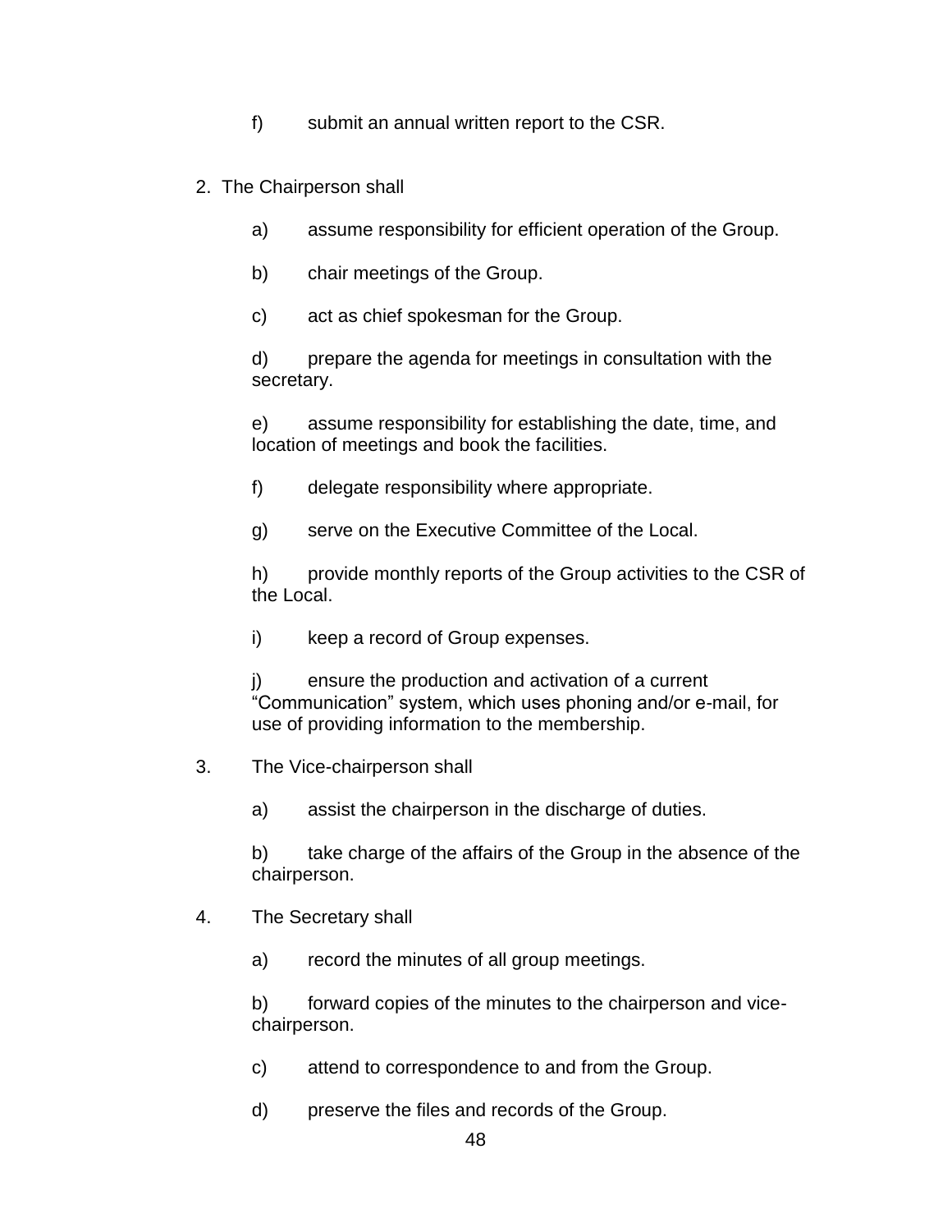f) submit an annual written report to the CSR.

2. The Chairperson shall

   a) assume responsibility for efficient operation of the Group.

   b) chair meetings of the Group.

   c) act as chief spokesman for the Group.

   d) prepare the agenda for meetings in consultation with the secretary.

   e) assume responsibility for establishing the date, time, and location of meetings and book the facilities.

   f) delegate responsibility where appropriate.

   g) serve on the Executive Committee of the Local.

   h) provide monthly reports of the Group activities to the CSR of the Local.

   i) keep a record of Group expenses.

   j) ensure the production and activation of a current "Communication" system, which uses phoning and/or e-mail, for use of providing information to the membership.

3. The Vice-chairperson shall

   a) assist the chairperson in the discharge of duties.

   b) take charge of the affairs of the Group in the absence of the chairperson.

4. The Secretary shall

   a) record the minutes of all group meetings.

   b) forward copies of the minutes to the chairperson and vice-chairperson.

   c) attend to correspondence to and from the Group.

   d) preserve the files and records of the Group.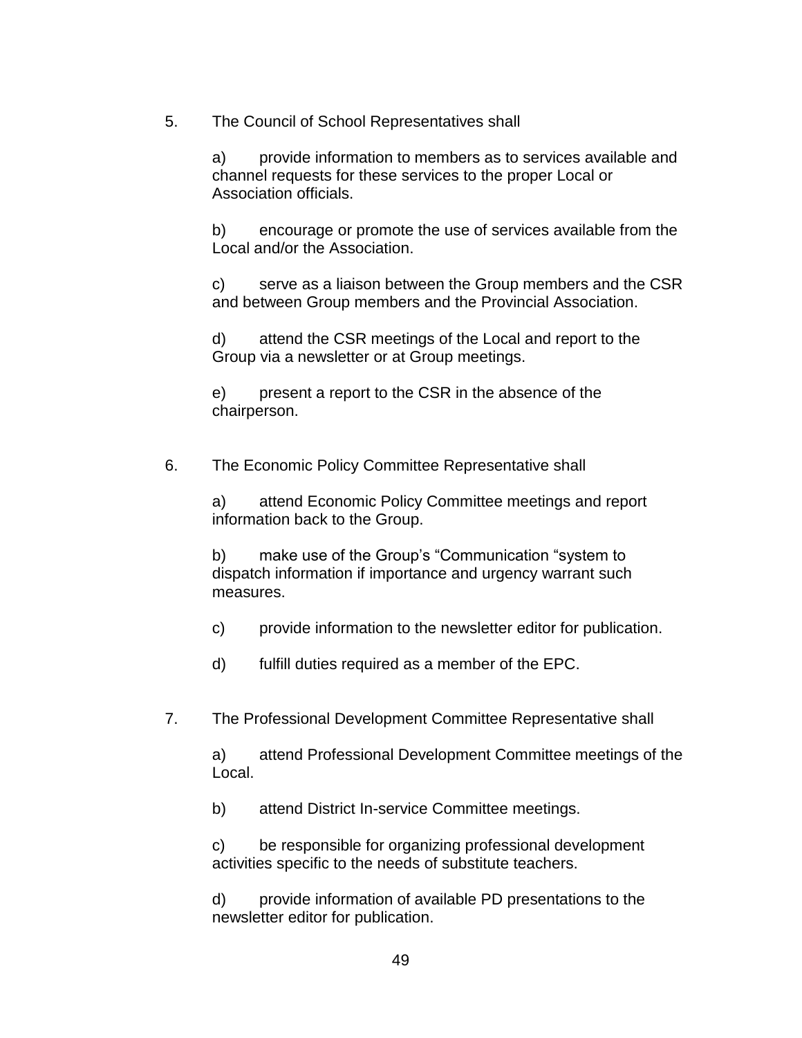5. The Council of School Representatives shall

    a) provide information to members as to services available and channel requests for these services to the proper Local or Association officials.

    b) encourage or promote the use of services available from the Local and/or the Association.

    c) serve as a liaison between the Group members and the CSR and between Group members and the Provincial Association.

    d) attend the CSR meetings of the Local and report to the Group via a newsletter or at Group meetings.

    e) present a report to the CSR in the absence of the chairperson.

6. The Economic Policy Committee Representative shall

    a) attend Economic Policy Committee meetings and report information back to the Group.

    b) make use of the Group's "Communication "system to dispatch information if importance and urgency warrant such measures.

    c) provide information to the newsletter editor for publication.

    d) fulfill duties required as a member of the EPC.

7. The Professional Development Committee Representative shall

    a) attend Professional Development Committee meetings of the Local.

    b) attend District In-service Committee meetings.

    c) be responsible for organizing professional development activities specific to the needs of substitute teachers.

    d) provide information of available PD presentations to the newsletter editor for publication.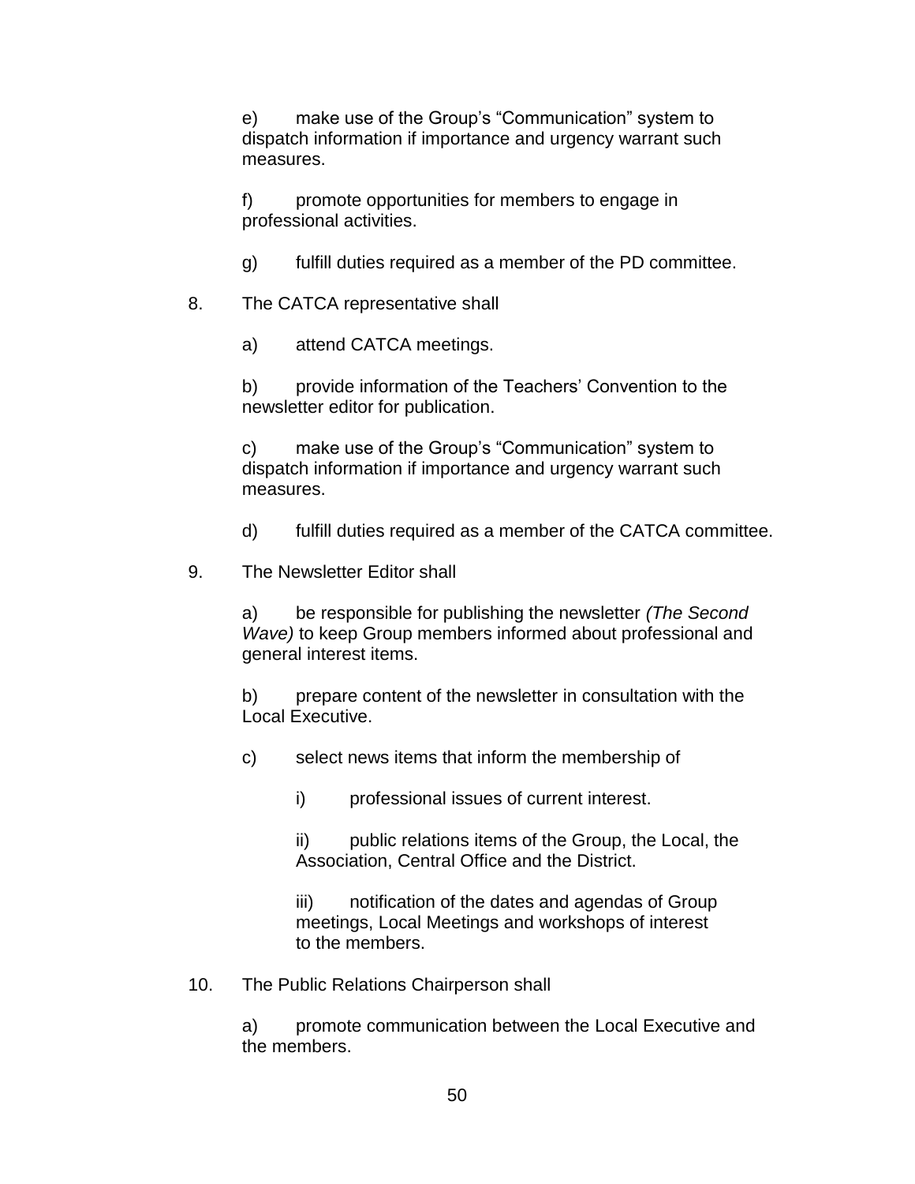e) make use of the Group's "Communication" system to dispatch information if importance and urgency warrant such measures.

f) promote opportunities for members to engage in professional activities.

g) fulfill duties required as a member of the PD committee.

8. The CATCA representative shall

   a) attend CATCA meetings.

   b) provide information of the Teachers' Convention to the newsletter editor for publication.

   c) make use of the Group's "Communication" system to dispatch information if importance and urgency warrant such measures.

   d) fulfill duties required as a member of the CATCA committee.

9. The Newsletter Editor shall

   a) be responsible for publishing the newsletter *(The Second Wave)* to keep Group members informed about professional and general interest items.

   b) prepare content of the newsletter in consultation with the Local Executive.

   c) select news items that inform the membership of

      i) professional issues of current interest.

      ii) public relations items of the Group, the Local, the Association, Central Office and the District.

      iii) notification of the dates and agendas of Group meetings, Local Meetings and workshops of interest to the members.

10. The Public Relations Chairperson shall

    a) promote communication between the Local Executive and the members.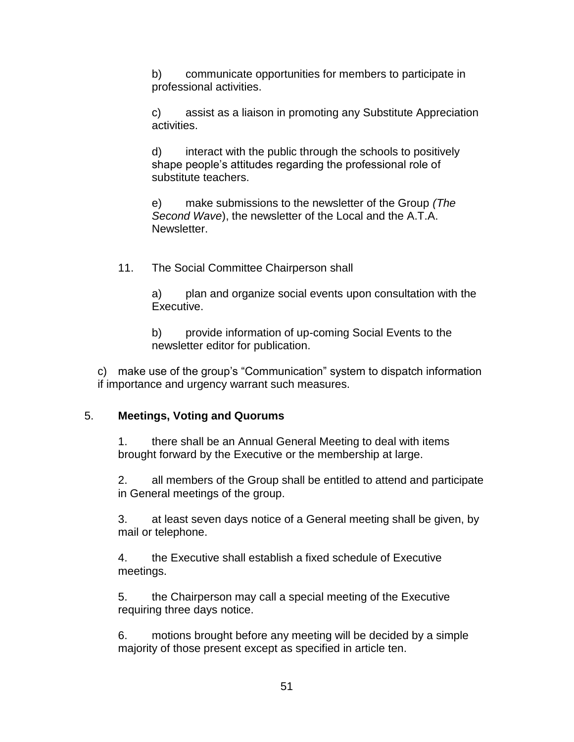b) communicate opportunities for members to participate in professional activities.

c) assist as a liaison in promoting any Substitute Appreciation activities.

d) interact with the public through the schools to positively shape people's attitudes regarding the professional role of substitute teachers.

e) make submissions to the newsletter of the Group *(The Second Wave*), the newsletter of the Local and the A.T.A. Newsletter.

11. The Social Committee Chairperson shall

a) plan and organize social events upon consultation with the Executive.

b) provide information of up-coming Social Events to the newsletter editor for publication.

c) make use of the group's "Communication" system to dispatch information if importance and urgency warrant such measures.

5. **Meetings, Voting and Quorums**

1. there shall be an Annual General Meeting to deal with items brought forward by the Executive or the membership at large.

2. all members of the Group shall be entitled to attend and participate in General meetings of the group.

3. at least seven days notice of a General meeting shall be given, by mail or telephone.

4. the Executive shall establish a fixed schedule of Executive meetings.

5. the Chairperson may call a special meeting of the Executive requiring three days notice.

6. motions brought before any meeting will be decided by a simple majority of those present except as specified in article ten.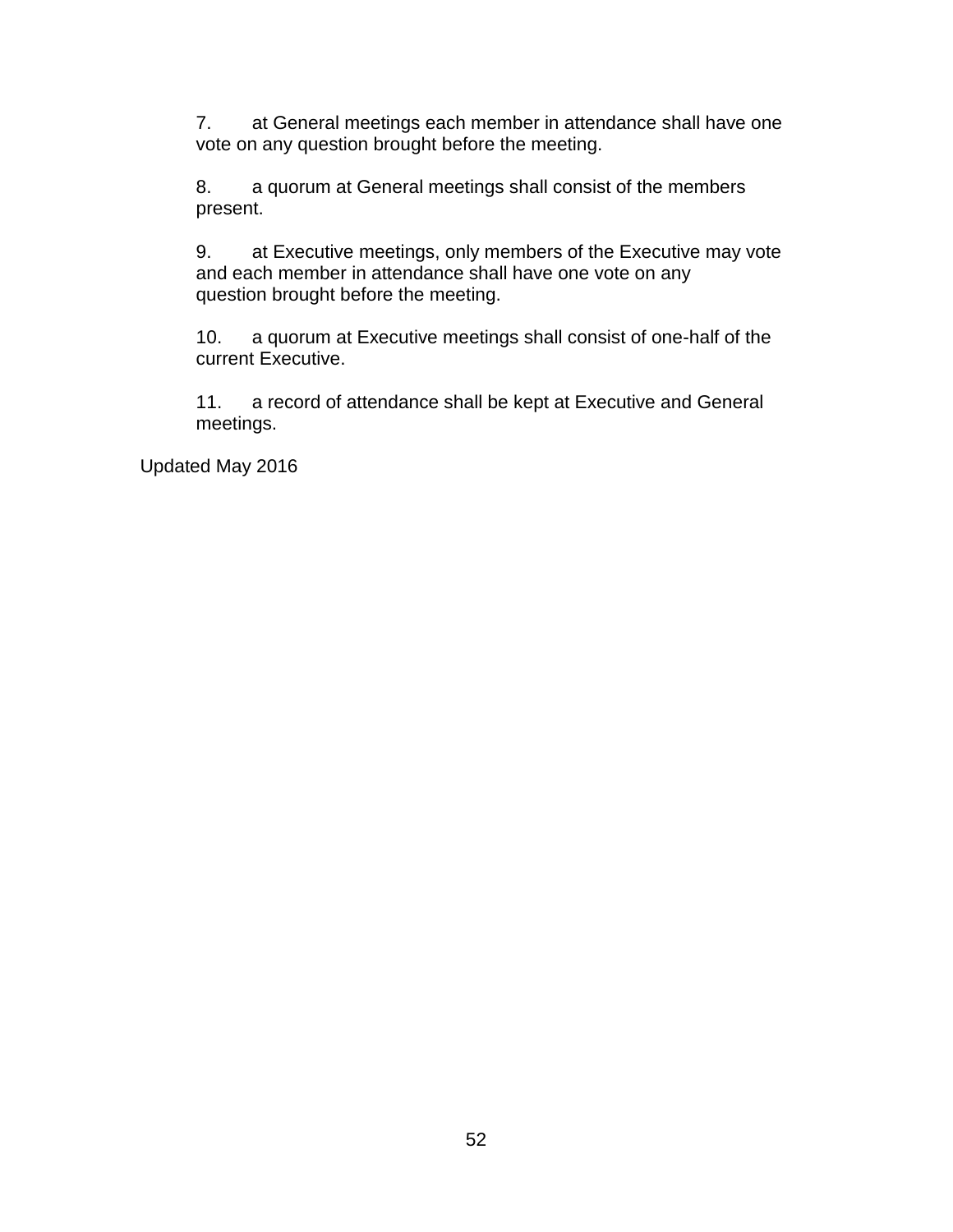7. at General meetings each member in attendance shall have one vote on any question brought before the meeting.

8. a quorum at General meetings shall consist of the members present.

9. at Executive meetings, only members of the Executive may vote and each member in attendance shall have one vote on any question brought before the meeting.

10. a quorum at Executive meetings shall consist of one-half of the current Executive.

11. a record of attendance shall be kept at Executive and General meetings.

Updated May 2016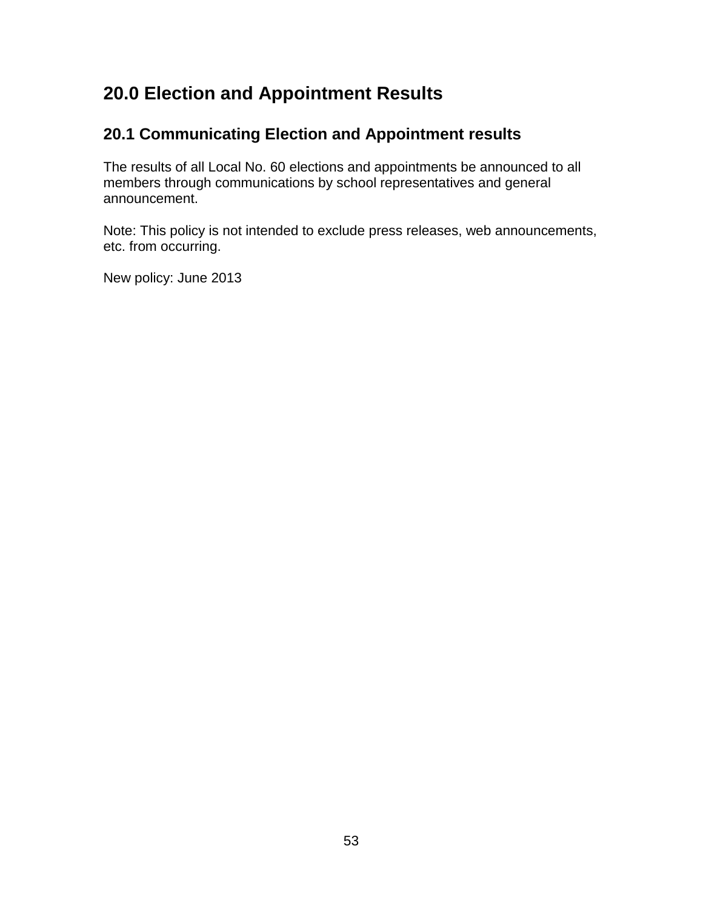# 20.0 Election and Appointment Results

## 20.1 Communicating Election and Appointment results

The results of all Local No. 60 elections and appointments be announced to all members through communications by school representatives and general announcement.

Note: This policy is not intended to exclude press releases, web announcements, etc. from occurring.

New policy: June 2013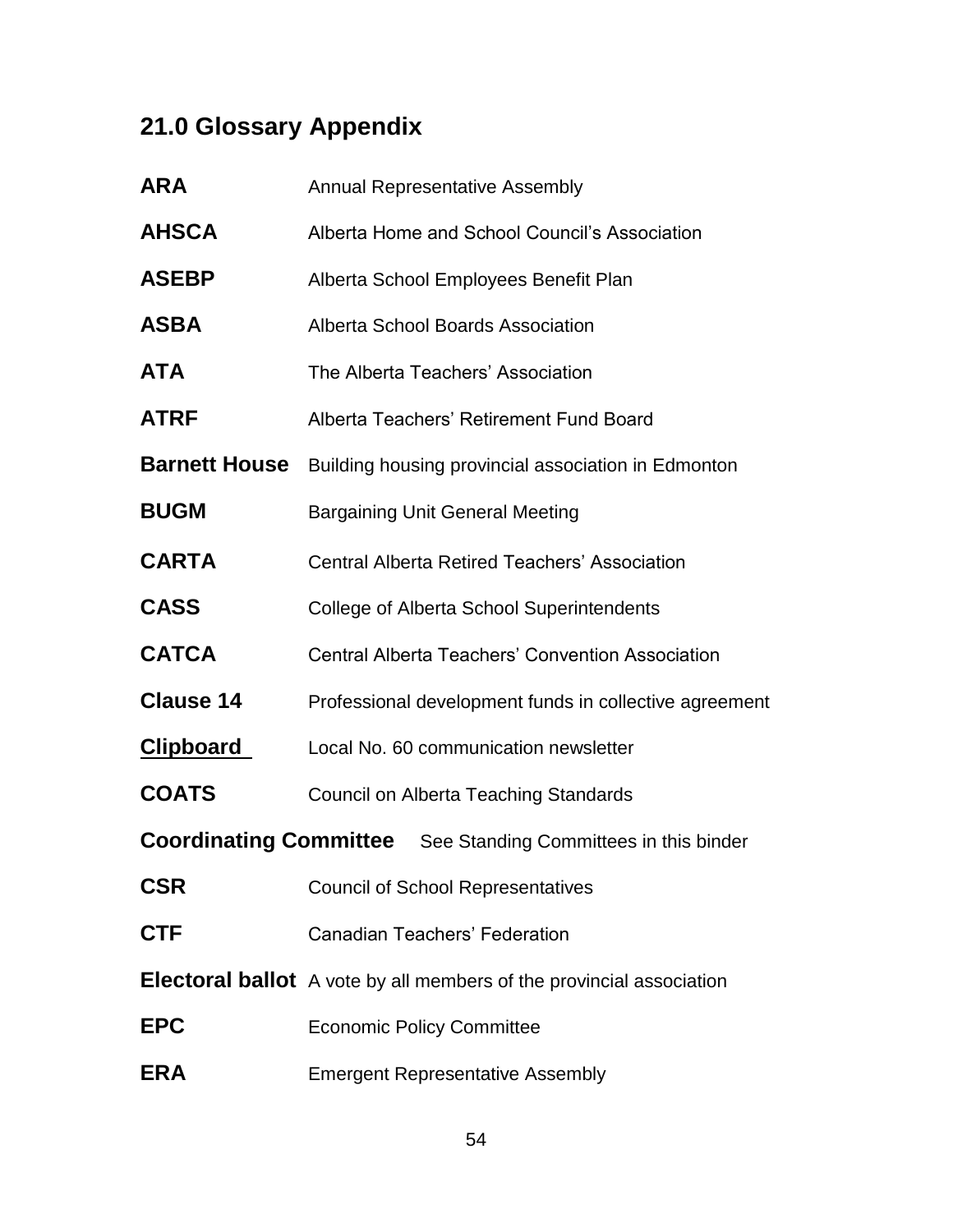## 21.0 Glossary Appendix

**ARA** Annual Representative Assembly

**AHSCA** Alberta Home and School Council's Association

**ASEBP** Alberta School Employees Benefit Plan

**ASBA** Alberta School Boards Association

**ATA** The Alberta Teachers' Association

**ATRF** Alberta Teachers' Retirement Fund Board

**Barnett House** Building housing provincial association in Edmonton

**BUGM** Bargaining Unit General Meeting

**CARTA** Central Alberta Retired Teachers' Association

**CASS** College of Alberta School Superintendents

**CATCA** Central Alberta Teachers' Convention Association

**Clause 14** Professional development funds in collective agreement

**<u>Clipboard</u>** Local No. 60 communication newsletter

**COATS** Council on Alberta Teaching Standards

**Coordinating Committee** See Standing Committees in this binder

**CSR** Council of School Representatives

**CTF** Canadian Teachers' Federation

**Electoral ballot** A vote by all members of the provincial association

**EPC** Economic Policy Committee

**ERA** Emergent Representative Assembly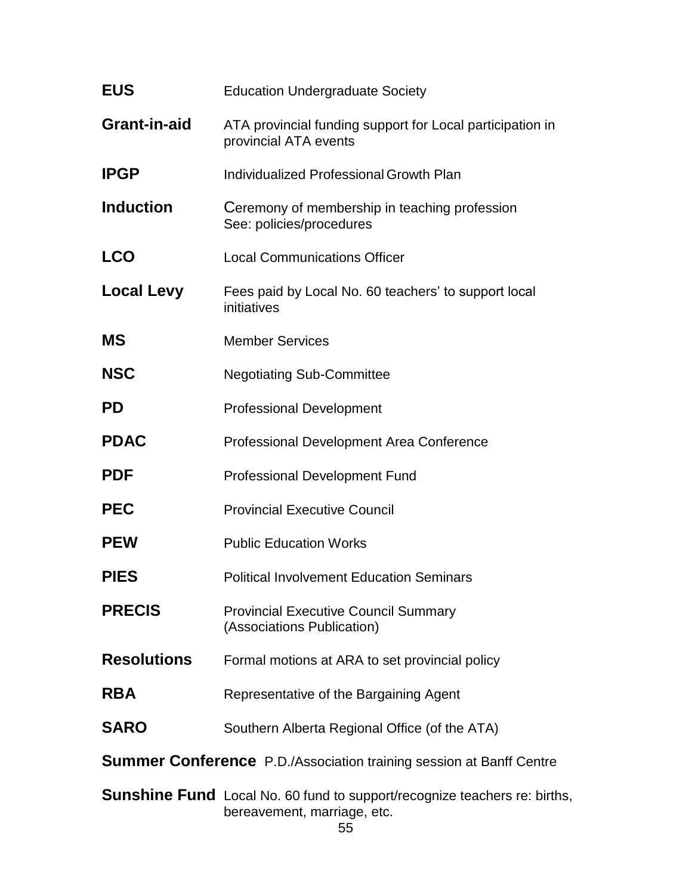**EUS** Education Undergraduate Society

**Grant-in-aid** ATA provincial funding support for Local participation in provincial ATA events

**IPGP** Individualized Professional Growth Plan

**Induction** Ceremony of membership in teaching profession
See: policies/procedures

**LCO** Local Communications Officer

**Local Levy** Fees paid by Local No. 60 teachers' to support local initiatives

**MS** Member Services

**NSC** Negotiating Sub-Committee

**PD** Professional Development

**PDAC** Professional Development Area Conference

**PDF** Professional Development Fund

**PEC** Provincial Executive Council

**PEW** Public Education Works

**PIES** Political Involvement Education Seminars

**PRECIS** Provincial Executive Council Summary (Associations Publication)

**Resolutions** Formal motions at ARA to set provincial policy

**RBA** Representative of the Bargaining Agent

**SARO** Southern Alberta Regional Office (of the ATA)

**Summer Conference** P.D./Association training session at Banff Centre

**Sunshine Fund** Local No. 60 fund to support/recognize teachers re: births, bereavement, marriage, etc.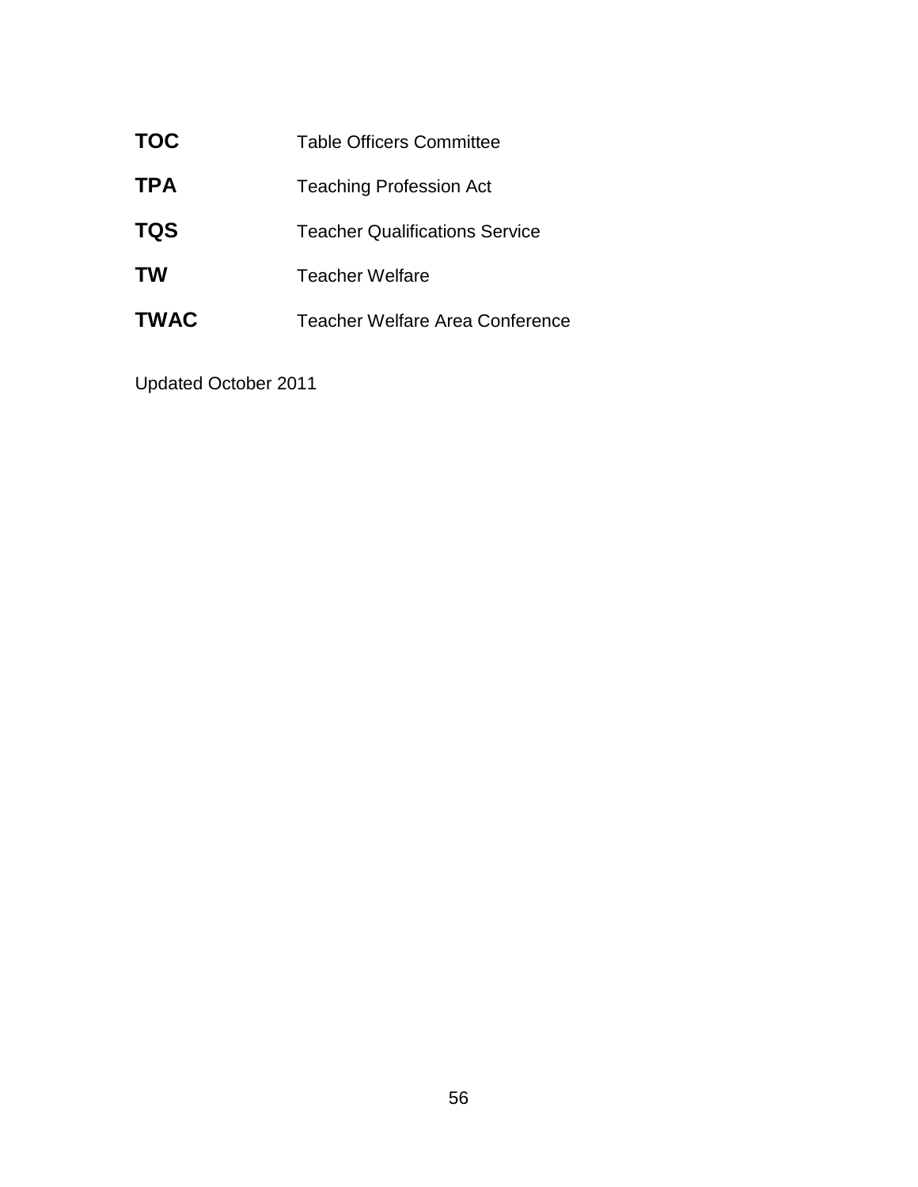**TOC** Table Officers Committee

**TPA** Teaching Profession Act

**TQS** Teacher Qualifications Service

**TW** Teacher Welfare

**TWAC** Teacher Welfare Area Conference

Updated October 2011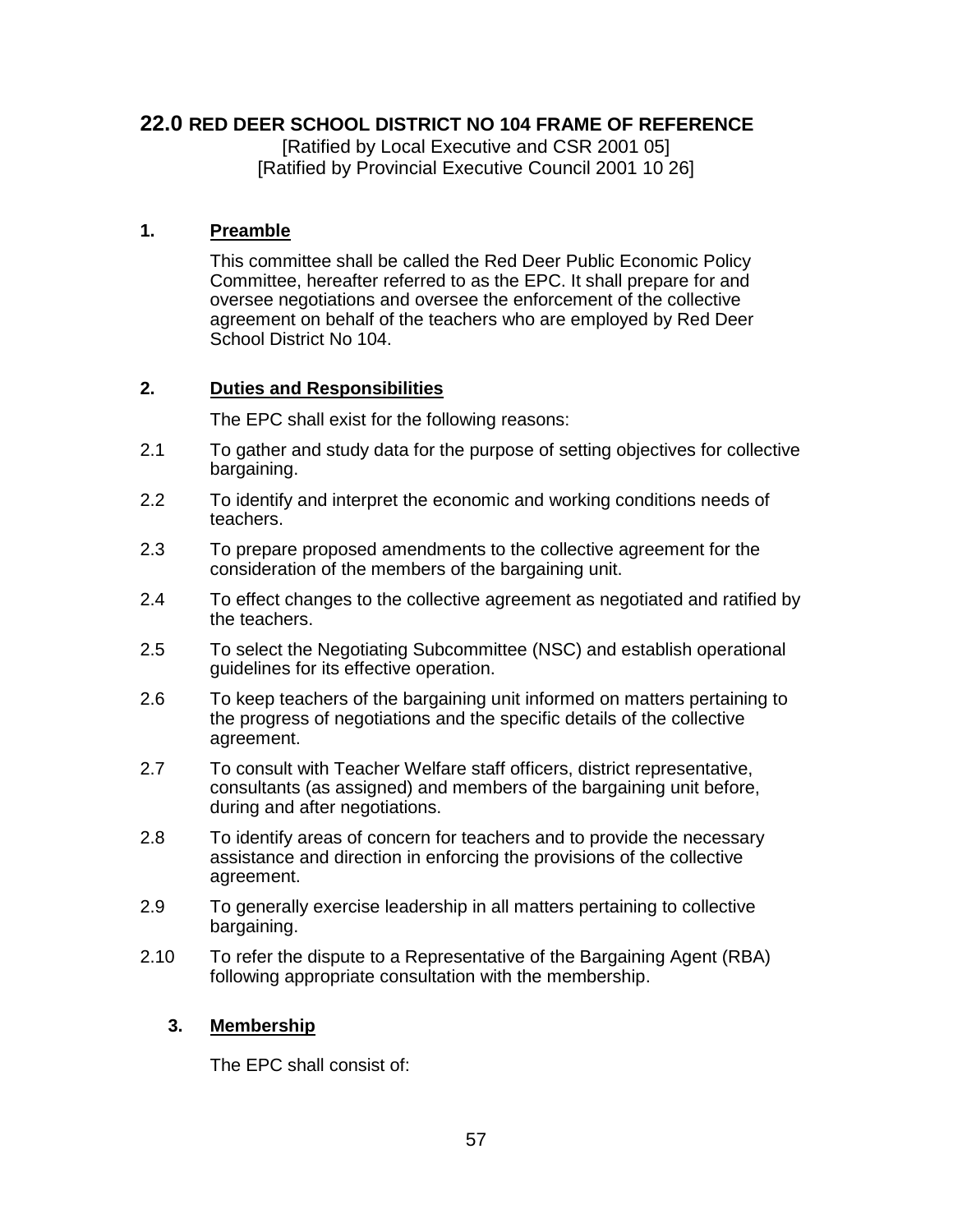## 22.0 RED DEER SCHOOL DISTRICT NO 104 FRAME OF REFERENCE

[Ratified by Local Executive and CSR 2001 05]
[Ratified by Provincial Executive Council 2001 10 26]

### 1. Preamble

This committee shall be called the Red Deer Public Economic Policy Committee, hereafter referred to as the EPC. It shall prepare for and oversee negotiations and oversee the enforcement of the collective agreement on behalf of the teachers who are employed by Red Deer School District No 104.

### 2. Duties and Responsibilities

The EPC shall exist for the following reasons:

2.1 To gather and study data for the purpose of setting objectives for collective bargaining.

2.2 To identify and interpret the economic and working conditions needs of teachers.

2.3 To prepare proposed amendments to the collective agreement for the consideration of the members of the bargaining unit.

2.4 To effect changes to the collective agreement as negotiated and ratified by the teachers.

2.5 To select the Negotiating Subcommittee (NSC) and establish operational guidelines for its effective operation.

2.6 To keep teachers of the bargaining unit informed on matters pertaining to the progress of negotiations and the specific details of the collective agreement.

2.7 To consult with Teacher Welfare staff officers, district representative, consultants (as assigned) and members of the bargaining unit before, during and after negotiations.

2.8 To identify areas of concern for teachers and to provide the necessary assistance and direction in enforcing the provisions of the collective agreement.

2.9 To generally exercise leadership in all matters pertaining to collective bargaining.

2.10 To refer the dispute to a Representative of the Bargaining Agent (RBA) following appropriate consultation with the membership.

### 3. Membership

The EPC shall consist of: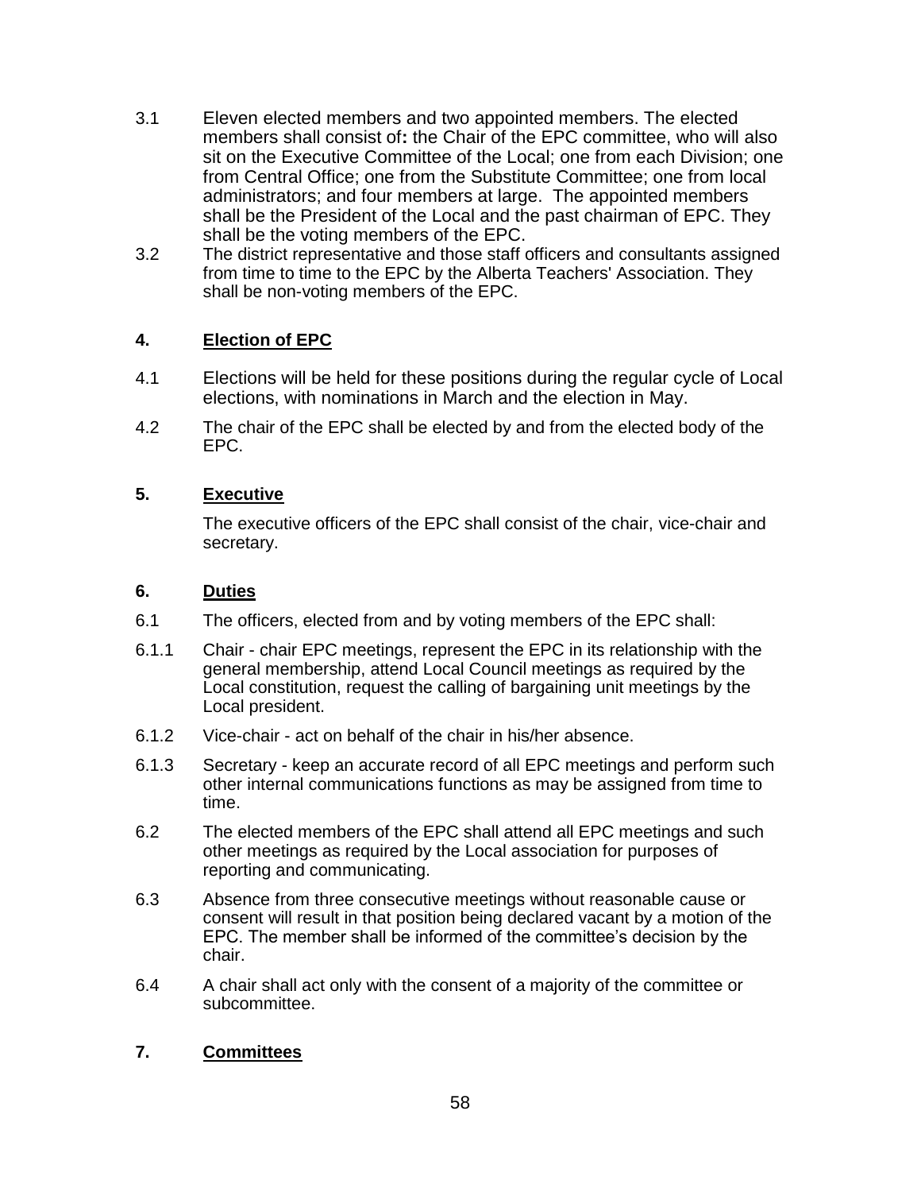3.1 Eleven elected members and two appointed members. The elected members shall consist of**:** the Chair of the EPC committee, who will also sit on the Executive Committee of the Local; one from each Division; one from Central Office; one from the Substitute Committee; one from local administrators; and four members at large. The appointed members shall be the President of the Local and the past chairman of EPC. They shall be the voting members of the EPC.

3.2 The district representative and those staff officers and consultants assigned from time to time to the EPC by the Alberta Teachers' Association. They shall be non-voting members of the EPC.

### 4. Election of EPC

4.1 Elections will be held for these positions during the regular cycle of Local elections, with nominations in March and the election in May.

4.2 The chair of the EPC shall be elected by and from the elected body of the EPC.

### 5. Executive

The executive officers of the EPC shall consist of the chair, vice-chair and secretary.

### 6. Duties

6.1 The officers, elected from and by voting members of the EPC shall:

6.1.1 Chair - chair EPC meetings, represent the EPC in its relationship with the general membership, attend Local Council meetings as required by the Local constitution, request the calling of bargaining unit meetings by the Local president.

6.1.2 Vice-chair - act on behalf of the chair in his/her absence.

6.1.3 Secretary - keep an accurate record of all EPC meetings and perform such other internal communications functions as may be assigned from time to time.

6.2 The elected members of the EPC shall attend all EPC meetings and such other meetings as required by the Local association for purposes of reporting and communicating.

6.3 Absence from three consecutive meetings without reasonable cause or consent will result in that position being declared vacant by a motion of the EPC. The member shall be informed of the committee's decision by the chair.

6.4 A chair shall act only with the consent of a majority of the committee or subcommittee.

### 7. Committees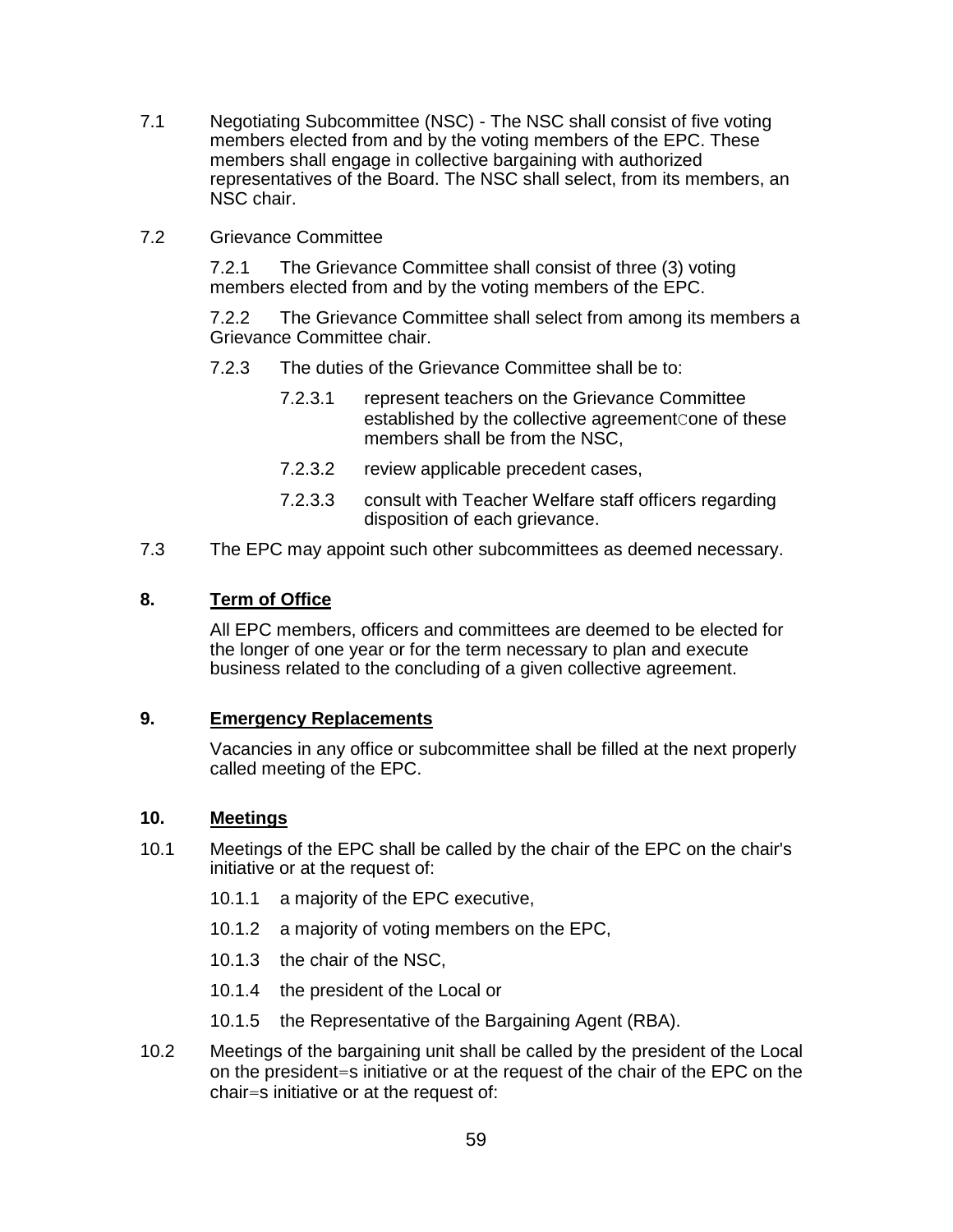7.1 Negotiating Subcommittee (NSC) - The NSC shall consist of five voting members elected from and by the voting members of the EPC. These members shall engage in collective bargaining with authorized representatives of the Board. The NSC shall select, from its members, an NSC chair.

7.2 Grievance Committee

7.2.1 The Grievance Committee shall consist of three (3) voting members elected from and by the voting members of the EPC.

7.2.2 The Grievance Committee shall select from among its members a Grievance Committee chair.

7.2.3 The duties of the Grievance Committee shall be to:

7.2.3.1 represent teachers on the Grievance Committee established by the collective agreementCone of these members shall be from the NSC,

7.2.3.2 review applicable precedent cases,

7.2.3.3 consult with Teacher Welfare staff officers regarding disposition of each grievance.

7.3 The EPC may appoint such other subcommittees as deemed necessary.

## 8. Term of Office

All EPC members, officers and committees are deemed to be elected for the longer of one year or for the term necessary to plan and execute business related to the concluding of a given collective agreement.

## 9. Emergency Replacements

Vacancies in any office or subcommittee shall be filled at the next properly called meeting of the EPC.

## 10. Meetings

10.1 Meetings of the EPC shall be called by the chair of the EPC on the chair's initiative or at the request of:

10.1.1 a majority of the EPC executive,

10.1.2 a majority of voting members on the EPC,

10.1.3 the chair of the NSC,

10.1.4 the president of the Local or

10.1.5 the Representative of the Bargaining Agent (RBA).

10.2 Meetings of the bargaining unit shall be called by the president of the Local on the president=s initiative or at the request of the chair of the EPC on the chair=s initiative or at the request of: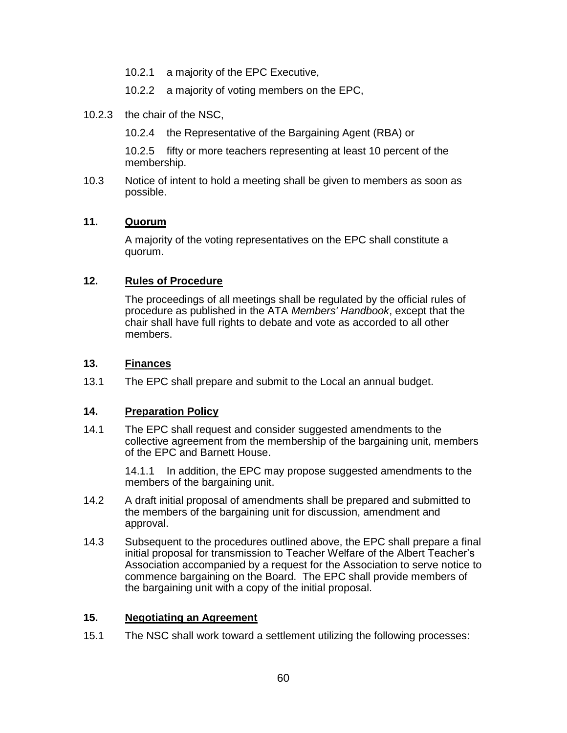10.2.1 a majority of the EPC Executive,

10.2.2 a majority of voting members on the EPC,

10.2.3 the chair of the NSC,

10.2.4 the Representative of the Bargaining Agent (RBA) or

10.2.5 fifty or more teachers representing at least 10 percent of the membership.

10.3 Notice of intent to hold a meeting shall be given to members as soon as possible.

## 11. Quorum

A majority of the voting representatives on the EPC shall constitute a quorum.

## 12. Rules of Procedure

The proceedings of all meetings shall be regulated by the official rules of procedure as published in the ATA *Members' Handbook*, except that the chair shall have full rights to debate and vote as accorded to all other members.

## 13. Finances

13.1 The EPC shall prepare and submit to the Local an annual budget.

## 14. Preparation Policy

14.1 The EPC shall request and consider suggested amendments to the collective agreement from the membership of the bargaining unit, members of the EPC and Barnett House.

14.1.1 In addition, the EPC may propose suggested amendments to the members of the bargaining unit.

14.2 A draft initial proposal of amendments shall be prepared and submitted to the members of the bargaining unit for discussion, amendment and approval.

14.3 Subsequent to the procedures outlined above, the EPC shall prepare a final initial proposal for transmission to Teacher Welfare of the Albert Teacher's Association accompanied by a request for the Association to serve notice to commence bargaining on the Board. The EPC shall provide members of the bargaining unit with a copy of the initial proposal.

## 15. Negotiating an Agreement

15.1 The NSC shall work toward a settlement utilizing the following processes: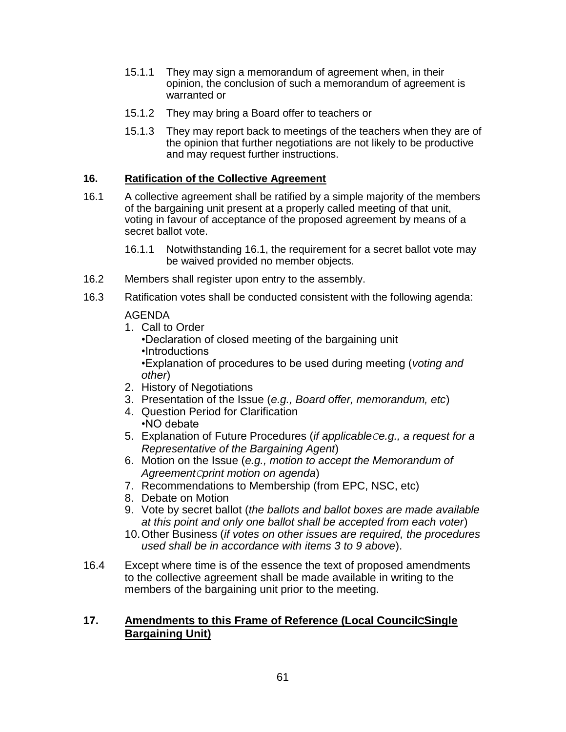15.1.1 They may sign a memorandum of agreement when, in their opinion, the conclusion of such a memorandum of agreement is warranted or

15.1.2 They may bring a Board offer to teachers or

15.1.3 They may report back to meetings of the teachers when they are of the opinion that further negotiations are not likely to be productive and may request further instructions.

## 16. Ratification of the Collective Agreement

16.1 A collective agreement shall be ratified by a simple majority of the members of the bargaining unit present at a properly called meeting of that unit, voting in favour of acceptance of the proposed agreement by means of a secret ballot vote.

16.1.1 Notwithstanding 16.1, the requirement for a secret ballot vote may be waived provided no member objects.

16.2 Members shall register upon entry to the assembly.

16.3 Ratification votes shall be conducted consistent with the following agenda:

AGENDA

1. Call to Order
   •Declaration of closed meeting of the bargaining unit
   •Introductions
   •Explanation of procedures to be used during meeting (*voting and other*)
2. History of Negotiations
3. Presentation of the Issue (*e.g., Board offer, memorandum, etc*)
4. Question Period for Clarification
   •NO debate
5. Explanation of Future Procedures (*if applicable*—*e.g., a request for a Representative of the Bargaining Agent*)
6. Motion on the Issue (*e.g., motion to accept the Memorandum of Agreement*—*print motion on agenda*)
7. Recommendations to Membership (from EPC, NSC, etc)
8. Debate on Motion
9. Vote by secret ballot (*the ballots and ballot boxes are made available at this point and only one ballot shall be accepted from each voter*)
10. Other Business (*if votes on other issues are required, the procedures used shall be in accordance with items 3 to 9 above*).

16.4 Except where time is of the essence the text of proposed amendments to the collective agreement shall be made available in writing to the members of the bargaining unit prior to the meeting.

## 17. Amendments to this Frame of Reference (Local Council—Single Bargaining Unit)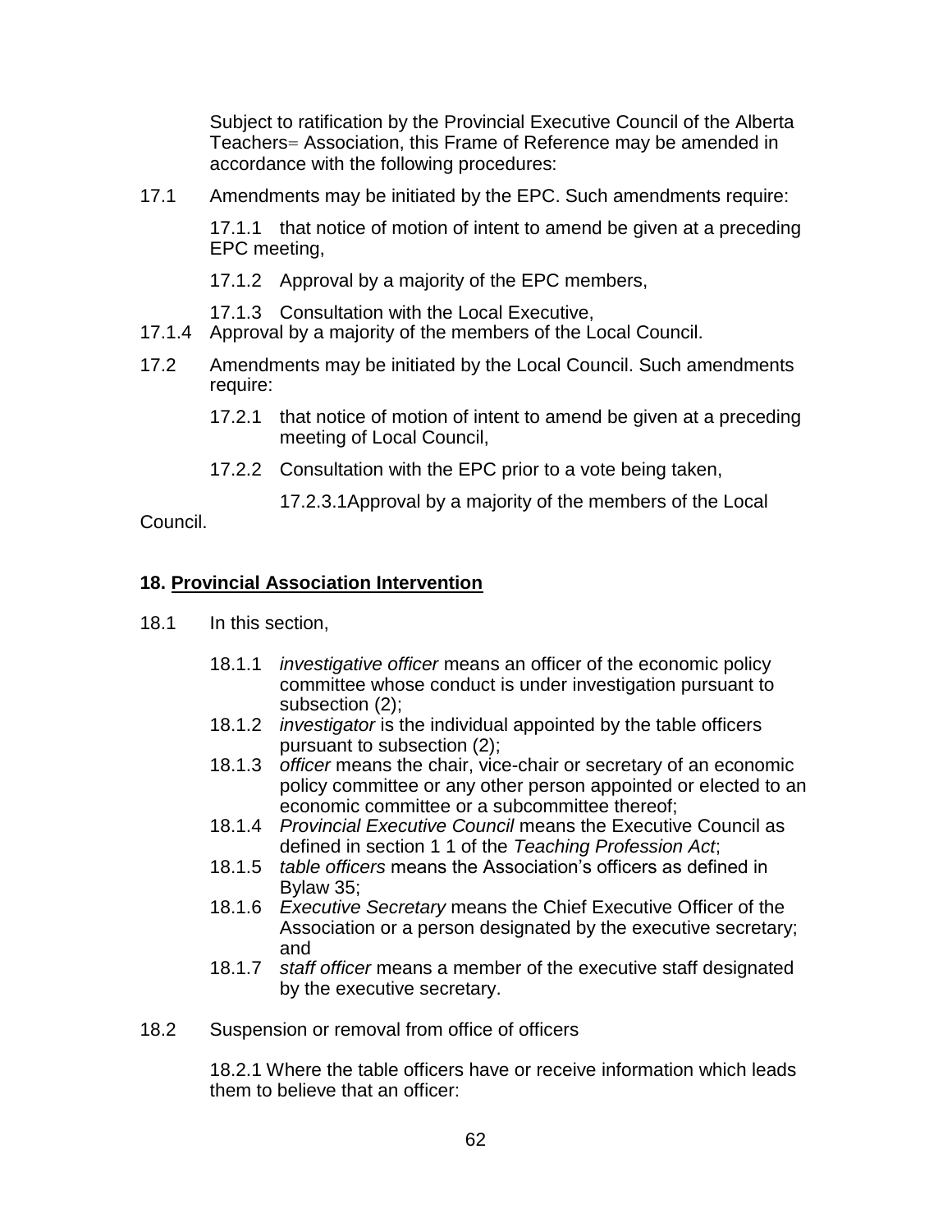Subject to ratification by the Provincial Executive Council of the Alberta Teachers= Association, this Frame of Reference may be amended in accordance with the following procedures:

17.1 Amendments may be initiated by the EPC. Such amendments require:

17.1.1 that notice of motion of intent to amend be given at a preceding EPC meeting,

17.1.2 Approval by a majority of the EPC members,

17.1.3 Consultation with the Local Executive,

17.1.4 Approval by a majority of the members of the Local Council.

17.2 Amendments may be initiated by the Local Council. Such amendments require:

17.2.1 that notice of motion of intent to amend be given at a preceding meeting of Local Council,

17.2.2 Consultation with the EPC prior to a vote being taken,

17.2.3.1Approval by a majority of the members of the Local Council.

**18. <u>Provincial Association Intervention</u>**

18.1 In this section,

18.1.1 *investigative officer* means an officer of the economic policy committee whose conduct is under investigation pursuant to subsection (2);

18.1.2 *investigator* is the individual appointed by the table officers pursuant to subsection (2);

18.1.3 *officer* means the chair, vice-chair or secretary of an economic policy committee or any other person appointed or elected to an economic committee or a subcommittee thereof;

18.1.4 *Provincial Executive Council* means the Executive Council as defined in section 1 1 of the *Teaching Profession Act*;

18.1.5 *table officers* means the Association's officers as defined in Bylaw 35;

18.1.6 *Executive Secretary* means the Chief Executive Officer of the Association or a person designated by the executive secretary; and

18.1.7 *staff officer* means a member of the executive staff designated by the executive secretary.

18.2 Suspension or removal from office of officers

18.2.1 Where the table officers have or receive information which leads them to believe that an officer: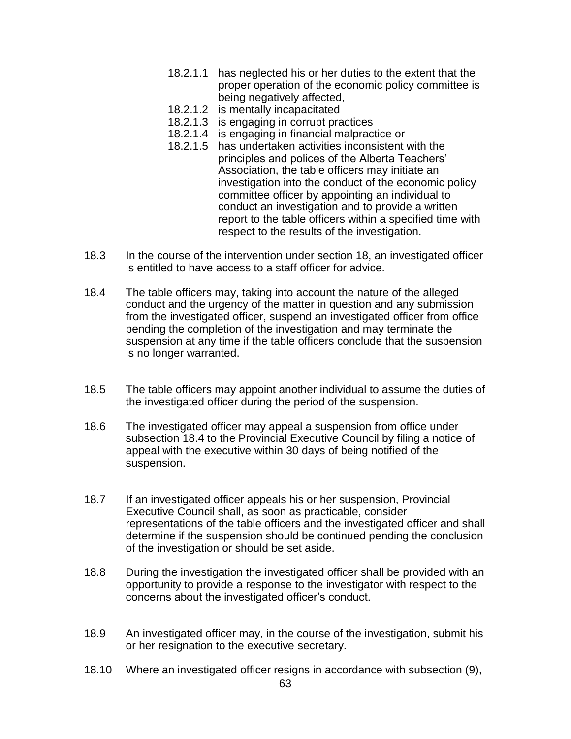18.2.1.1 has neglected his or her duties to the extent that the proper operation of the economic policy committee is being negatively affected,

18.2.1.2 is mentally incapacitated

18.2.1.3 is engaging in corrupt practices

18.2.1.4 is engaging in financial malpractice or

18.2.1.5 has undertaken activities inconsistent with the principles and polices of the Alberta Teachers' Association, the table officers may initiate an investigation into the conduct of the economic policy committee officer by appointing an individual to conduct an investigation and to provide a written report to the table officers within a specified time with respect to the results of the investigation.

18.3 In the course of the intervention under section 18, an investigated officer is entitled to have access to a staff officer for advice.

18.4 The table officers may, taking into account the nature of the alleged conduct and the urgency of the matter in question and any submission from the investigated officer, suspend an investigated officer from office pending the completion of the investigation and may terminate the suspension at any time if the table officers conclude that the suspension is no longer warranted.

18.5 The table officers may appoint another individual to assume the duties of the investigated officer during the period of the suspension.

18.6 The investigated officer may appeal a suspension from office under subsection 18.4 to the Provincial Executive Council by filing a notice of appeal with the executive within 30 days of being notified of the suspension.

18.7 If an investigated officer appeals his or her suspension, Provincial Executive Council shall, as soon as practicable, consider representations of the table officers and the investigated officer and shall determine if the suspension should be continued pending the conclusion of the investigation or should be set aside.

18.8 During the investigation the investigated officer shall be provided with an opportunity to provide a response to the investigator with respect to the concerns about the investigated officer's conduct.

18.9 An investigated officer may, in the course of the investigation, submit his or her resignation to the executive secretary.

18.10 Where an investigated officer resigns in accordance with subsection (9),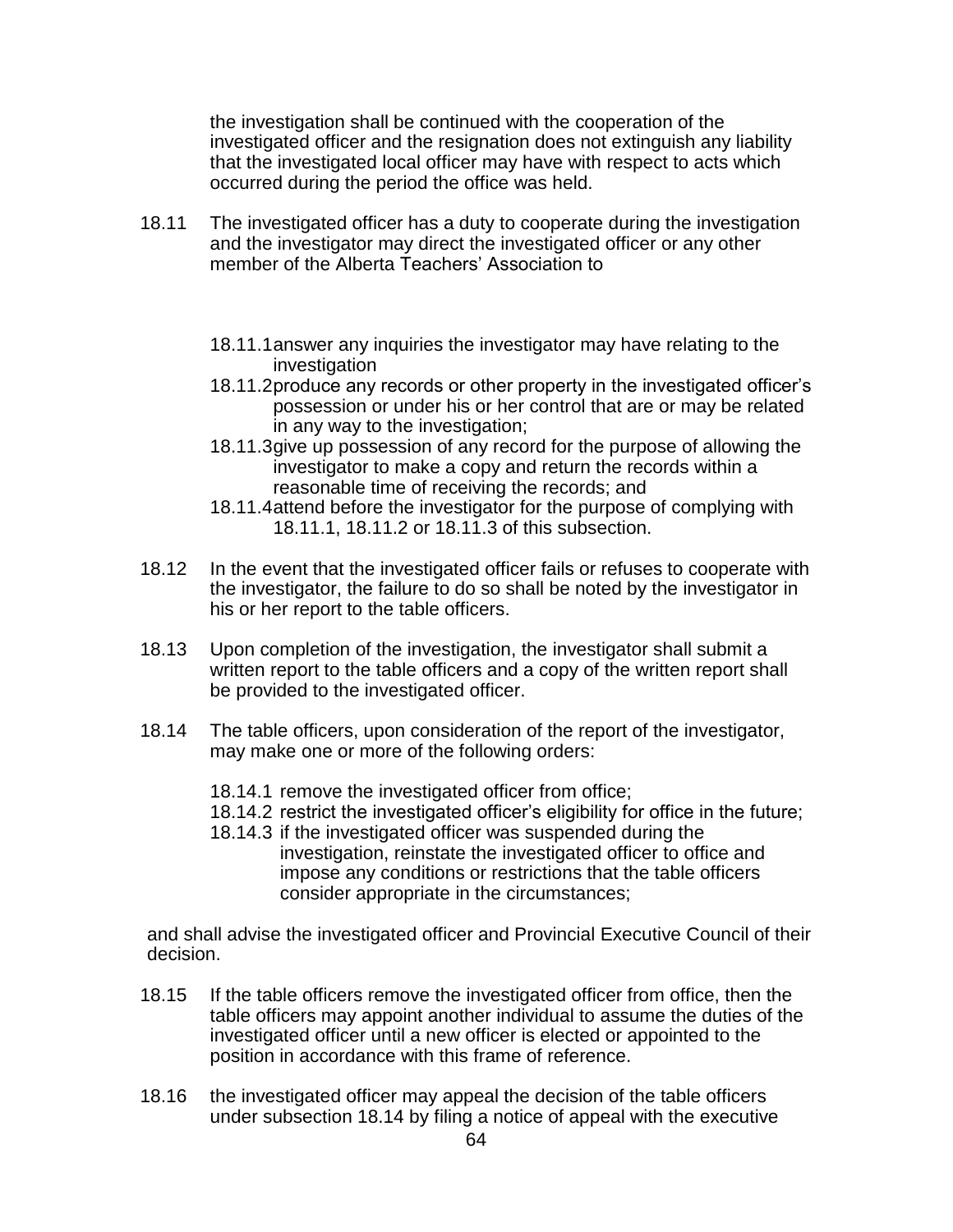the investigation shall be continued with the cooperation of the investigated officer and the resignation does not extinguish any liability that the investigated local officer may have with respect to acts which occurred during the period the office was held.

18.11 The investigated officer has a duty to cooperate during the investigation and the investigator may direct the investigated officer or any other member of the Alberta Teachers' Association to

- 18.11.1 answer any inquiries the investigator may have relating to the investigation
- 18.11.2 produce any records or other property in the investigated officer's possession or under his or her control that are or may be related in any way to the investigation;
- 18.11.3 give up possession of any record for the purpose of allowing the investigator to make a copy and return the records within a reasonable time of receiving the records; and
- 18.11.4 attend before the investigator for the purpose of complying with 18.11.1, 18.11.2 or 18.11.3 of this subsection.

18.12 In the event that the investigated officer fails or refuses to cooperate with the investigator, the failure to do so shall be noted by the investigator in his or her report to the table officers.

18.13 Upon completion of the investigation, the investigator shall submit a written report to the table officers and a copy of the written report shall be provided to the investigated officer.

18.14 The table officers, upon consideration of the report of the investigator, may make one or more of the following orders:

- 18.14.1 remove the investigated officer from office;
- 18.14.2 restrict the investigated officer's eligibility for office in the future;
- 18.14.3 if the investigated officer was suspended during the investigation, reinstate the investigated officer to office and impose any conditions or restrictions that the table officers consider appropriate in the circumstances;

and shall advise the investigated officer and Provincial Executive Council of their decision.

18.15 If the table officers remove the investigated officer from office, then the table officers may appoint another individual to assume the duties of the investigated officer until a new officer is elected or appointed to the position in accordance with this frame of reference.

18.16 the investigated officer may appeal the decision of the table officers under subsection 18.14 by filing a notice of appeal with the executive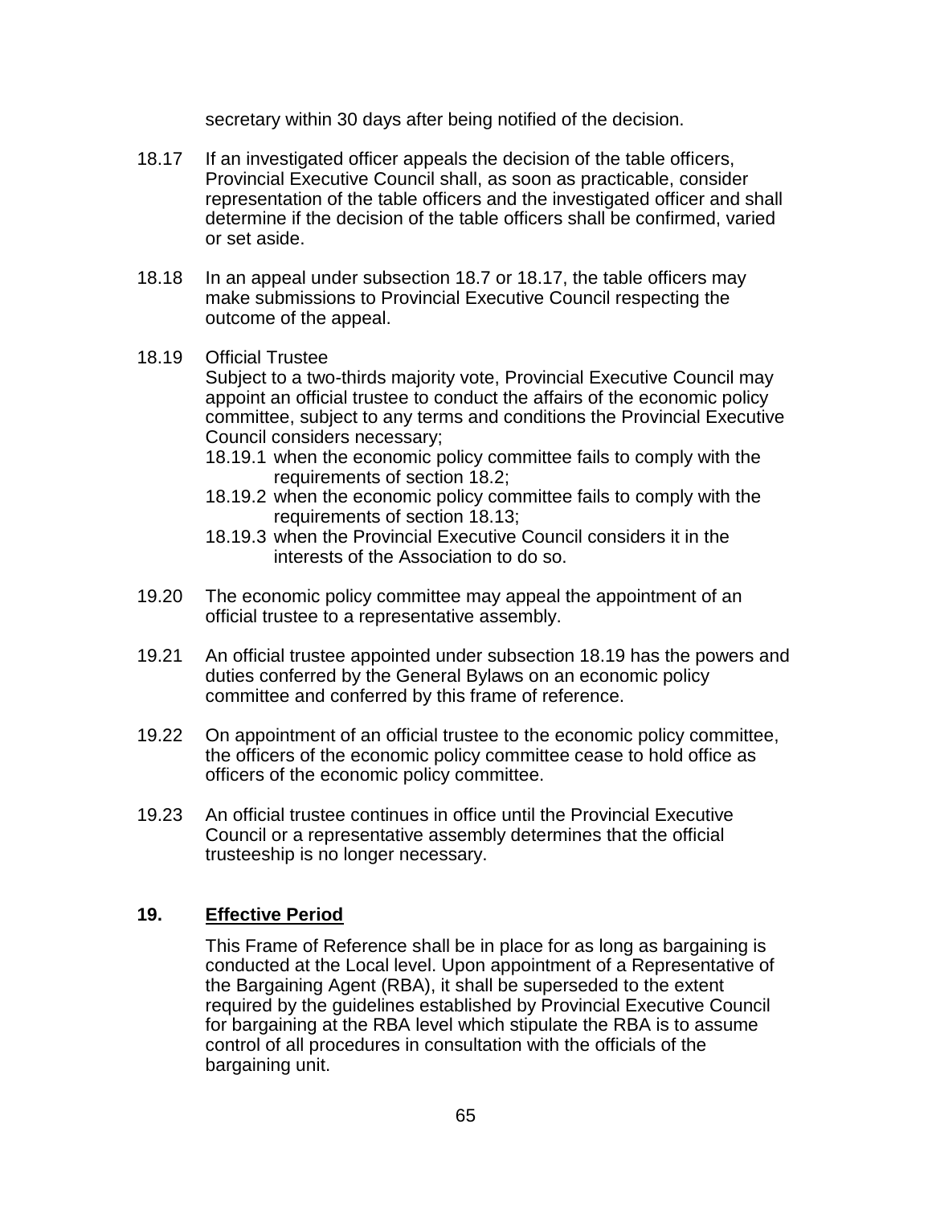secretary within 30 days after being notified of the decision.

18.17 If an investigated officer appeals the decision of the table officers, Provincial Executive Council shall, as soon as practicable, consider representation of the table officers and the investigated officer and shall determine if the decision of the table officers shall be confirmed, varied or set aside.

18.18 In an appeal under subsection 18.7 or 18.17, the table officers may make submissions to Provincial Executive Council respecting the outcome of the appeal.

18.19 Official Trustee
Subject to a two-thirds majority vote, Provincial Executive Council may appoint an official trustee to conduct the affairs of the economic policy committee, subject to any terms and conditions the Provincial Executive Council considers necessary;

- 18.19.1 when the economic policy committee fails to comply with the requirements of section 18.2;
- 18.19.2 when the economic policy committee fails to comply with the requirements of section 18.13;
- 18.19.3 when the Provincial Executive Council considers it in the interests of the Association to do so.

19.20 The economic policy committee may appeal the appointment of an official trustee to a representative assembly.

19.21 An official trustee appointed under subsection 18.19 has the powers and duties conferred by the General Bylaws on an economic policy committee and conferred by this frame of reference.

19.22 On appointment of an official trustee to the economic policy committee, the officers of the economic policy committee cease to hold office as officers of the economic policy committee.

19.23 An official trustee continues in office until the Provincial Executive Council or a representative assembly determines that the official trusteeship is no longer necessary.

## 19. Effective Period

This Frame of Reference shall be in place for as long as bargaining is conducted at the Local level. Upon appointment of a Representative of the Bargaining Agent (RBA), it shall be superseded to the extent required by the guidelines established by Provincial Executive Council for bargaining at the RBA level which stipulate the RBA is to assume control of all procedures in consultation with the officials of the bargaining unit.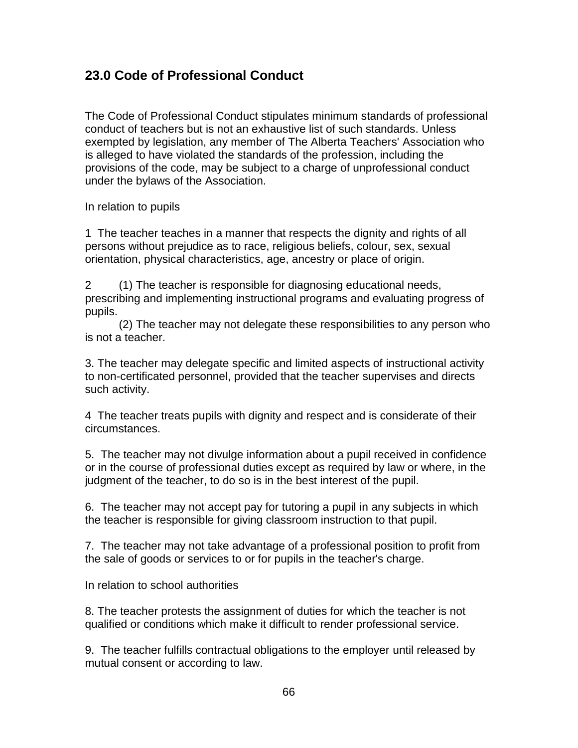## 23.0 Code of Professional Conduct

The Code of Professional Conduct stipulates minimum standards of professional conduct of teachers but is not an exhaustive list of such standards. Unless exempted by legislation, any member of The Alberta Teachers' Association who is alleged to have violated the standards of the profession, including the provisions of the code, may be subject to a charge of unprofessional conduct under the bylaws of the Association.

In relation to pupils

1 The teacher teaches in a manner that respects the dignity and rights of all persons without prejudice as to race, religious beliefs, colour, sex, sexual orientation, physical characteristics, age, ancestry or place of origin.

2 (1) The teacher is responsible for diagnosing educational needs, prescribing and implementing instructional programs and evaluating progress of pupils.
(2) The teacher may not delegate these responsibilities to any person who is not a teacher.

3. The teacher may delegate specific and limited aspects of instructional activity to non-certificated personnel, provided that the teacher supervises and directs such activity.

4 The teacher treats pupils with dignity and respect and is considerate of their circumstances.

5. The teacher may not divulge information about a pupil received in confidence or in the course of professional duties except as required by law or where, in the judgment of the teacher, to do so is in the best interest of the pupil.

6. The teacher may not accept pay for tutoring a pupil in any subjects in which the teacher is responsible for giving classroom instruction to that pupil.

7. The teacher may not take advantage of a professional position to profit from the sale of goods or services to or for pupils in the teacher's charge.

In relation to school authorities

8. The teacher protests the assignment of duties for which the teacher is not qualified or conditions which make it difficult to render professional service.

9. The teacher fulfills contractual obligations to the employer until released by mutual consent or according to law.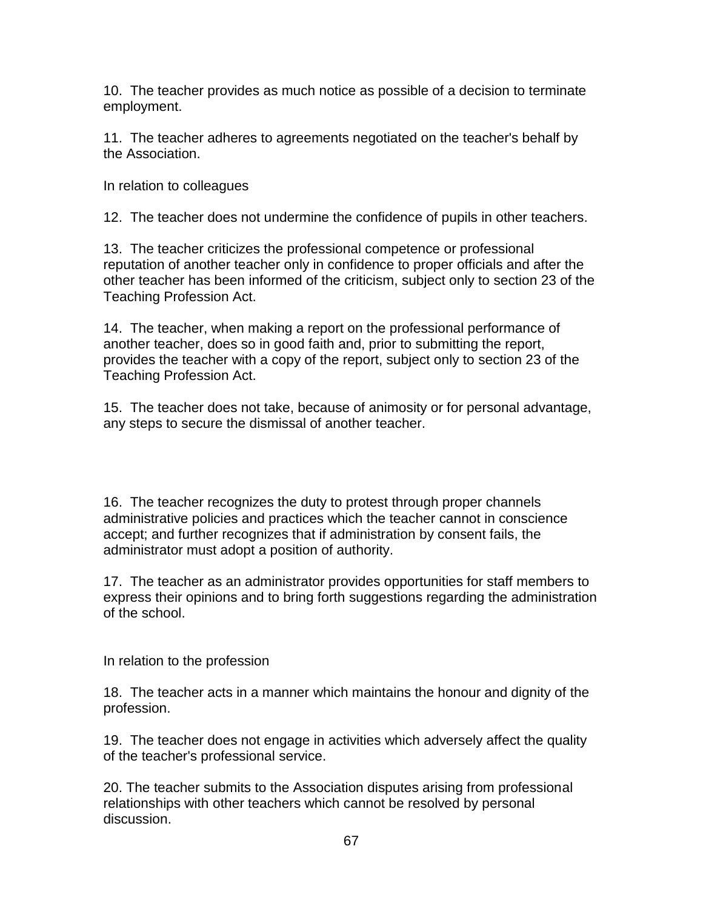10. The teacher provides as much notice as possible of a decision to terminate employment.

11. The teacher adheres to agreements negotiated on the teacher's behalf by the Association.

In relation to colleagues

12. The teacher does not undermine the confidence of pupils in other teachers.

13. The teacher criticizes the professional competence or professional reputation of another teacher only in confidence to proper officials and after the other teacher has been informed of the criticism, subject only to section 23 of the Teaching Profession Act.

14. The teacher, when making a report on the professional performance of another teacher, does so in good faith and, prior to submitting the report, provides the teacher with a copy of the report, subject only to section 23 of the Teaching Profession Act.

15. The teacher does not take, because of animosity or for personal advantage, any steps to secure the dismissal of another teacher.

16. The teacher recognizes the duty to protest through proper channels administrative policies and practices which the teacher cannot in conscience accept; and further recognizes that if administration by consent fails, the administrator must adopt a position of authority.

17. The teacher as an administrator provides opportunities for staff members to express their opinions and to bring forth suggestions regarding the administration of the school.

In relation to the profession

18. The teacher acts in a manner which maintains the honour and dignity of the profession.

19. The teacher does not engage in activities which adversely affect the quality of the teacher's professional service.

20. The teacher submits to the Association disputes arising from professional relationships with other teachers which cannot be resolved by personal discussion.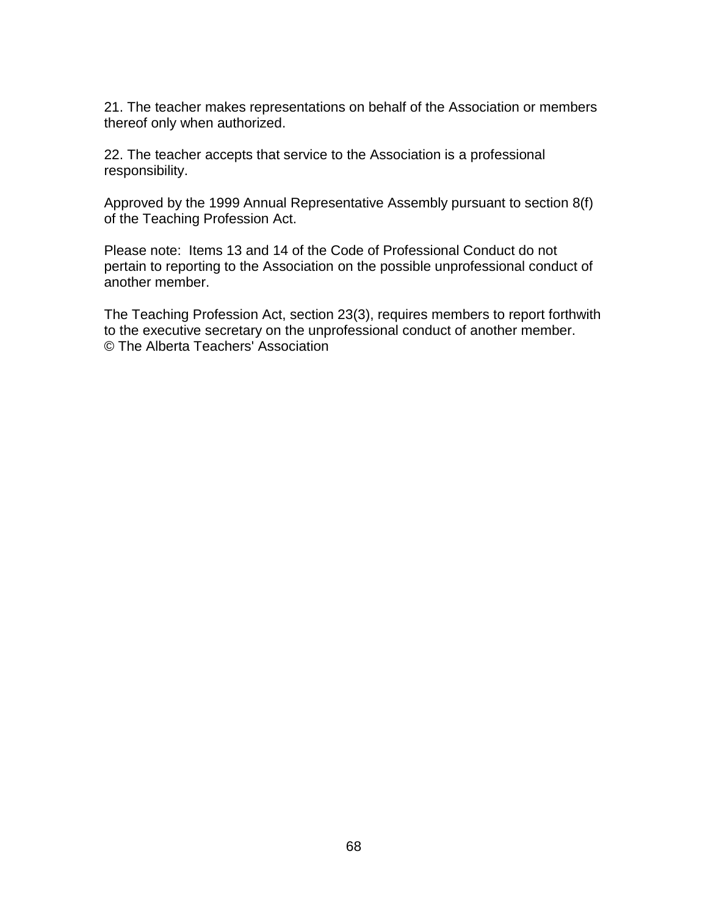21. The teacher makes representations on behalf of the Association or members thereof only when authorized.

22. The teacher accepts that service to the Association is a professional responsibility.

Approved by the 1999 Annual Representative Assembly pursuant to section 8(f) of the Teaching Profession Act.

Please note: Items 13 and 14 of the Code of Professional Conduct do not pertain to reporting to the Association on the possible unprofessional conduct of another member.

The Teaching Profession Act, section 23(3), requires members to report forthwith to the executive secretary on the unprofessional conduct of another member.
© The Alberta Teachers' Association